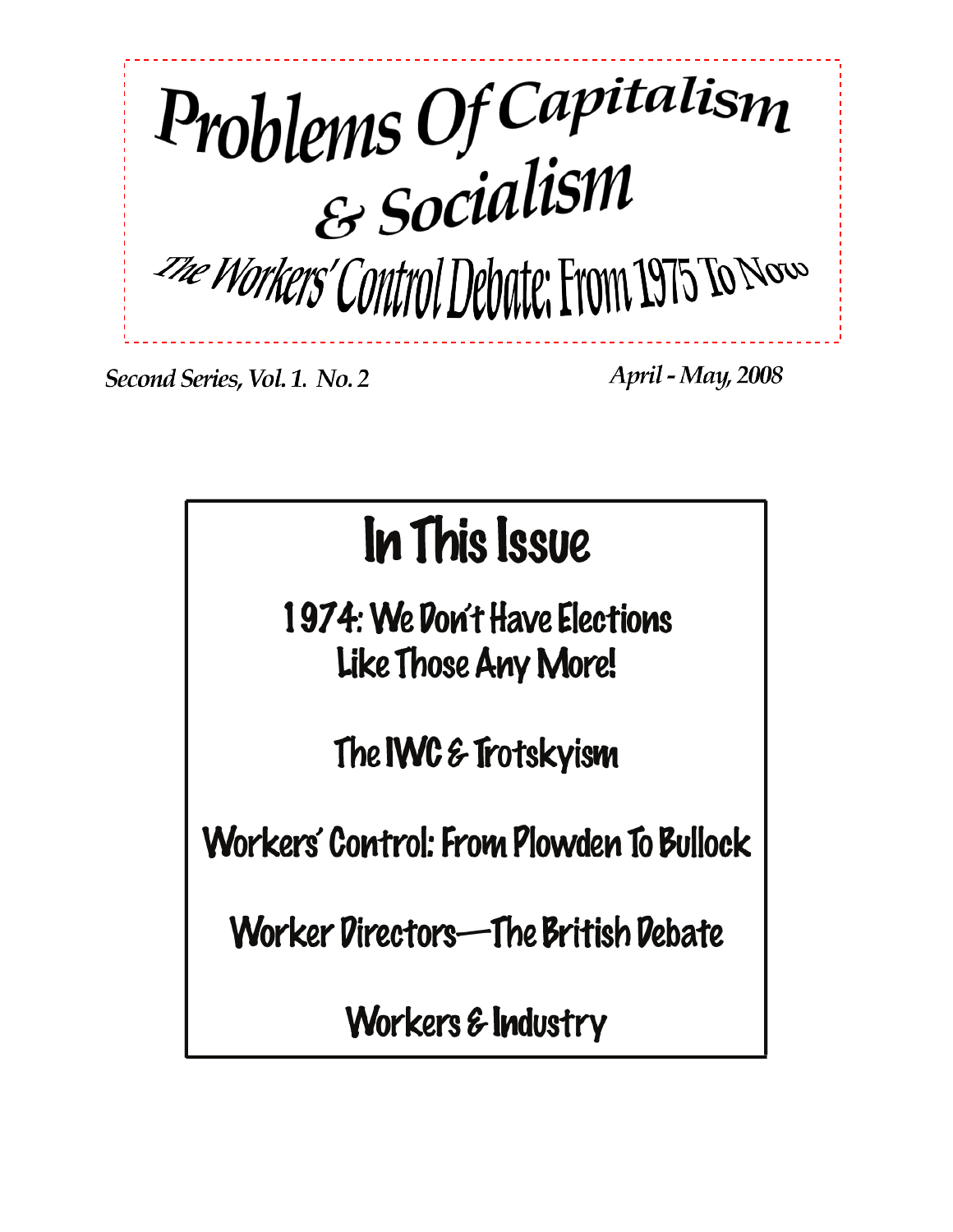# Problems Of Capitalism & Socialism

## The Workers' Control Debate: From 1975 To Now

*Second Series, Vol. 1. No. 2* *April - May, 2008*

## In This Issue

1974: We Don't Have Elections Like Those Any More!

The IWC & Trotskyism

Workers' Control: From Plowden To Bullock

Worker Directors—The British Debate

Workers & Industry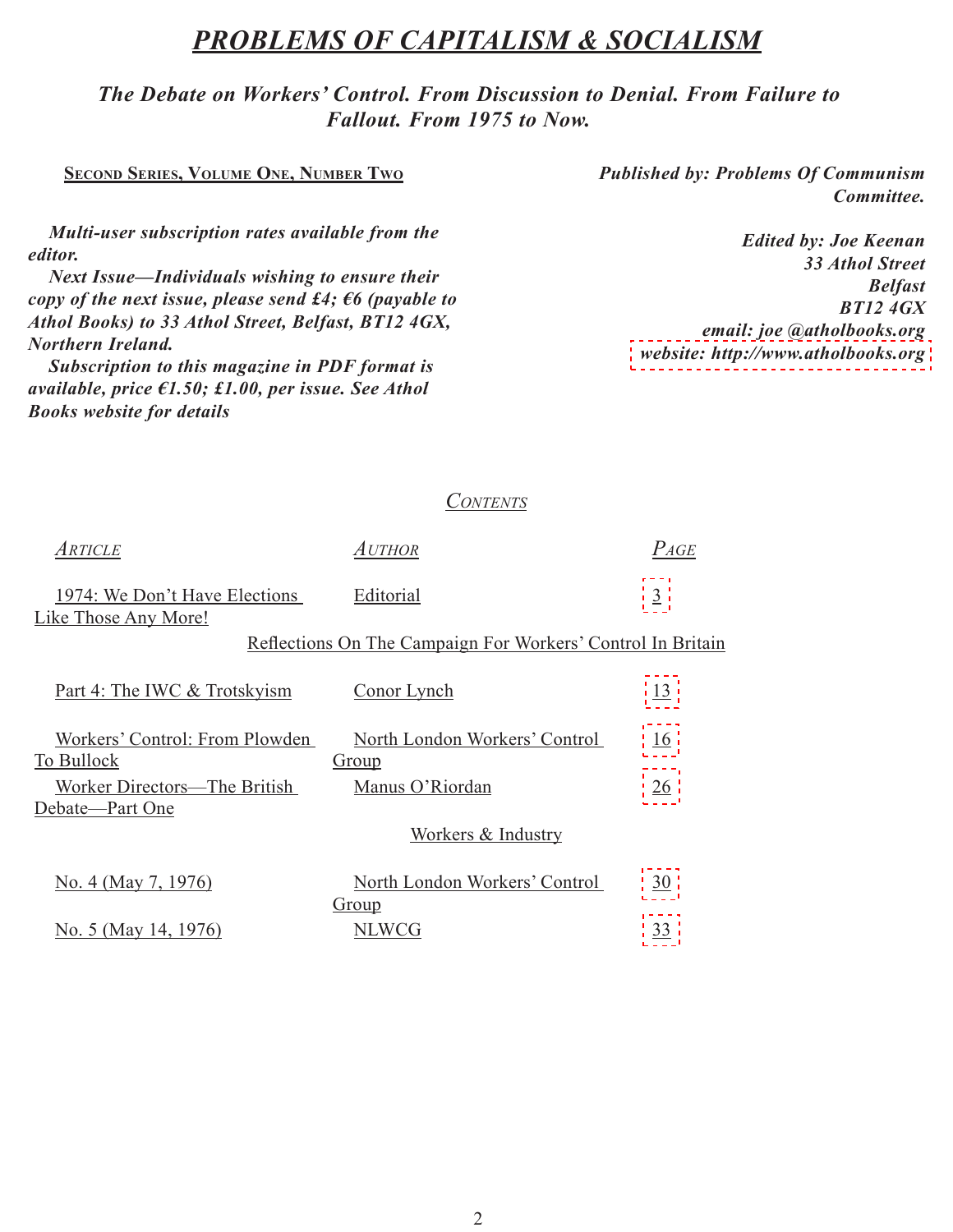# *PROBLEMS OF CAPITALISM & SOCIALISM*

***The Debate on Workers' Control. From Discussion to Denial. From Failure to Fallout. From 1975 to Now.***

**Second Series, Volume One, Number Two**

***Published by: Problems Of Communism Committee.***

***Multi-user subscription rates available from the editor.***

***Next Issue—Individuals wishing to ensure their copy of the next issue, please send £4; €6 (payable to Athol Books) to 33 Athol Street, Belfast, BT12 4GX, Northern Ireland.***

***Subscription to this magazine in PDF format is available, price €1.50; £1.00, per issue. See Athol Books website for details***

***Edited by: Joe Keenan***
***33 Athol Street***
***Belfast***
***BT12 4GX***
***email: joe @atholbooks.org***
***website: http://www.atholbooks.org***

## *Contents*

| *Article* | *Author* | *Page* |
|---|---|---|
| 1974: We Don't Have Elections Like Those Any More! | Editorial | 3 |
| **Reflections On The Campaign For Workers' Control In Britain** | | |
| Part 4: The IWC & Trotskyism | Conor Lynch | 13 |
| Workers' Control: From Plowden To Bullock | North London Workers' Control Group | 16 |
| Worker Directors—The British Debate—Part One | Manus O'Riordan | 26 |
| **Workers & Industry** | | |
| No. 4 (May 7, 1976) | North London Workers' Control Group | 30 |
| No. 5 (May 14, 1976) | NLWCG | 33 |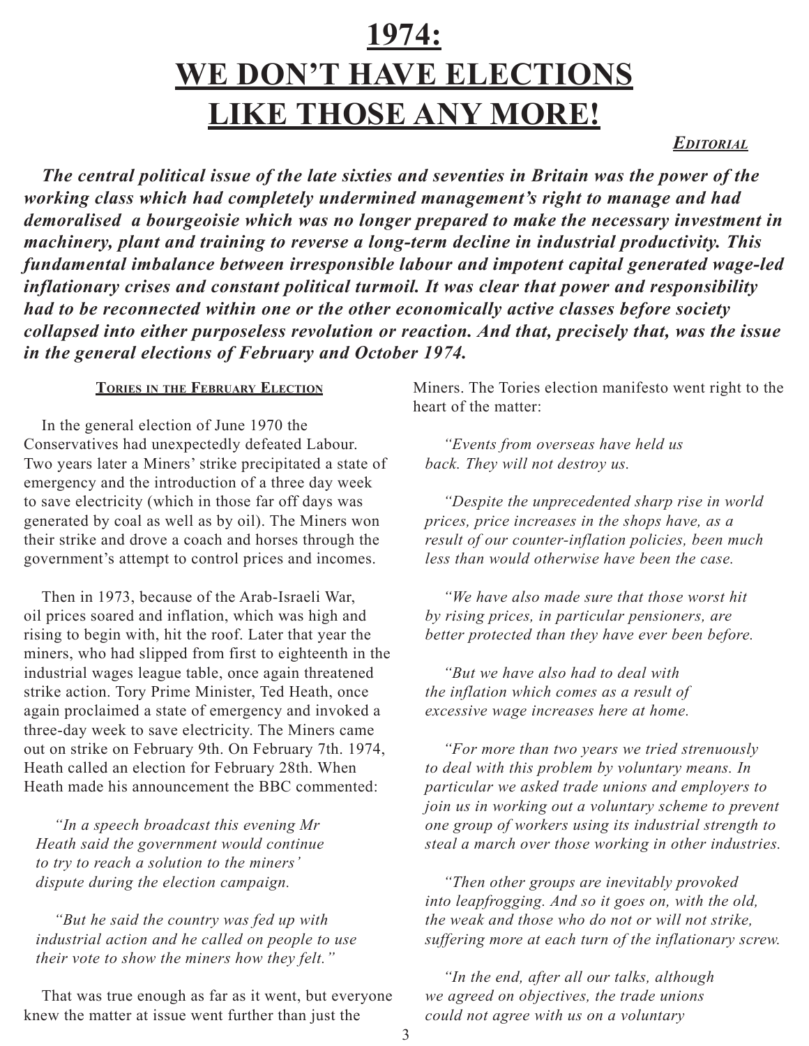# 1974: WE DON'T HAVE ELECTIONS LIKE THOSE ANY MORE!

***Editorial***

***The central political issue of the late sixties and seventies in Britain was the power of the working class which had completely undermined management's right to manage and had demoralised a bourgeoisie which was no longer prepared to make the necessary investment in machinery, plant and training to reverse a long-term decline in industrial productivity. This fundamental imbalance between irresponsible labour and impotent capital generated wage-led inflationary crises and constant political turmoil. It was clear that power and responsibility had to be reconnected within one or the other economically active classes before society collapsed into either purposeless revolution or reaction. And that, precisely that, was the issue in the general elections of February and October 1974.***

## Tories in the February Election

In the general election of June 1970 the Conservatives had unexpectedly defeated Labour. Two years later a Miners' strike precipitated a state of emergency and the introduction of a three day week to save electricity (which in those far off days was generated by coal as well as by oil). The Miners won their strike and drove a coach and horses through the government's attempt to control prices and incomes.

Then in 1973, because of the Arab-Israeli War, oil prices soared and inflation, which was high and rising to begin with, hit the roof. Later that year the miners, who had slipped from first to eighteenth in the industrial wages league table, once again threatened strike action. Tory Prime Minister, Ted Heath, once again proclaimed a state of emergency and invoked a three-day week to save electricity. The Miners came out on strike on February 9th. On February 7th. 1974, Heath called an election for February 28th. When Heath made his announcement the BBC commented:

> *"In a speech broadcast this evening Mr Heath said the government would continue to try to reach a solution to the miners' dispute during the election campaign.*
>
> *"But he said the country was fed up with industrial action and he called on people to use their vote to show the miners how they felt."*

That was true enough as far as it went, but everyone knew the matter at issue went further than just the Miners. The Tories election manifesto went right to the heart of the matter:

> *"Events from overseas have held us back. They will not destroy us.*
>
> *"Despite the unprecedented sharp rise in world prices, price increases in the shops have, as a result of our counter-inflation policies, been much less than would otherwise have been the case.*
>
> *"We have also made sure that those worst hit by rising prices, in particular pensioners, are better protected than they have ever been before.*
>
> *"But we have also had to deal with the inflation which comes as a result of excessive wage increases here at home.*
>
> *"For more than two years we tried strenuously to deal with this problem by voluntary means. In particular we asked trade unions and employers to join us in working out a voluntary scheme to prevent one group of workers using its industrial strength to steal a march over those working in other industries.*
>
> *"Then other groups are inevitably provoked into leapfrogging. And so it goes on, with the old, the weak and those who do not or will not strike, suffering more at each turn of the inflationary screw.*
>
> *"In the end, after all our talks, although we agreed on objectives, the trade unions could not agree with us on a voluntary*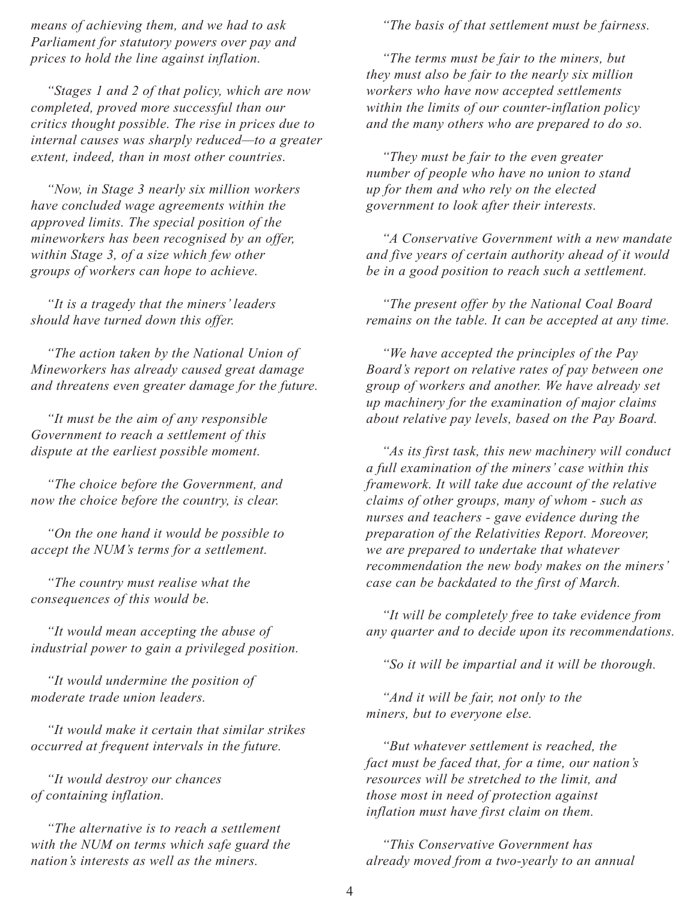*means of achieving them, and we had to ask Parliament for statutory powers over pay and prices to hold the line against inflation.*

*"Stages 1 and 2 of that policy, which are now completed, proved more successful than our critics thought possible. The rise in prices due to internal causes was sharply reduced—to a greater extent, indeed, than in most other countries.*

*"Now, in Stage 3 nearly six million workers have concluded wage agreements within the approved limits. The special position of the mineworkers has been recognised by an offer, within Stage 3, of a size which few other groups of workers can hope to achieve.*

*"It is a tragedy that the miners' leaders should have turned down this offer.*

*"The action taken by the National Union of Mineworkers has already caused great damage and threatens even greater damage for the future.*

*"It must be the aim of any responsible Government to reach a settlement of this dispute at the earliest possible moment.*

*"The choice before the Government, and now the choice before the country, is clear.*

*"On the one hand it would be possible to accept the NUM's terms for a settlement.*

*"The country must realise what the consequences of this would be.*

*"It would mean accepting the abuse of industrial power to gain a privileged position.*

*"It would undermine the position of moderate trade union leaders.*

*"It would make it certain that similar strikes occurred at frequent intervals in the future.*

*"It would destroy our chances of containing inflation.*

*"The alternative is to reach a settlement with the NUM on terms which safe guard the nation's interests as well as the miners.*

*"The basis of that settlement must be fairness.*

*"The terms must be fair to the miners, but they must also be fair to the nearly six million workers who have now accepted settlements within the limits of our counter-inflation policy and the many others who are prepared to do so.*

*"They must be fair to the even greater number of people who have no union to stand up for them and who rely on the elected government to look after their interests.*

*"A Conservative Government with a new mandate and five years of certain authority ahead of it would be in a good position to reach such a settlement.*

*"The present offer by the National Coal Board remains on the table. It can be accepted at any time.*

*"We have accepted the principles of the Pay Board's report on relative rates of pay between one group of workers and another. We have already set up machinery for the examination of major claims about relative pay levels, based on the Pay Board.*

*"As its first task, this new machinery will conduct a full examination of the miners' case within this framework. It will take due account of the relative claims of other groups, many of whom - such as nurses and teachers - gave evidence during the preparation of the Relativities Report. Moreover, we are prepared to undertake that whatever recommendation the new body makes on the miners' case can be backdated to the first of March.*

*"It will be completely free to take evidence from any quarter and to decide upon its recommendations.*

*"So it will be impartial and it will be thorough.*

*"And it will be fair, not only to the miners, but to everyone else.*

*"But whatever settlement is reached, the fact must be faced that, for a time, our nation's resources will be stretched to the limit, and those most in need of protection against inflation must have first claim on them.*

*"This Conservative Government has already moved from a two-yearly to an annual*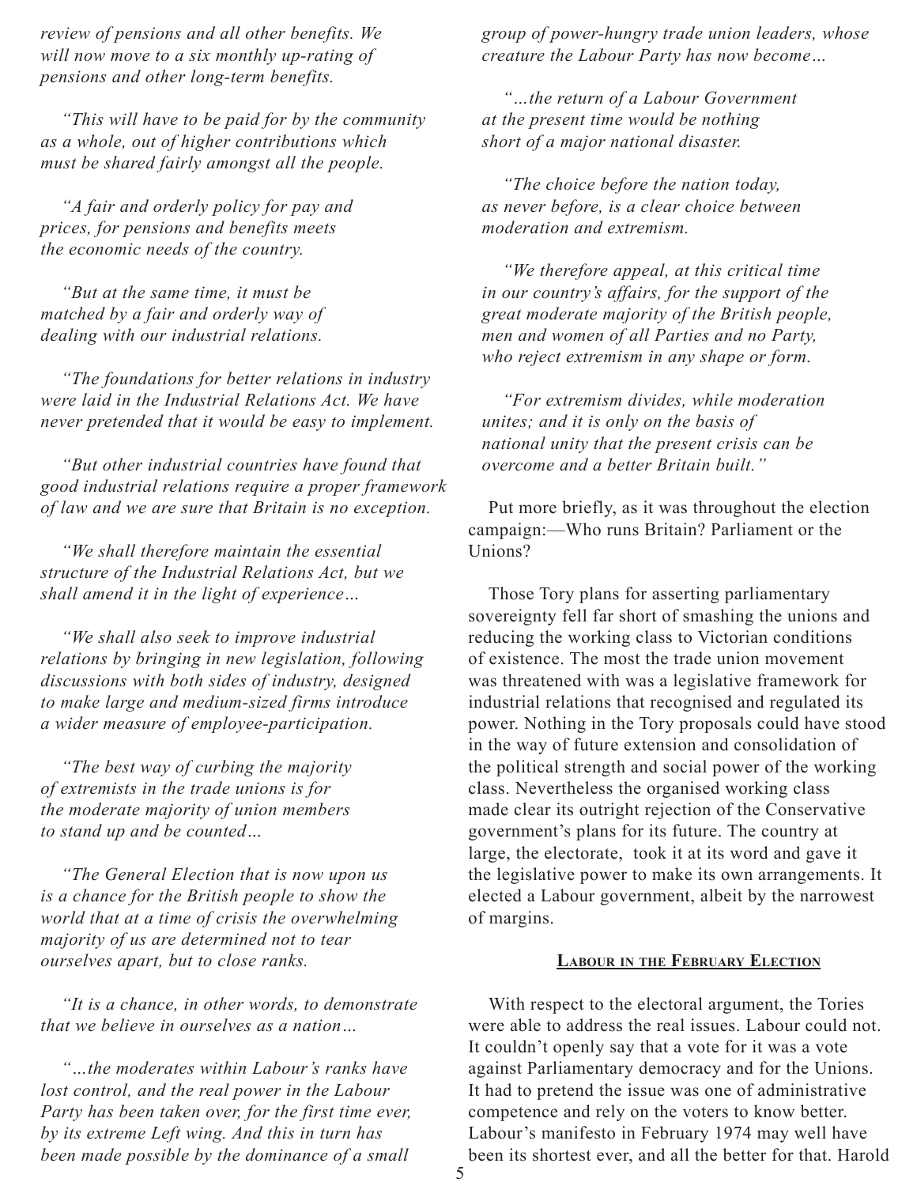*review of pensions and all other benefits. We will now move to a six monthly up-rating of pensions and other long-term benefits.*

*"This will have to be paid for by the community as a whole, out of higher contributions which must be shared fairly amongst all the people.*

*"A fair and orderly policy for pay and prices, for pensions and benefits meets the economic needs of the country.*

*"But at the same time, it must be matched by a fair and orderly way of dealing with our industrial relations.*

*"The foundations for better relations in industry were laid in the Industrial Relations Act. We have never pretended that it would be easy to implement.*

*"But other industrial countries have found that good industrial relations require a proper framework of law and we are sure that Britain is no exception.*

*"We shall therefore maintain the essential structure of the Industrial Relations Act, but we shall amend it in the light of experience…*

*"We shall also seek to improve industrial relations by bringing in new legislation, following discussions with both sides of industry, designed to make large and medium-sized firms introduce a wider measure of employee-participation.*

*"The best way of curbing the majority of extremists in the trade unions is for the moderate majority of union members to stand up and be counted…*

*"The General Election that is now upon us is a chance for the British people to show the world that at a time of crisis the overwhelming majority of us are determined not to tear ourselves apart, but to close ranks.*

*"It is a chance, in other words, to demonstrate that we believe in ourselves as a nation…*

*"…the moderates within Labour's ranks have lost control, and the real power in the Labour Party has been taken over, for the first time ever, by its extreme Left wing. And this in turn has been made possible by the dominance of a small group of power-hungry trade union leaders, whose creature the Labour Party has now become…*

*"…the return of a Labour Government at the present time would be nothing short of a major national disaster.*

*"The choice before the nation today, as never before, is a clear choice between moderation and extremism.*

*"We therefore appeal, at this critical time in our country's affairs, for the support of the great moderate majority of the British people, men and women of all Parties and no Party, who reject extremism in any shape or form.*

*"For extremism divides, while moderation unites; and it is only on the basis of national unity that the present crisis can be overcome and a better Britain built."*

Put more briefly, as it was throughout the election campaign:—Who runs Britain? Parliament or the Unions?

Those Tory plans for asserting parliamentary sovereignty fell far short of smashing the unions and reducing the working class to Victorian conditions of existence. The most the trade union movement was threatened with was a legislative framework for industrial relations that recognised and regulated its power. Nothing in the Tory proposals could have stood in the way of future extension and consolidation of the political strength and social power of the working class. Nevertheless the organised working class made clear its outright rejection of the Conservative government's plans for its future. The country at large, the electorate, took it at its word and gave it the legislative power to make its own arrangements. It elected a Labour government, albeit by the narrowest of margins.

## Labour in the February Election

With respect to the electoral argument, the Tories were able to address the real issues. Labour could not. It couldn't openly say that a vote for it was a vote against Parliamentary democracy and for the Unions. It had to pretend the issue was one of administrative competence and rely on the voters to know better. Labour's manifesto in February 1974 may well have been its shortest ever, and all the better for that. Harold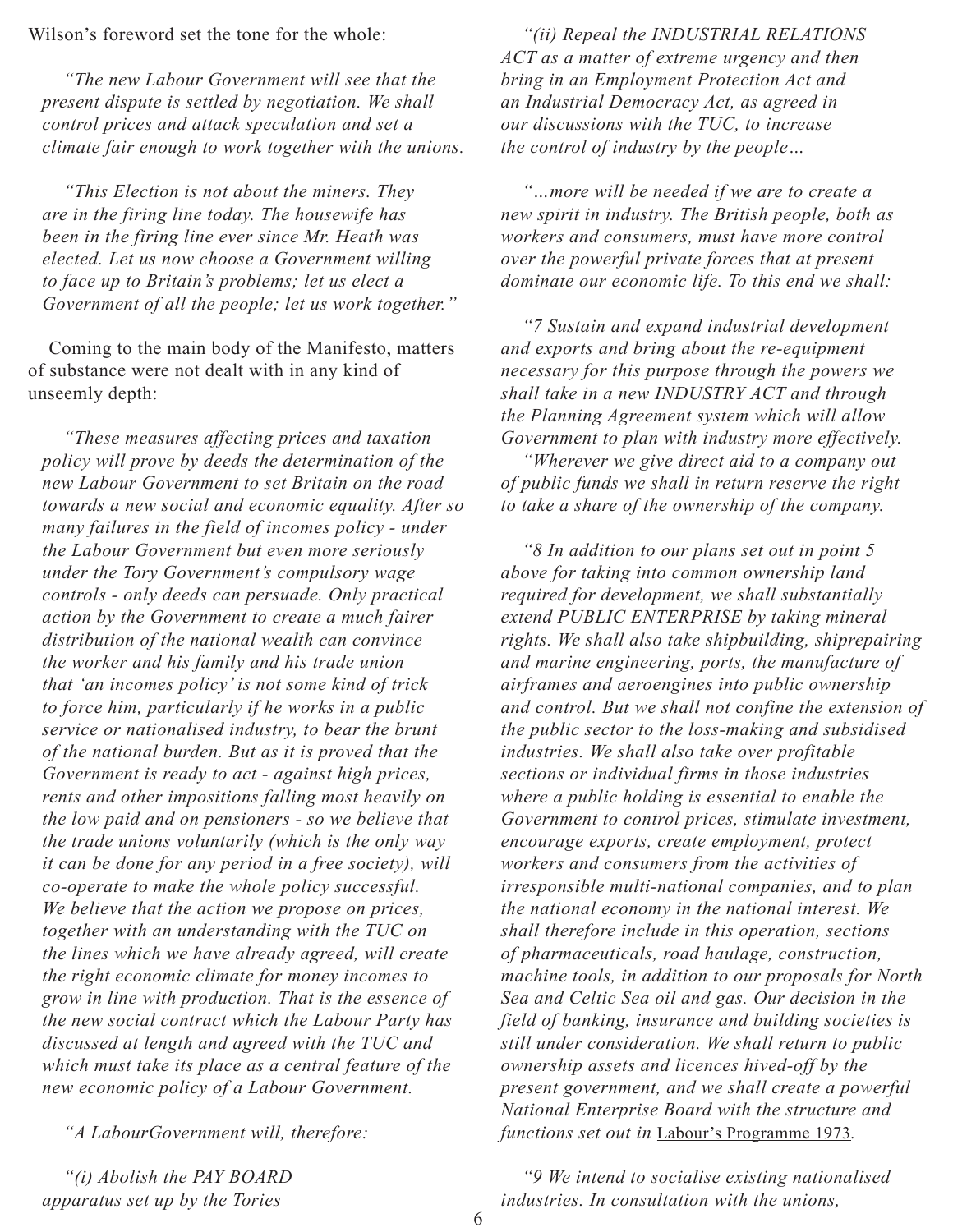Wilson's foreword set the tone for the whole:

> *"The new Labour Government will see that the present dispute is settled by negotiation. We shall control prices and attack speculation and set a climate fair enough to work together with the unions.*
>
> *"This Election is not about the miners. They are in the firing line today. The housewife has been in the firing line ever since Mr. Heath was elected. Let us now choose a Government willing to face up to Britain's problems; let us elect a Government of all the people; let us work together."*

Coming to the main body of the Manifesto, matters of substance were not dealt with in any kind of unseemly depth:

> *"These measures affecting prices and taxation policy will prove by deeds the determination of the new Labour Government to set Britain on the road towards a new social and economic equality. After so many failures in the field of incomes policy - under the Labour Government but even more seriously under the Tory Government's compulsory wage controls - only deeds can persuade. Only practical action by the Government to create a much fairer distribution of the national wealth can convince the worker and his family and his trade union that 'an incomes policy' is not some kind of trick to force him, particularly if he works in a public service or nationalised industry, to bear the brunt of the national burden. But as it is proved that the Government is ready to act - against high prices, rents and other impositions falling most heavily on the low paid and on pensioners - so we believe that the trade unions voluntarily (which is the only way it can be done for any period in a free society), will co-operate to make the whole policy successful. We believe that the action we propose on prices, together with an understanding with the TUC on the lines which we have already agreed, will create the right economic climate for money incomes to grow in line with production. That is the essence of the new social contract which the Labour Party has discussed at length and agreed with the TUC and which must take its place as a central feature of the new economic policy of a Labour Government.*
>
> *"A LabourGovernment will, therefore:*
>
> *"(i) Abolish the PAY BOARD apparatus set up by the Tories*
>
> *"(ii) Repeal the INDUSTRIAL RELATIONS ACT as a matter of extreme urgency and then bring in an Employment Protection Act and an Industrial Democracy Act, as agreed in our discussions with the TUC, to increase the control of industry by the people…*
>
> *"…more will be needed if we are to create a new spirit in industry. The British people, both as workers and consumers, must have more control over the powerful private forces that at present dominate our economic life. To this end we shall:*
>
> *"7 Sustain and expand industrial development and exports and bring about the re-equipment necessary for this purpose through the powers we shall take in a new INDUSTRY ACT and through the Planning Agreement system which will allow Government to plan with industry more effectively.*
>
> *"Wherever we give direct aid to a company out of public funds we shall in return reserve the right to take a share of the ownership of the company.*
>
> *"8 In addition to our plans set out in point 5 above for taking into common ownership land required for development, we shall substantially extend PUBLIC ENTERPRISE by taking mineral rights. We shall also take shipbuilding, shiprepairing and marine engineering, ports, the manufacture of airframes and aeroengines into public ownership and control. But we shall not confine the extension of the public sector to the loss-making and subsidised industries. We shall also take over profitable sections or individual firms in those industries where a public holding is essential to enable the Government to control prices, stimulate investment, encourage exports, create employment, protect workers and consumers from the activities of irresponsible multi-national companies, and to plan the national economy in the national interest. We shall therefore include in this operation, sections of pharmaceuticals, road haulage, construction, machine tools, in addition to our proposals for North Sea and Celtic Sea oil and gas. Our decision in the field of banking, insurance and building societies is still under consideration. We shall return to public ownership assets and licences hived-off by the present government, and we shall create a powerful National Enterprise Board with the structure and functions set out in* Labour's Programme 1973*.*
>
> *"9 We intend to socialise existing nationalised industries. In consultation with the unions,*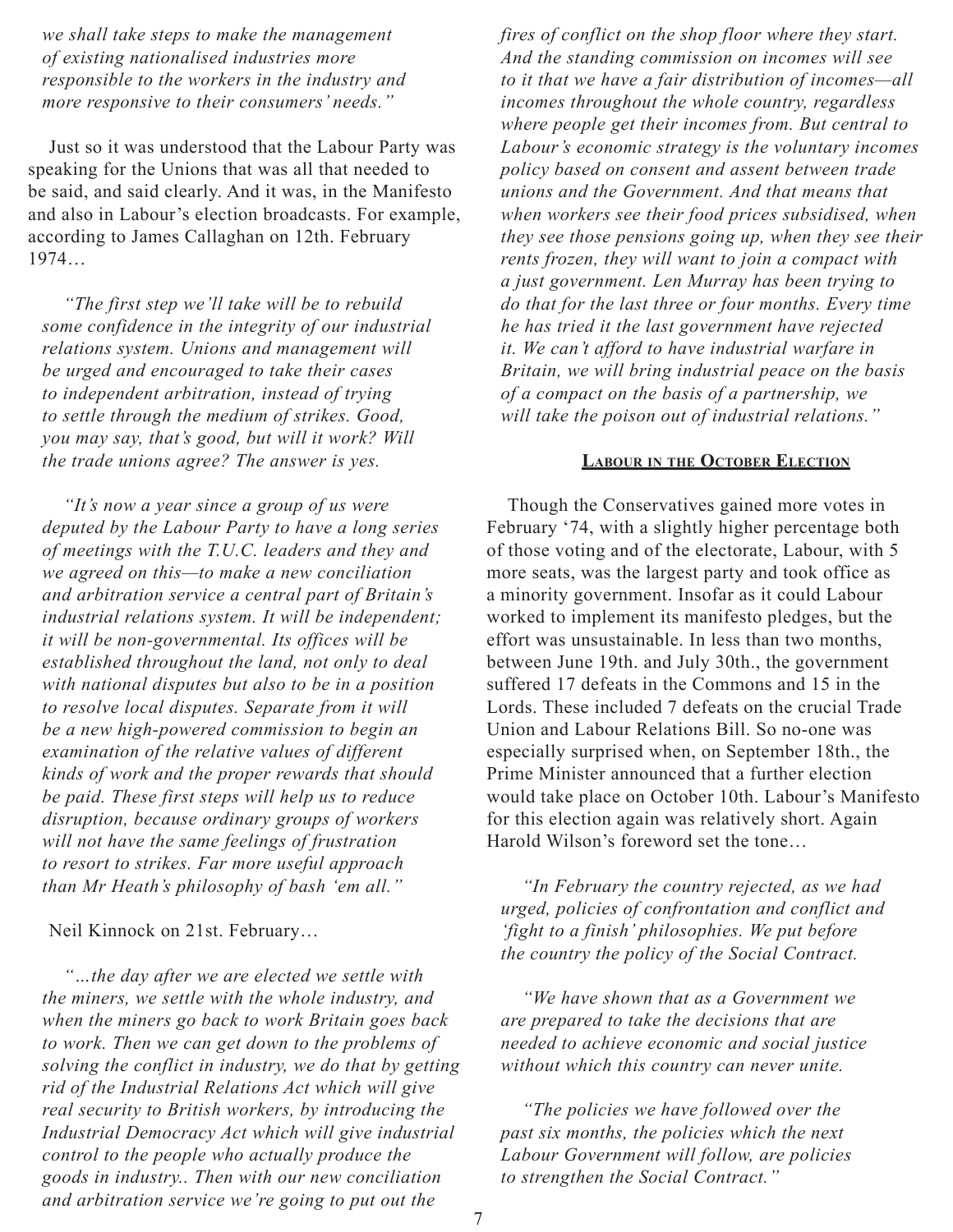*we shall take steps to make the management of existing nationalised industries more responsible to the workers in the industry and more responsive to their consumers' needs."*

Just so it was understood that the Labour Party was speaking for the Unions that was all that needed to be said, and said clearly. And it was, in the Manifesto and also in Labour's election broadcasts. For example, according to James Callaghan on 12th. February 1974…

*"The first step we'll take will be to rebuild some confidence in the integrity of our industrial relations system. Unions and management will be urged and encouraged to take their cases to independent arbitration, instead of trying to settle through the medium of strikes. Good, you may say, that's good, but will it work? Will the trade unions agree? The answer is yes.*

*"It's now a year since a group of us were deputed by the Labour Party to have a long series of meetings with the T.U.C. leaders and they and we agreed on this—to make a new conciliation and arbitration service a central part of Britain's industrial relations system. It will be independent; it will be non-governmental. Its offices will be established throughout the land, not only to deal with national disputes but also to be in a position to resolve local disputes. Separate from it will be a new high-powered commission to begin an examination of the relative values of different kinds of work and the proper rewards that should be paid. These first steps will help us to reduce disruption, because ordinary groups of workers will not have the same feelings of frustration to resort to strikes. Far more useful approach than Mr Heath's philosophy of bash 'em all."*

Neil Kinnock on 21st. February…

*"…the day after we are elected we settle with the miners, we settle with the whole industry, and when the miners go back to work Britain goes back to work. Then we can get down to the problems of solving the conflict in industry, we do that by getting rid of the Industrial Relations Act which will give real security to British workers, by introducing the Industrial Democracy Act which will give industrial control to the people who actually produce the goods in industry.. Then with our new conciliation and arbitration service we're going to put out the fires of conflict on the shop floor where they start. And the standing commission on incomes will see to it that we have a fair distribution of incomes—all incomes throughout the whole country, regardless where people get their incomes from. But central to Labour's economic strategy is the voluntary incomes policy based on consent and assent between trade unions and the Government. And that means that when workers see their food prices subsidised, when they see those pensions going up, when they see their rents frozen, they will want to join a compact with a just government. Len Murray has been trying to do that for the last three or four months. Every time he has tried it the last government have rejected it. We can't afford to have industrial warfare in Britain, we will bring industrial peace on the basis of a compact on the basis of a partnership, we will take the poison out of industrial relations."*

## Labour in the October Election

Though the Conservatives gained more votes in February '74, with a slightly higher percentage both of those voting and of the electorate, Labour, with 5 more seats, was the largest party and took office as a minority government. Insofar as it could Labour worked to implement its manifesto pledges, but the effort was unsustainable. In less than two months, between June 19th. and July 30th., the government suffered 17 defeats in the Commons and 15 in the Lords. These included 7 defeats on the crucial Trade Union and Labour Relations Bill. So no-one was especially surprised when, on September 18th., the Prime Minister announced that a further election would take place on October 10th. Labour's Manifesto for this election again was relatively short. Again Harold Wilson's foreword set the tone…

*"In February the country rejected, as we had urged, policies of confrontation and conflict and 'fight to a finish' philosophies. We put before the country the policy of the Social Contract.*

*"We have shown that as a Government we are prepared to take the decisions that are needed to achieve economic and social justice without which this country can never unite.*

*"The policies we have followed over the past six months, the policies which the next Labour Government will follow, are policies to strengthen the Social Contract."*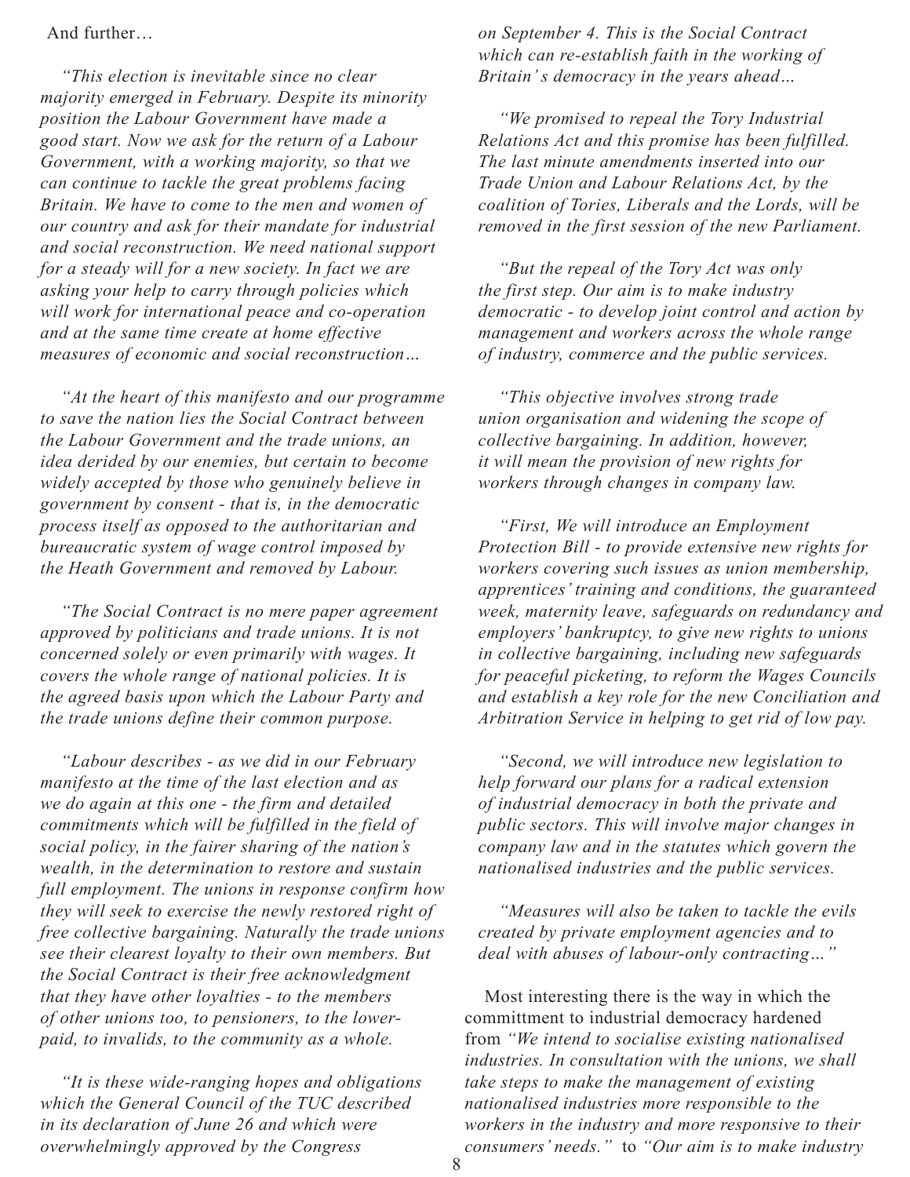And further…

*"This election is inevitable since no clear majority emerged in February. Despite its minority position the Labour Government have made a good start. Now we ask for the return of a Labour Government, with a working majority, so that we can continue to tackle the great problems facing Britain. We have to come to the men and women of our country and ask for their mandate for industrial and social reconstruction. We need national support for a steady will for a new society. In fact we are asking your help to carry through policies which will work for international peace and co-operation and at the same time create at home effective measures of economic and social reconstruction…*

*"At the heart of this manifesto and our programme to save the nation lies the Social Contract between the Labour Government and the trade unions, an idea derided by our enemies, but certain to become widely accepted by those who genuinely believe in government by consent - that is, in the democratic process itself as opposed to the authoritarian and bureaucratic system of wage control imposed by the Heath Government and removed by Labour.*

*"The Social Contract is no mere paper agreement approved by politicians and trade unions. It is not concerned solely or even primarily with wages. It covers the whole range of national policies. It is the agreed basis upon which the Labour Party and the trade unions define their common purpose.*

*"Labour describes - as we did in our February manifesto at the time of the last election and as we do again at this one - the firm and detailed commitments which will be fulfilled in the field of social policy, in the fairer sharing of the nation's wealth, in the determination to restore and sustain full employment. The unions in response confirm how they will seek to exercise the newly restored right of free collective bargaining. Naturally the trade unions see their clearest loyalty to their own members. But the Social Contract is their free acknowledgment that they have other loyalties - to the members of other unions too, to pensioners, to the lower-paid, to invalids, to the community as a whole.*

*"It is these wide-ranging hopes and obligations which the General Council of the TUC described in its declaration of June 26 and which were overwhelmingly approved by the Congress on September 4. This is the Social Contract which can re-establish faith in the working of Britain's democracy in the years ahead…*

*"We promised to repeal the Tory Industrial Relations Act and this promise has been fulfilled. The last minute amendments inserted into our Trade Union and Labour Relations Act, by the coalition of Tories, Liberals and the Lords, will be removed in the first session of the new Parliament.*

*"But the repeal of the Tory Act was only the first step. Our aim is to make industry democratic - to develop joint control and action by management and workers across the whole range of industry, commerce and the public services.*

*"This objective involves strong trade union organisation and widening the scope of collective bargaining. In addition, however, it will mean the provision of new rights for workers through changes in company law.*

*"First, We will introduce an Employment Protection Bill - to provide extensive new rights for workers covering such issues as union membership, apprentices' training and conditions, the guaranteed week, maternity leave, safeguards on redundancy and employers' bankruptcy, to give new rights to unions in collective bargaining, including new safeguards for peaceful picketing, to reform the Wages Councils and establish a key role for the new Conciliation and Arbitration Service in helping to get rid of low pay.*

*"Second, we will introduce new legislation to help forward our plans for a radical extension of industrial democracy in both the private and public sectors. This will involve major changes in company law and in the statutes which govern the nationalised industries and the public services.*

*"Measures will also be taken to tackle the evils created by private employment agencies and to deal with abuses of labour-only contracting…"*

Most interesting there is the way in which the committment to industrial democracy hardened from *"We intend to socialise existing nationalised industries. In consultation with the unions, we shall take steps to make the management of existing nationalised industries more responsible to the workers in the industry and more responsive to their consumers' needs."* to *"Our aim is to make industry*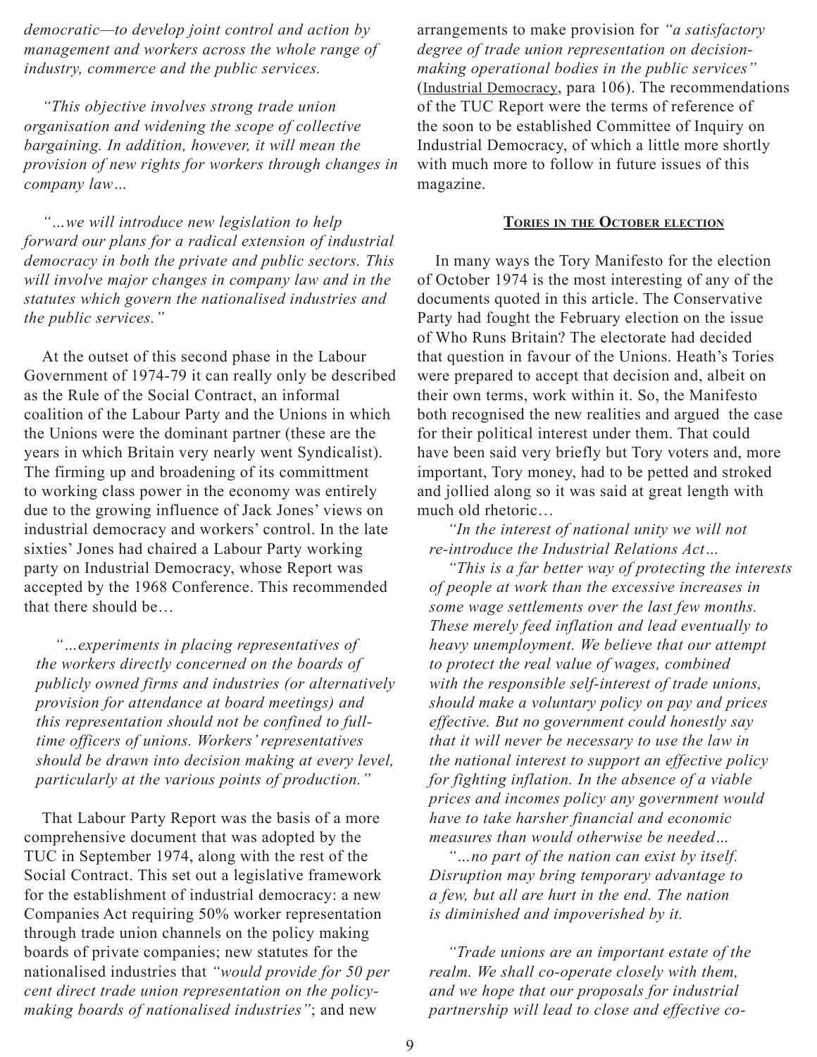*democratic—to develop joint control and action by management and workers across the whole range of industry, commerce and the public services.*

*"This objective involves strong trade union organisation and widening the scope of collective bargaining. In addition, however, it will mean the provision of new rights for workers through changes in company law…*

*"…we will introduce new legislation to help forward our plans for a radical extension of industrial democracy in both the private and public sectors. This will involve major changes in company law and in the statutes which govern the nationalised industries and the public services."*

At the outset of this second phase in the Labour Government of 1974-79 it can really only be described as the Rule of the Social Contract, an informal coalition of the Labour Party and the Unions in which the Unions were the dominant partner (these are the years in which Britain very nearly went Syndicalist). The firming up and broadening of its committment to working class power in the economy was entirely due to the growing influence of Jack Jones' views on industrial democracy and workers' control. In the late sixties' Jones had chaired a Labour Party working party on Industrial Democracy, whose Report was accepted by the 1968 Conference. This recommended that there should be…

> *"…experiments in placing representatives of the workers directly concerned on the boards of publicly owned firms and industries (or alternatively provision for attendance at board meetings) and this representation should not be confined to full-time officers of unions. Workers' representatives should be drawn into decision making at every level, particularly at the various points of production."*

That Labour Party Report was the basis of a more comprehensive document that was adopted by the TUC in September 1974, along with the rest of the Social Contract. This set out a legislative framework for the establishment of industrial democracy: a new Companies Act requiring 50% worker representation through trade union channels on the policy making boards of private companies; new statutes for the nationalised industries that *"would provide for 50 per cent direct trade union representation on the policy-making boards of nationalised industries"*; and new arrangements to make provision for *"a satisfactory degree of trade union representation on decision-making operational bodies in the public services"* (Industrial Democracy, para 106). The recommendations of the TUC Report were the terms of reference of the soon to be established Committee of Inquiry on Industrial Democracy, of which a little more shortly with much more to follow in future issues of this magazine.

### Tories in the October election

In many ways the Tory Manifesto for the election of October 1974 is the most interesting of any of the documents quoted in this article. The Conservative Party had fought the February election on the issue of Who Runs Britain? The electorate had decided that question in favour of the Unions. Heath's Tories were prepared to accept that decision and, albeit on their own terms, work within it. So, the Manifesto both recognised the new realities and argued the case for their political interest under them. That could have been said very briefly but Tory voters and, more important, Tory money, had to be petted and stroked and jollied along so it was said at great length with much old rhetoric…

> *"In the interest of national unity we will not re-introduce the Industrial Relations Act…*
>
> *"This is a far better way of protecting the interests of people at work than the excessive increases in some wage settlements over the last few months. These merely feed inflation and lead eventually to heavy unemployment. We believe that our attempt to protect the real value of wages, combined with the responsible self-interest of trade unions, should make a voluntary policy on pay and prices effective. But no government could honestly say that it will never be necessary to use the law in the national interest to support an effective policy for fighting inflation. In the absence of a viable prices and incomes policy any government would have to take harsher financial and economic measures than would otherwise be needed…*
>
> *"…no part of the nation can exist by itself. Disruption may bring temporary advantage to a few, but all are hurt in the end. The nation is diminished and impoverished by it.*
>
> *"Trade unions are an important estate of the realm. We shall co-operate closely with them, and we hope that our proposals for industrial partnership will lead to close and effective co-*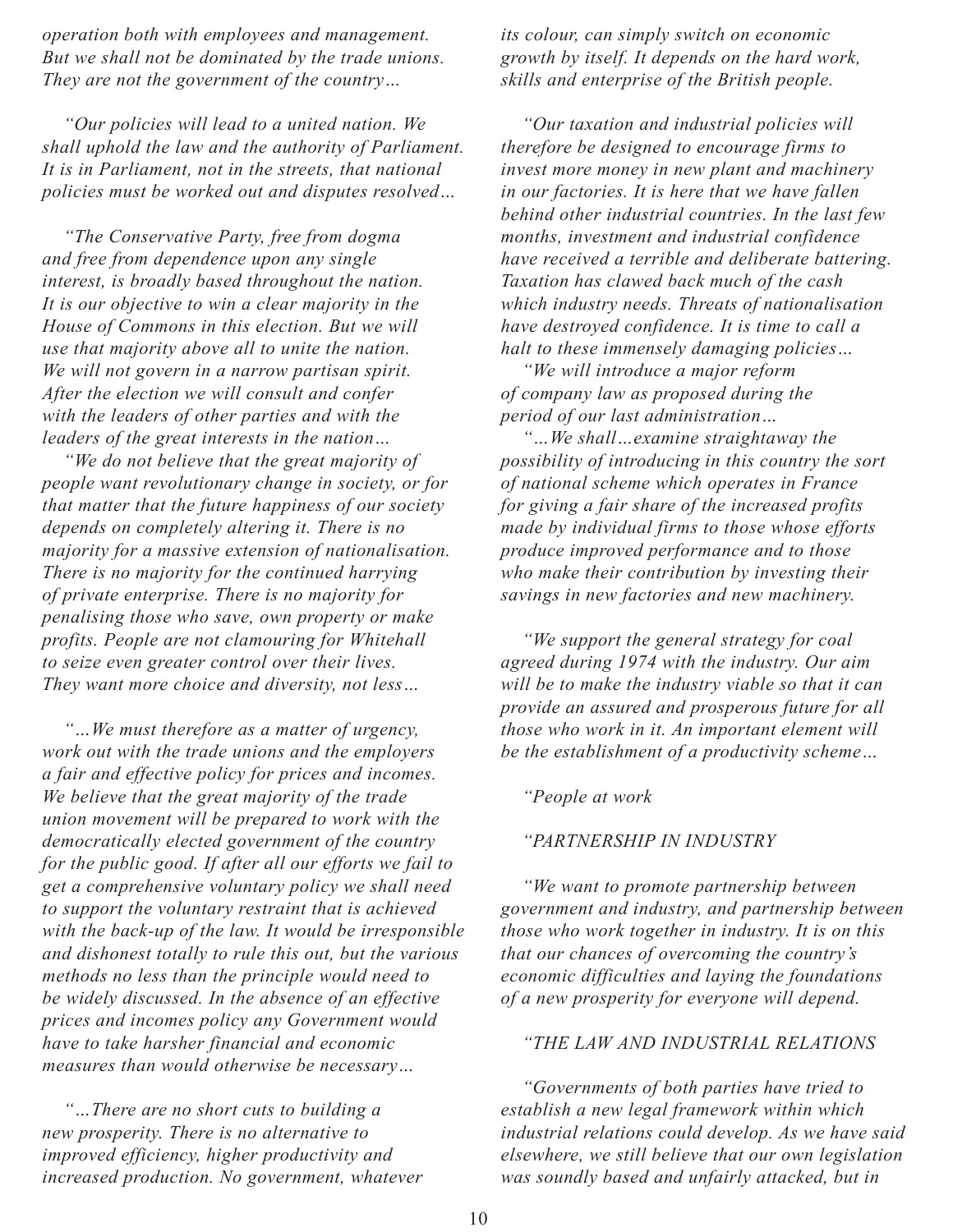*operation both with employees and management. But we shall not be dominated by the trade unions. They are not the government of the country…*

*"Our policies will lead to a united nation. We shall uphold the law and the authority of Parliament. It is in Parliament, not in the streets, that national policies must be worked out and disputes resolved…*

*"The Conservative Party, free from dogma and free from dependence upon any single interest, is broadly based throughout the nation. It is our objective to win a clear majority in the House of Commons in this election. But we will use that majority above all to unite the nation. We will not govern in a narrow partisan spirit. After the election we will consult and confer with the leaders of other parties and with the leaders of the great interests in the nation…*

*"We do not believe that the great majority of people want revolutionary change in society, or for that matter that the future happiness of our society depends on completely altering it. There is no majority for a massive extension of nationalisation. There is no majority for the continued harrying of private enterprise. There is no majority for penalising those who save, own property or make profits. People are not clamouring for Whitehall to seize even greater control over their lives. They want more choice and diversity, not less…*

*"…We must therefore as a matter of urgency, work out with the trade unions and the employers a fair and effective policy for prices and incomes. We believe that the great majority of the trade union movement will be prepared to work with the democratically elected government of the country for the public good. If after all our efforts we fail to get a comprehensive voluntary policy we shall need to support the voluntary restraint that is achieved with the back-up of the law. It would be irresponsible and dishonest totally to rule this out, but the various methods no less than the principle would need to be widely discussed. In the absence of an effective prices and incomes policy any Government would have to take harsher financial and economic measures than would otherwise be necessary…*

*"…There are no short cuts to building a new prosperity. There is no alternative to improved efficiency, higher productivity and increased production. No government, whatever its colour, can simply switch on economic growth by itself. It depends on the hard work, skills and enterprise of the British people.*

*"Our taxation and industrial policies will therefore be designed to encourage firms to invest more money in new plant and machinery in our factories. It is here that we have fallen behind other industrial countries. In the last few months, investment and industrial confidence have received a terrible and deliberate battering. Taxation has clawed back much of the cash which industry needs. Threats of nationalisation have destroyed confidence. It is time to call a halt to these immensely damaging policies…*

*"We will introduce a major reform of company law as proposed during the period of our last administration…*

*"…We shall…examine straightaway the possibility of introducing in this country the sort of national scheme which operates in France for giving a fair share of the increased profits made by individual firms to those whose efforts produce improved performance and to those who make their contribution by investing their savings in new factories and new machinery.*

*"We support the general strategy for coal agreed during 1974 with the industry. Our aim will be to make the industry viable so that it can provide an assured and prosperous future for all those who work in it. An important element will be the establishment of a productivity scheme…*

*"People at work*

*"PARTNERSHIP IN INDUSTRY*

*"We want to promote partnership between government and industry, and partnership between those who work together in industry. It is on this that our chances of overcoming the country's economic difficulties and laying the foundations of a new prosperity for everyone will depend.*

*"THE LAW AND INDUSTRIAL RELATIONS*

*"Governments of both parties have tried to establish a new legal framework within which industrial relations could develop. As we have said elsewhere, we still believe that our own legislation was soundly based and unfairly attacked, but in*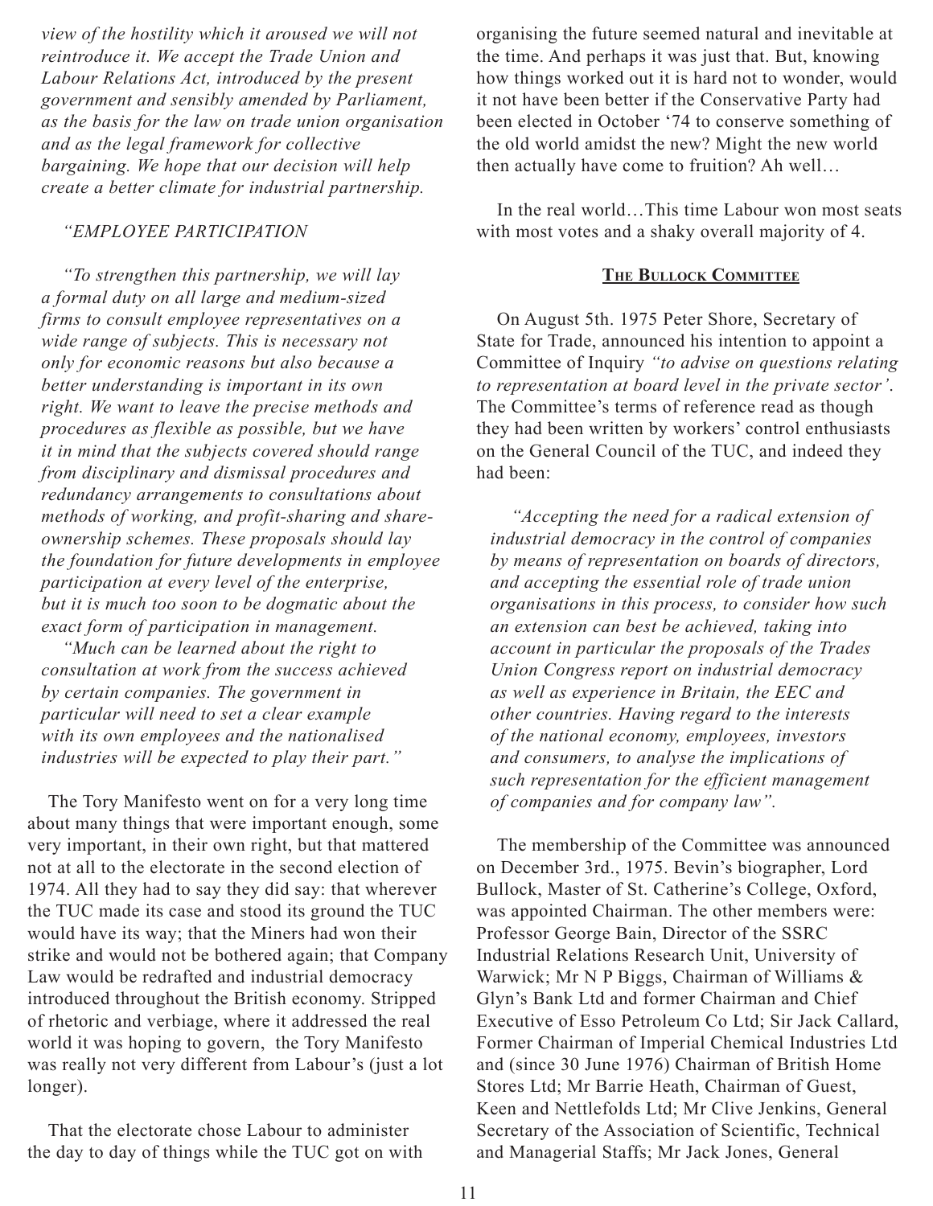*view of the hostility which it aroused we will not reintroduce it. We accept the Trade Union and Labour Relations Act, introduced by the present government and sensibly amended by Parliament, as the basis for the law on trade union organisation and as the legal framework for collective bargaining. We hope that our decision will help create a better climate for industrial partnership.*

*"EMPLOYEE PARTICIPATION*

*"To strengthen this partnership, we will lay a formal duty on all large and medium-sized firms to consult employee representatives on a wide range of subjects. This is necessary not only for economic reasons but also because a better understanding is important in its own right. We want to leave the precise methods and procedures as flexible as possible, but we have it in mind that the subjects covered should range from disciplinary and dismissal procedures and redundancy arrangements to consultations about methods of working, and profit-sharing and share-ownership schemes. These proposals should lay the foundation for future developments in employee participation at every level of the enterprise, but it is much too soon to be dogmatic about the exact form of participation in management.*

*"Much can be learned about the right to consultation at work from the success achieved by certain companies. The government in particular will need to set a clear example with its own employees and the nationalised industries will be expected to play their part."*

The Tory Manifesto went on for a very long time about many things that were important enough, some very important, in their own right, but that mattered not at all to the electorate in the second election of 1974. All they had to say they did say: that wherever the TUC made its case and stood its ground the TUC would have its way; that the Miners had won their strike and would not be bothered again; that Company Law would be redrafted and industrial democracy introduced throughout the British economy. Stripped of rhetoric and verbiage, where it addressed the real world it was hoping to govern, the Tory Manifesto was really not very different from Labour's (just a lot longer).

That the electorate chose Labour to administer the day to day of things while the TUC got on with organising the future seemed natural and inevitable at the time. And perhaps it was just that. But, knowing how things worked out it is hard not to wonder, would it not have been better if the Conservative Party had been elected in October '74 to conserve something of the old world amidst the new? Might the new world then actually have come to fruition? Ah well…

In the real world…This time Labour won most seats with most votes and a shaky overall majority of 4.

## The Bullock Committee

On August 5th. 1975 Peter Shore, Secretary of State for Trade, announced his intention to appoint a Committee of Inquiry *"to advise on questions relating to representation at board level in the private sector'*. The Committee's terms of reference read as though they had been written by workers' control enthusiasts on the General Council of the TUC, and indeed they had been:

*"Accepting the need for a radical extension of industrial democracy in the control of companies by means of representation on boards of directors, and accepting the essential role of trade union organisations in this process, to consider how such an extension can best be achieved, taking into account in particular the proposals of the Trades Union Congress report on industrial democracy as well as experience in Britain, the EEC and other countries. Having regard to the interests of the national economy, employees, investors and consumers, to analyse the implications of such representation for the efficient management of companies and for company law".*

The membership of the Committee was announced on December 3rd., 1975. Bevin's biographer, Lord Bullock, Master of St. Catherine's College, Oxford, was appointed Chairman. The other members were: Professor George Bain, Director of the SSRC Industrial Relations Research Unit, University of Warwick; Mr N P Biggs, Chairman of Williams & Glyn's Bank Ltd and former Chairman and Chief Executive of Esso Petroleum Co Ltd; Sir Jack Callard, Former Chairman of Imperial Chemical Industries Ltd and (since 30 June 1976) Chairman of British Home Stores Ltd; Mr Barrie Heath, Chairman of Guest, Keen and Nettlefolds Ltd; Mr Clive Jenkins, General Secretary of the Association of Scientific, Technical and Managerial Staffs; Mr Jack Jones, General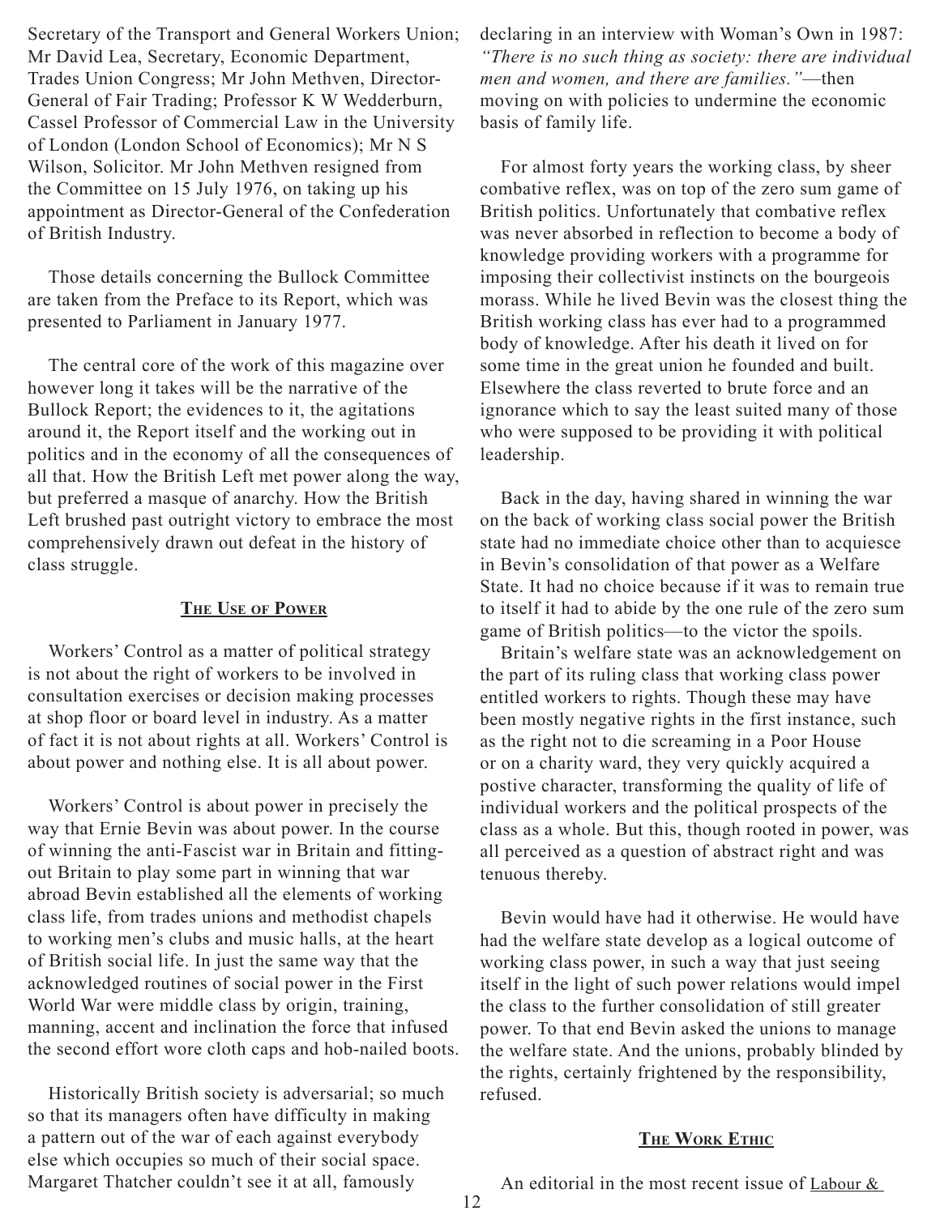Secretary of the Transport and General Workers Union; Mr David Lea, Secretary, Economic Department, Trades Union Congress; Mr John Methven, Director-General of Fair Trading; Professor K W Wedderburn, Cassel Professor of Commercial Law in the University of London (London School of Economics); Mr N S Wilson, Solicitor. Mr John Methven resigned from the Committee on 15 July 1976, on taking up his appointment as Director-General of the Confederation of British Industry.

Those details concerning the Bullock Committee are taken from the Preface to its Report, which was presented to Parliament in January 1977.

The central core of the work of this magazine over however long it takes will be the narrative of the Bullock Report; the evidences to it, the agitations around it, the Report itself and the working out in politics and in the economy of all the consequences of all that. How the British Left met power along the way, but preferred a masque of anarchy. How the British Left brushed past outright victory to embrace the most comprehensively drawn out defeat in the history of class struggle.

## The Use of Power

Workers' Control as a matter of political strategy is not about the right of workers to be involved in consultation exercises or decision making processes at shop floor or board level in industry. As a matter of fact it is not about rights at all. Workers' Control is about power and nothing else. It is all about power.

Workers' Control is about power in precisely the way that Ernie Bevin was about power. In the course of winning the anti-Fascist war in Britain and fitting-out Britain to play some part in winning that war abroad Bevin established all the elements of working class life, from trades unions and methodist chapels to working men's clubs and music halls, at the heart of British social life. In just the same way that the acknowledged routines of social power in the First World War were middle class by origin, training, manning, accent and inclination the force that infused the second effort wore cloth caps and hob-nailed boots.

Historically British society is adversarial; so much so that its managers often have difficulty in making a pattern out of the war of each against everybody else which occupies so much of their social space. Margaret Thatcher couldn't see it at all, famously declaring in an interview with Woman's Own in 1987: *"There is no such thing as society: there are individual men and women, and there are families."*—then moving on with policies to undermine the economic basis of family life.

For almost forty years the working class, by sheer combative reflex, was on top of the zero sum game of British politics. Unfortunately that combative reflex was never absorbed in reflection to become a body of knowledge providing workers with a programme for imposing their collectivist instincts on the bourgeois morass. While he lived Bevin was the closest thing the British working class has ever had to a programmed body of knowledge. After his death it lived on for some time in the great union he founded and built. Elsewhere the class reverted to brute force and an ignorance which to say the least suited many of those who were supposed to be providing it with political leadership.

Back in the day, having shared in winning the war on the back of working class social power the British state had no immediate choice other than to acquiesce in Bevin's consolidation of that power as a Welfare State. It had no choice because if it was to remain true to itself it had to abide by the one rule of the zero sum game of British politics—to the victor the spoils.

Britain's welfare state was an acknowledgement on the part of its ruling class that working class power entitled workers to rights. Though these may have been mostly negative rights in the first instance, such as the right not to die screaming in a Poor House or on a charity ward, they very quickly acquired a postive character, transforming the quality of life of individual workers and the political prospects of the class as a whole. But this, though rooted in power, was all perceived as a question of abstract right and was tenuous thereby.

Bevin would have had it otherwise. He would have had the welfare state develop as a logical outcome of working class power, in such a way that just seeing itself in the light of such power relations would impel the class to the further consolidation of still greater power. To that end Bevin asked the unions to manage the welfare state. And the unions, probably blinded by the rights, certainly frightened by the responsibility, refused.

## The Work Ethic

An editorial in the most recent issue of Labour &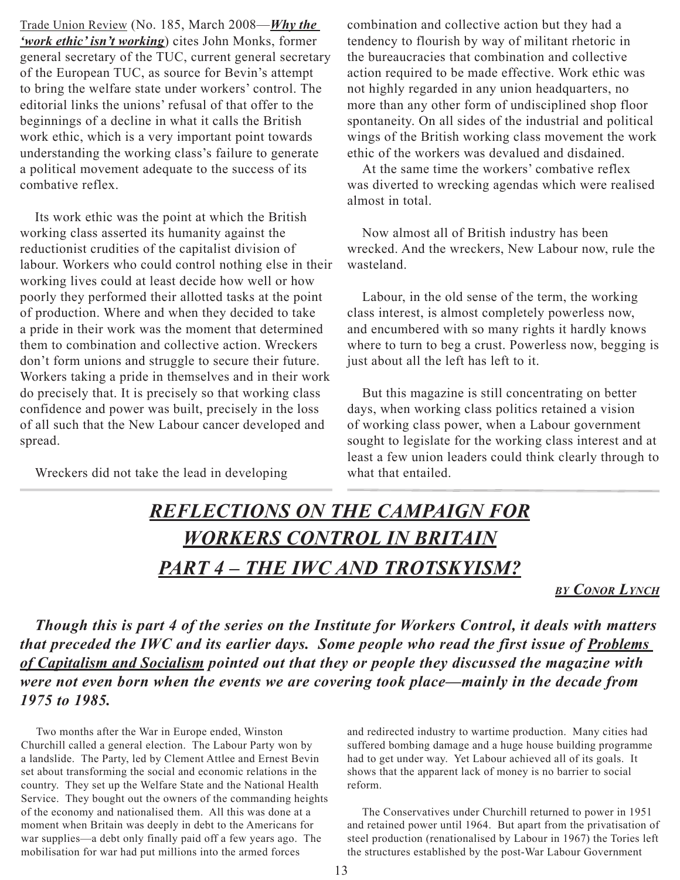Trade Union Review (No. 185, March 2008—***Why the 'work ethic' isn't working***) cites John Monks, former general secretary of the TUC, current general secretary of the European TUC, as source for Bevin's attempt to bring the welfare state under workers' control. The editorial links the unions' refusal of that offer to the beginnings of a decline in what it calls the British work ethic, which is a very important point towards understanding the working class's failure to generate a political movement adequate to the success of its combative reflex.

Its work ethic was the point at which the British working class asserted its humanity against the reductionist crudities of the capitalist division of labour. Workers who could control nothing else in their working lives could at least decide how well or how poorly they performed their allotted tasks at the point of production. Where and when they decided to take a pride in their work was the moment that determined them to combination and collective action. Wreckers don't form unions and struggle to secure their future. Workers taking a pride in themselves and in their work do precisely that. It is precisely so that working class confidence and power was built, precisely in the loss of all such that the New Labour cancer developed and spread.

Wreckers did not take the lead in developing combination and collective action but they had a tendency to flourish by way of militant rhetoric in the bureaucracies that combination and collective action required to be made effective. Work ethic was not highly regarded in any union headquarters, no more than any other form of undisciplined shop floor spontaneity. On all sides of the industrial and political wings of the British working class movement the work ethic of the workers was devalued and disdained.

At the same time the workers' combative reflex was diverted to wrecking agendas which were realised almost in total.

Now almost all of British industry has been wrecked. And the wreckers, New Labour now, rule the wasteland.

Labour, in the old sense of the term, the working class interest, is almost completely powerless now, and encumbered with so many rights it hardly knows where to turn to beg a crust. Powerless now, begging is just about all the left has left to it.

But this magazine is still concentrating on better days, when working class politics retained a vision of working class power, when a Labour government sought to legislate for the working class interest and at least a few union leaders could think clearly through to what that entailed.

# *REFLECTIONS ON THE CAMPAIGN FOR WORKERS CONTROL IN BRITAIN PART 4 – THE IWC AND TROTSKYISM?*

*BY CONOR LYNCH*

***Though this is part 4 of the series on the Institute for Workers Control, it deals with matters that preceded the IWC and its earlier days. Some people who read the first issue of Problems of Capitalism and Socialism pointed out that they or people they discussed the magazine with were not even born when the events we are covering took place—mainly in the decade from 1975 to 1985.***

Two months after the War in Europe ended, Winston Churchill called a general election. The Labour Party won by a landslide. The Party, led by Clement Attlee and Ernest Bevin set about transforming the social and economic relations in the country. They set up the Welfare State and the National Health Service. They bought out the owners of the commanding heights of the economy and nationalised them. All this was done at a moment when Britain was deeply in debt to the Americans for war supplies—a debt only finally paid off a few years ago. The mobilisation for war had put millions into the armed forces and redirected industry to wartime production. Many cities had suffered bombing damage and a huge house building programme had to get under way. Yet Labour achieved all of its goals. It shows that the apparent lack of money is no barrier to social reform.

The Conservatives under Churchill returned to power in 1951 and retained power until 1964. But apart from the privatisation of steel production (renationalised by Labour in 1967) the Tories left the structures established by the post-War Labour Government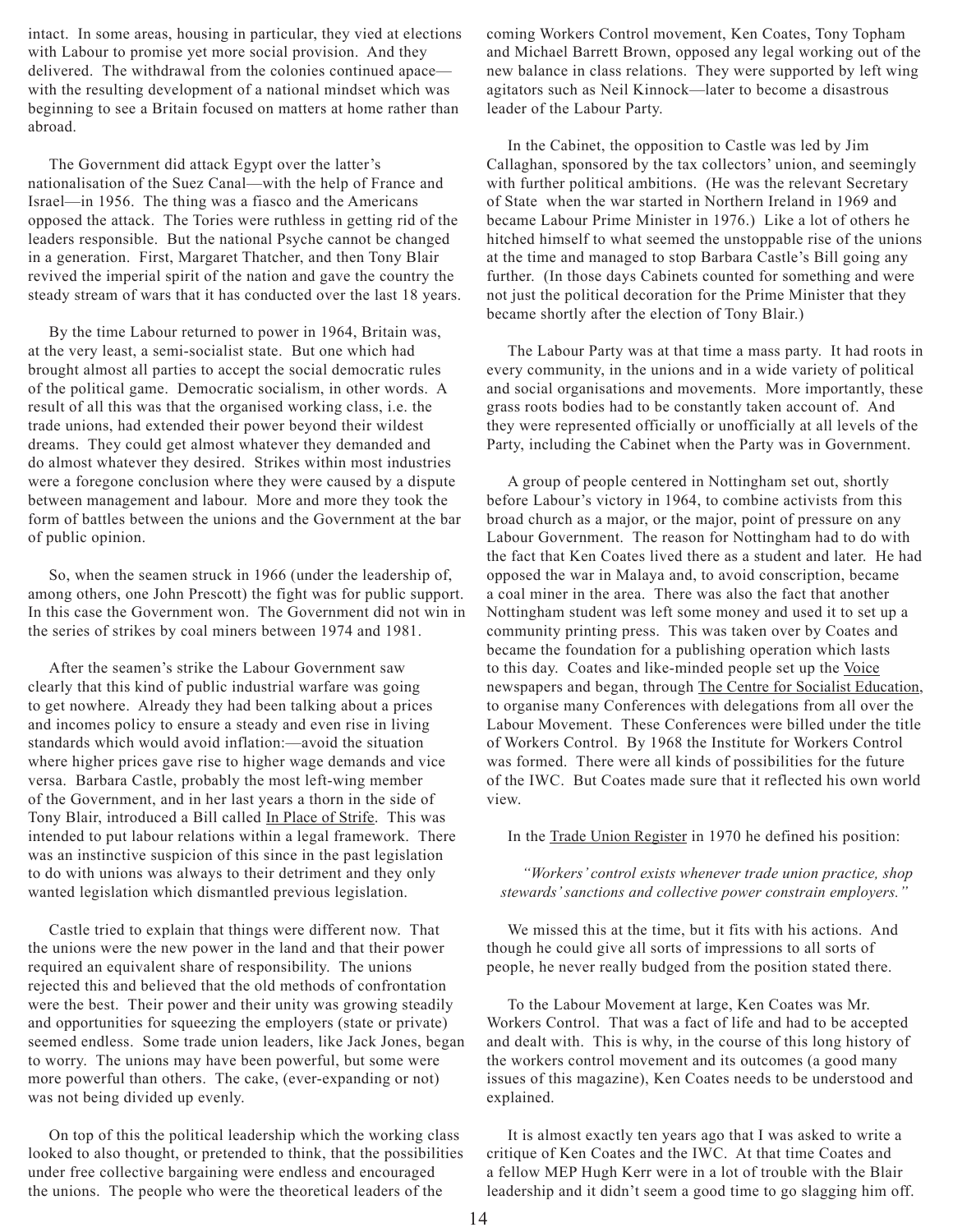intact. In some areas, housing in particular, they vied at elections with Labour to promise yet more social provision. And they delivered. The withdrawal from the colonies continued apace—with the resulting development of a national mindset which was beginning to see a Britain focused on matters at home rather than abroad.

The Government did attack Egypt over the latter's nationalisation of the Suez Canal—with the help of France and Israel—in 1956. The thing was a fiasco and the Americans opposed the attack. The Tories were ruthless in getting rid of the leaders responsible. But the national Psyche cannot be changed in a generation. First, Margaret Thatcher, and then Tony Blair revived the imperial spirit of the nation and gave the country the steady stream of wars that it has conducted over the last 18 years.

By the time Labour returned to power in 1964, Britain was, at the very least, a semi-socialist state. But one which had brought almost all parties to accept the social democratic rules of the political game. Democratic socialism, in other words. A result of all this was that the organised working class, i.e. the trade unions, had extended their power beyond their wildest dreams. They could get almost whatever they demanded and do almost whatever they desired. Strikes within most industries were a foregone conclusion where they were caused by a dispute between management and labour. More and more they took the form of battles between the unions and the Government at the bar of public opinion.

So, when the seamen struck in 1966 (under the leadership of, among others, one John Prescott) the fight was for public support. In this case the Government won. The Government did not win in the series of strikes by coal miners between 1974 and 1981.

After the seamen's strike the Labour Government saw clearly that this kind of public industrial warfare was going to get nowhere. Already they had been talking about a prices and incomes policy to ensure a steady and even rise in living standards which would avoid inflation:—avoid the situation where higher prices gave rise to higher wage demands and vice versa. Barbara Castle, probably the most left-wing member of the Government, and in her last years a thorn in the side of Tony Blair, introduced a Bill called In Place of Strife. This was intended to put labour relations within a legal framework. There was an instinctive suspicion of this since in the past legislation to do with unions was always to their detriment and they only wanted legislation which dismantled previous legislation.

Castle tried to explain that things were different now. That the unions were the new power in the land and that their power required an equivalent share of responsibility. The unions rejected this and believed that the old methods of confrontation were the best. Their power and their unity was growing steadily and opportunities for squeezing the employers (state or private) seemed endless. Some trade union leaders, like Jack Jones, began to worry. The unions may have been powerful, but some were more powerful than others. The cake, (ever-expanding or not) was not being divided up evenly.

On top of this the political leadership which the working class looked to also thought, or pretended to think, that the possibilities under free collective bargaining were endless and encouraged the unions. The people who were the theoretical leaders of the coming Workers Control movement, Ken Coates, Tony Topham and Michael Barrett Brown, opposed any legal working out of the new balance in class relations. They were supported by left wing agitators such as Neil Kinnock—later to become a disastrous leader of the Labour Party.

In the Cabinet, the opposition to Castle was led by Jim Callaghan, sponsored by the tax collectors' union, and seemingly with further political ambitions. (He was the relevant Secretary of State when the war started in Northern Ireland in 1969 and became Labour Prime Minister in 1976.) Like a lot of others he hitched himself to what seemed the unstoppable rise of the unions at the time and managed to stop Barbara Castle's Bill going any further. (In those days Cabinets counted for something and were not just the political decoration for the Prime Minister that they became shortly after the election of Tony Blair.)

The Labour Party was at that time a mass party. It had roots in every community, in the unions and in a wide variety of political and social organisations and movements. More importantly, these grass roots bodies had to be constantly taken account of. And they were represented officially or unofficially at all levels of the Party, including the Cabinet when the Party was in Government.

A group of people centered in Nottingham set out, shortly before Labour's victory in 1964, to combine activists from this broad church as a major, or the major, point of pressure on any Labour Government. The reason for Nottingham had to do with the fact that Ken Coates lived there as a student and later. He had opposed the war in Malaya and, to avoid conscription, became a coal miner in the area. There was also the fact that another Nottingham student was left some money and used it to set up a community printing press. This was taken over by Coates and became the foundation for a publishing operation which lasts to this day. Coates and like-minded people set up the Voice newspapers and began, through The Centre for Socialist Education, to organise many Conferences with delegations from all over the Labour Movement. These Conferences were billed under the title of Workers Control. By 1968 the Institute for Workers Control was formed. There were all kinds of possibilities for the future of the IWC. But Coates made sure that it reflected his own world view.

In the Trade Union Register in 1970 he defined his position:

> *"Workers' control exists whenever trade union practice, shop stewards' sanctions and collective power constrain employers."*

We missed this at the time, but it fits with his actions. And though he could give all sorts of impressions to all sorts of people, he never really budged from the position stated there.

To the Labour Movement at large, Ken Coates was Mr. Workers Control. That was a fact of life and had to be accepted and dealt with. This is why, in the course of this long history of the workers control movement and its outcomes (a good many issues of this magazine), Ken Coates needs to be understood and explained.

It is almost exactly ten years ago that I was asked to write a critique of Ken Coates and the IWC. At that time Coates and a fellow MEP Hugh Kerr were in a lot of trouble with the Blair leadership and it didn't seem a good time to go slagging him off.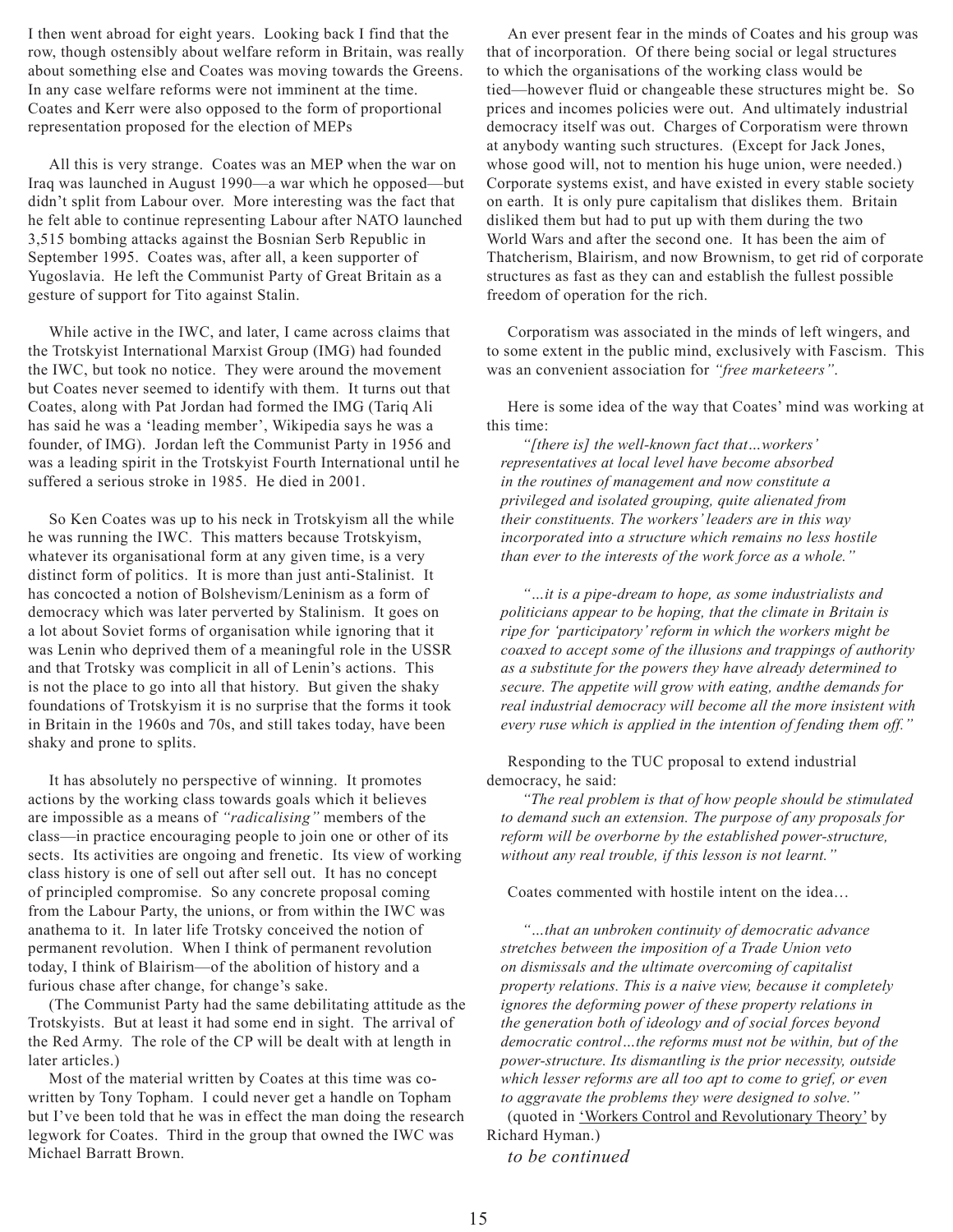I then went abroad for eight years. Looking back I find that the row, though ostensibly about welfare reform in Britain, was really about something else and Coates was moving towards the Greens. In any case welfare reforms were not imminent at the time. Coates and Kerr were also opposed to the form of proportional representation proposed for the election of MEPs

All this is very strange. Coates was an MEP when the war on Iraq was launched in August 1990—a war which he opposed—but didn't split from Labour over. More interesting was the fact that he felt able to continue representing Labour after NATO launched 3,515 bombing attacks against the Bosnian Serb Republic in September 1995. Coates was, after all, a keen supporter of Yugoslavia. He left the Communist Party of Great Britain as a gesture of support for Tito against Stalin.

While active in the IWC, and later, I came across claims that the Trotskyist International Marxist Group (IMG) had founded the IWC, but took no notice. They were around the movement but Coates never seemed to identify with them. It turns out that Coates, along with Pat Jordan had formed the IMG (Tariq Ali has said he was a 'leading member', Wikipedia says he was a founder, of IMG). Jordan left the Communist Party in 1956 and was a leading spirit in the Trotskyist Fourth International until he suffered a serious stroke in 1985. He died in 2001.

So Ken Coates was up to his neck in Trotskyism all the while he was running the IWC. This matters because Trotskyism, whatever its organisational form at any given time, is a very distinct form of politics. It is more than just anti-Stalinist. It has concocted a notion of Bolshevism/Leninism as a form of democracy which was later perverted by Stalinism. It goes on a lot about Soviet forms of organisation while ignoring that it was Lenin who deprived them of a meaningful role in the USSR and that Trotsky was complicit in all of Lenin's actions. This is not the place to go into all that history. But given the shaky foundations of Trotskyism it is no surprise that the forms it took in Britain in the 1960s and 70s, and still takes today, have been shaky and prone to splits.

It has absolutely no perspective of winning. It promotes actions by the working class towards goals which it believes are impossible as a means of *"radicalising"* members of the class—in practice encouraging people to join one or other of its sects. Its activities are ongoing and frenetic. Its view of working class history is one of sell out after sell out. It has no concept of principled compromise. So any concrete proposal coming from the Labour Party, the unions, or from within the IWC was anathema to it. In later life Trotsky conceived the notion of permanent revolution. When I think of permanent revolution today, I think of Blairism—of the abolition of history and a furious chase after change, for change's sake.

(The Communist Party had the same debilitating attitude as the Trotskyists. But at least it had some end in sight. The arrival of the Red Army. The role of the CP will be dealt with at length in later articles.)

Most of the material written by Coates at this time was co-written by Tony Topham. I could never get a handle on Topham but I've been told that he was in effect the man doing the research legwork for Coates. Third in the group that owned the IWC was Michael Barratt Brown.

An ever present fear in the minds of Coates and his group was that of incorporation. Of there being social or legal structures to which the organisations of the working class would be tied—however fluid or changeable these structures might be. So prices and incomes policies were out. And ultimately industrial democracy itself was out. Charges of Corporatism were thrown at anybody wanting such structures. (Except for Jack Jones, whose good will, not to mention his huge union, were needed.) Corporate systems exist, and have existed in every stable society on earth. It is only pure capitalism that dislikes them. Britain disliked them but had to put up with them during the two World Wars and after the second one. It has been the aim of Thatcherism, Blairism, and now Brownism, to get rid of corporate structures as fast as they can and establish the fullest possible freedom of operation for the rich.

Corporatism was associated in the minds of left wingers, and to some extent in the public mind, exclusively with Fascism. This was an convenient association for *"free marketeers"*.

Here is some idea of the way that Coates' mind was working at this time:

> *"[there is] the well-known fact that…workers' representatives at local level have become absorbed in the routines of management and now constitute a privileged and isolated grouping, quite alienated from their constituents. The workers' leaders are in this way incorporated into a structure which remains no less hostile than ever to the interests of the work force as a whole."*

> *"…it is a pipe-dream to hope, as some industrialists and politicians appear to be hoping, that the climate in Britain is ripe for 'participatory' reform in which the workers might be coaxed to accept some of the illusions and trappings of authority as a substitute for the powers they have already determined to secure. The appetite will grow with eating, andthe demands for real industrial democracy will become all the more insistent with every ruse which is applied in the intention of fending them off."*

Responding to the TUC proposal to extend industrial democracy, he said:

> *"The real problem is that of how people should be stimulated to demand such an extension. The purpose of any proposals for reform will be overborne by the established power-structure, without any real trouble, if this lesson is not learnt."*

Coates commented with hostile intent on the idea…

> *"…that an unbroken continuity of democratic advance stretches between the imposition of a Trade Union veto on dismissals and the ultimate overcoming of capitalist property relations. This is a naive view, because it completely ignores the deforming power of these property relations in the generation both of ideology and of social forces beyond democratic control…the reforms must not be within, but of the power-structure. Its dismantling is the prior necessity, outside which lesser reforms are all too apt to come to grief, or even to aggravate the problems they were designed to solve."*

(quoted in 'Workers Control and Revolutionary Theory' by Richard Hyman.)

*to be continued*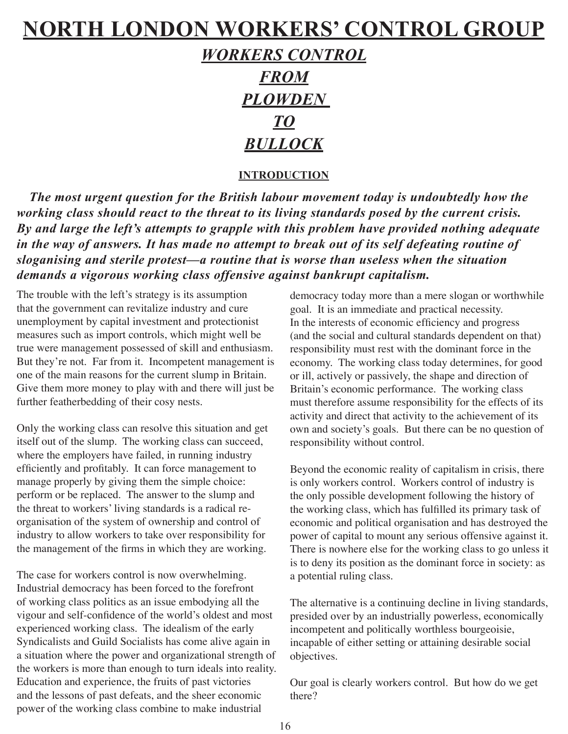# NORTH LONDON WORKERS' CONTROL GROUP

## *WORKERS CONTROL FROM PLOWDEN TO BULLOCK*

### INTRODUCTION

***The most urgent question for the British labour movement today is undoubtedly how the working class should react to the threat to its living standards posed by the current crisis. By and large the left's attempts to grapple with this problem have provided nothing adequate in the way of answers. It has made no attempt to break out of its self defeating routine of sloganising and sterile protest—a routine that is worse than useless when the situation demands a vigorous working class offensive against bankrupt capitalism.***

The trouble with the left's strategy is its assumption that the government can revitalize industry and cure unemployment by capital investment and protectionist measures such as import controls, which might well be true were management possessed of skill and enthusiasm. But they're not. Far from it. Incompetent management is one of the main reasons for the current slump in Britain. Give them more money to play with and there will just be further featherbedding of their cosy nests.

Only the working class can resolve this situation and get itself out of the slump. The working class can succeed, where the employers have failed, in running industry efficiently and profitably. It can force management to manage properly by giving them the simple choice: perform or be replaced. The answer to the slump and the threat to workers' living standards is a radical re-organisation of the system of ownership and control of industry to allow workers to take over responsibility for the management of the firms in which they are working.

The case for workers control is now overwhelming. Industrial democracy has been forced to the forefront of working class politics as an issue embodying all the vigour and self-confidence of the world's oldest and most experienced working class. The idealism of the early Syndicalists and Guild Socialists has come alive again in a situation where the power and organizational strength of the workers is more than enough to turn ideals into reality. Education and experience, the fruits of past victories and the lessons of past defeats, and the sheer economic power of the working class combine to make industrial democracy today more than a mere slogan or worthwhile goal. It is an immediate and practical necessity. In the interests of economic efficiency and progress (and the social and cultural standards dependent on that) responsibility must rest with the dominant force in the economy. The working class today determines, for good or ill, actively or passively, the shape and direction of Britain's economic performance. The working class must therefore assume responsibility for the effects of its activity and direct that activity to the achievement of its own and society's goals. But there can be no question of responsibility without control.

Beyond the economic reality of capitalism in crisis, there is only workers control. Workers control of industry is the only possible development following the history of the working class, which has fulfilled its primary task of economic and political organisation and has destroyed the power of capital to mount any serious offensive against it. There is nowhere else for the working class to go unless it is to deny its position as the dominant force in society: as a potential ruling class.

The alternative is a continuing decline in living standards, presided over by an industrially powerless, economically incompetent and politically worthless bourgeoisie, incapable of either setting or attaining desirable social objectives.

Our goal is clearly workers control. But how do we get there?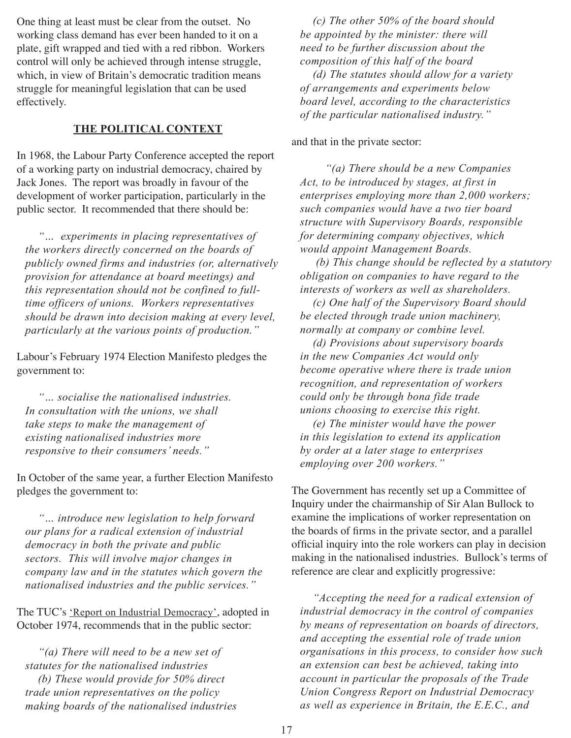One thing at least must be clear from the outset. No working class demand has ever been handed to it on a plate, gift wrapped and tied with a red ribbon. Workers control will only be achieved through intense struggle, which, in view of Britain's democratic tradition means struggle for meaningful legislation that can be used effectively.

## THE POLITICAL CONTEXT

In 1968, the Labour Party Conference accepted the report of a working party on industrial democracy, chaired by Jack Jones. The report was broadly in favour of the development of worker participation, particularly in the public sector. It recommended that there should be:

> *"... experiments in placing representatives of the workers directly concerned on the boards of publicly owned firms and industries (or, alternatively provision for attendance at board meetings) and this representation should not be confined to full-time officers of unions. Workers representatives should be drawn into decision making at every level, particularly at the various points of production."*

Labour's February 1974 Election Manifesto pledges the government to:

> *"... socialise the nationalised industries. In consultation with the unions, we shall take steps to make the management of existing nationalised industries more responsive to their consumers' needs."*

In October of the same year, a further Election Manifesto pledges the government to:

> *"... introduce new legislation to help forward our plans for a radical extension of industrial democracy in both the private and public sectors. This will involve major changes in company law and in the statutes which govern the nationalised industries and the public services."*

The TUC's 'Report on Industrial Democracy', adopted in October 1974, recommends that in the public sector:

> *"(a) There will need to be a new set of statutes for the nationalised industries*
> *(b) These would provide for 50% direct trade union representatives on the policy making boards of the nationalised industries*
> *(c) The other 50% of the board should be appointed by the minister: there will need to be further discussion about the composition of this half of the board*
> *(d) The statutes should allow for a variety of arrangements and experiments below board level, according to the characteristics of the particular nationalised industry."*

and that in the private sector:

> *"(a) There should be a new Companies Act, to be introduced by stages, at first in enterprises employing more than 2,000 workers; such companies would have a two tier board structure with Supervisory Boards, responsible for determining company objectives, which would appoint Management Boards.*
> *(b) This change should be reflected by a statutory obligation on companies to have regard to the interests of workers as well as shareholders.*
> *(c) One half of the Supervisory Board should be elected through trade union machinery, normally at company or combine level.*
> *(d) Provisions about supervisory boards in the new Companies Act would only become operative where there is trade union recognition, and representation of workers could only be through bona fide trade unions choosing to exercise this right.*
> *(e) The minister would have the power in this legislation to extend its application by order at a later stage to enterprises employing over 200 workers."*

The Government has recently set up a Committee of Inquiry under the chairmanship of Sir Alan Bullock to examine the implications of worker representation on the boards of firms in the private sector, and a parallel official inquiry into the role workers can play in decision making in the nationalised industries. Bullock's terms of reference are clear and explicitly progressive:

> *"Accepting the need for a radical extension of industrial democracy in the control of companies by means of representation on boards of directors, and accepting the essential role of trade union organisations in this process, to consider how such an extension can best be achieved, taking into account in particular the proposals of the Trade Union Congress Report on Industrial Democracy as well as experience in Britain, the E.E.C., and*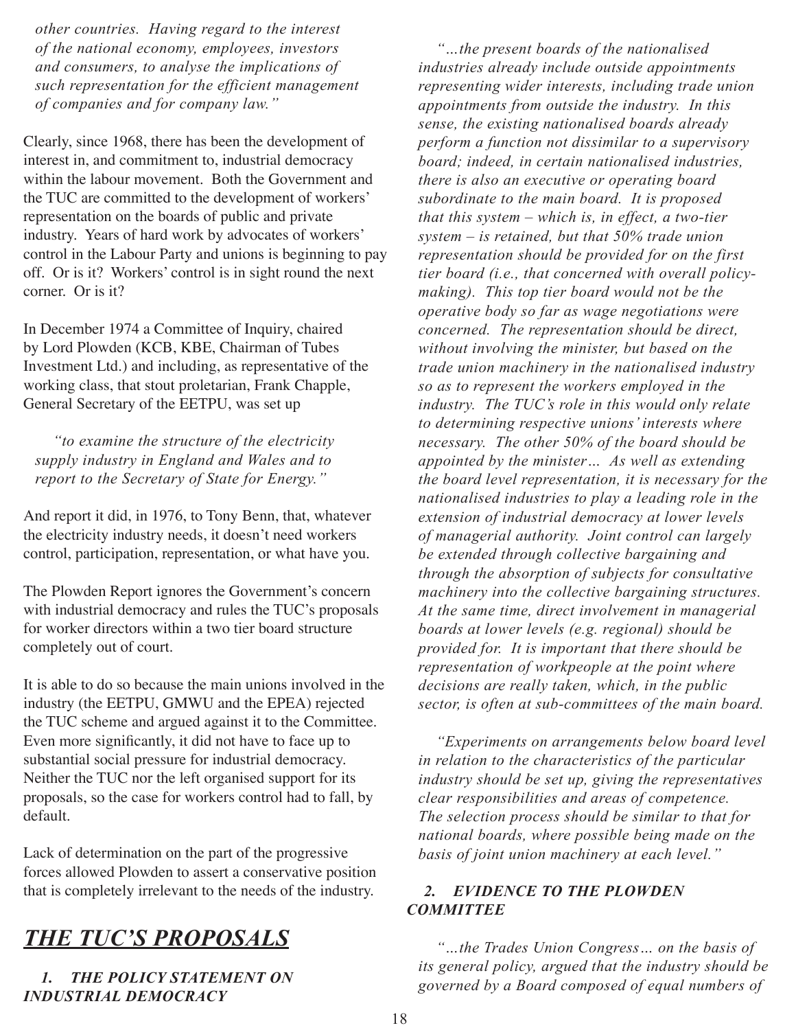*other countries. Having regard to the interest of the national economy, employees, investors and consumers, to analyse the implications of such representation for the efficient management of companies and for company law."*

Clearly, since 1968, there has been the development of interest in, and commitment to, industrial democracy within the labour movement. Both the Government and the TUC are committed to the development of workers' representation on the boards of public and private industry. Years of hard work by advocates of workers' control in the Labour Party and unions is beginning to pay off. Or is it? Workers' control is in sight round the next corner. Or is it?

In December 1974 a Committee of Inquiry, chaired by Lord Plowden (KCB, KBE, Chairman of Tubes Investment Ltd.) and including, as representative of the working class, that stout proletarian, Frank Chapple, General Secretary of the EETPU, was set up

> *"to examine the structure of the electricity supply industry in England and Wales and to report to the Secretary of State for Energy."*

And report it did, in 1976, to Tony Benn, that, whatever the electricity industry needs, it doesn't need workers control, participation, representation, or what have you.

The Plowden Report ignores the Government's concern with industrial democracy and rules the TUC's proposals for worker directors within a two tier board structure completely out of court.

It is able to do so because the main unions involved in the industry (the EETPU, GMWU and the EPEA) rejected the TUC scheme and argued against it to the Committee. Even more significantly, it did not have to face up to substantial social pressure for industrial democracy. Neither the TUC nor the left organised support for its proposals, so the case for workers control had to fall, by default.

Lack of determination on the part of the progressive forces allowed Plowden to assert a conservative position that is completely irrelevant to the needs of the industry.

## *THE TUC'S PROPOSALS*

### *1. THE POLICY STATEMENT ON INDUSTRIAL DEMOCRACY*

> *"…the present boards of the nationalised industries already include outside appointments representing wider interests, including trade union appointments from outside the industry. In this sense, the existing nationalised boards already perform a function not dissimilar to a supervisory board; indeed, in certain nationalised industries, there is also an executive or operating board subordinate to the main board. It is proposed that this system – which is, in effect, a two-tier system – is retained, but that 50% trade union representation should be provided for on the first tier board (i.e., that concerned with overall policy-making). This top tier board would not be the operative body so far as wage negotiations were concerned. The representation should be direct, without involving the minister, but based on the trade union machinery in the nationalised industry so as to represent the workers employed in the industry. The TUC's role in this would only relate to determining respective unions' interests where necessary. The other 50% of the board should be appointed by the minister… As well as extending the board level representation, it is necessary for the nationalised industries to play a leading role in the extension of industrial democracy at lower levels of managerial authority. Joint control can largely be extended through collective bargaining and through the absorption of subjects for consultative machinery into the collective bargaining structures. At the same time, direct involvement in managerial boards at lower levels (e.g. regional) should be provided for. It is important that there should be representation of workpeople at the point where decisions are really taken, which, in the public sector, is often at sub-committees of the main board.*

> *"Experiments on arrangements below board level in relation to the characteristics of the particular industry should be set up, giving the representatives clear responsibilities and areas of competence. The selection process should be similar to that for national boards, where possible being made on the basis of joint union machinery at each level."*

### *2. EVIDENCE TO THE PLOWDEN COMMITTEE*

> *"…the Trades Union Congress… on the basis of its general policy, argued that the industry should be governed by a Board composed of equal numbers of*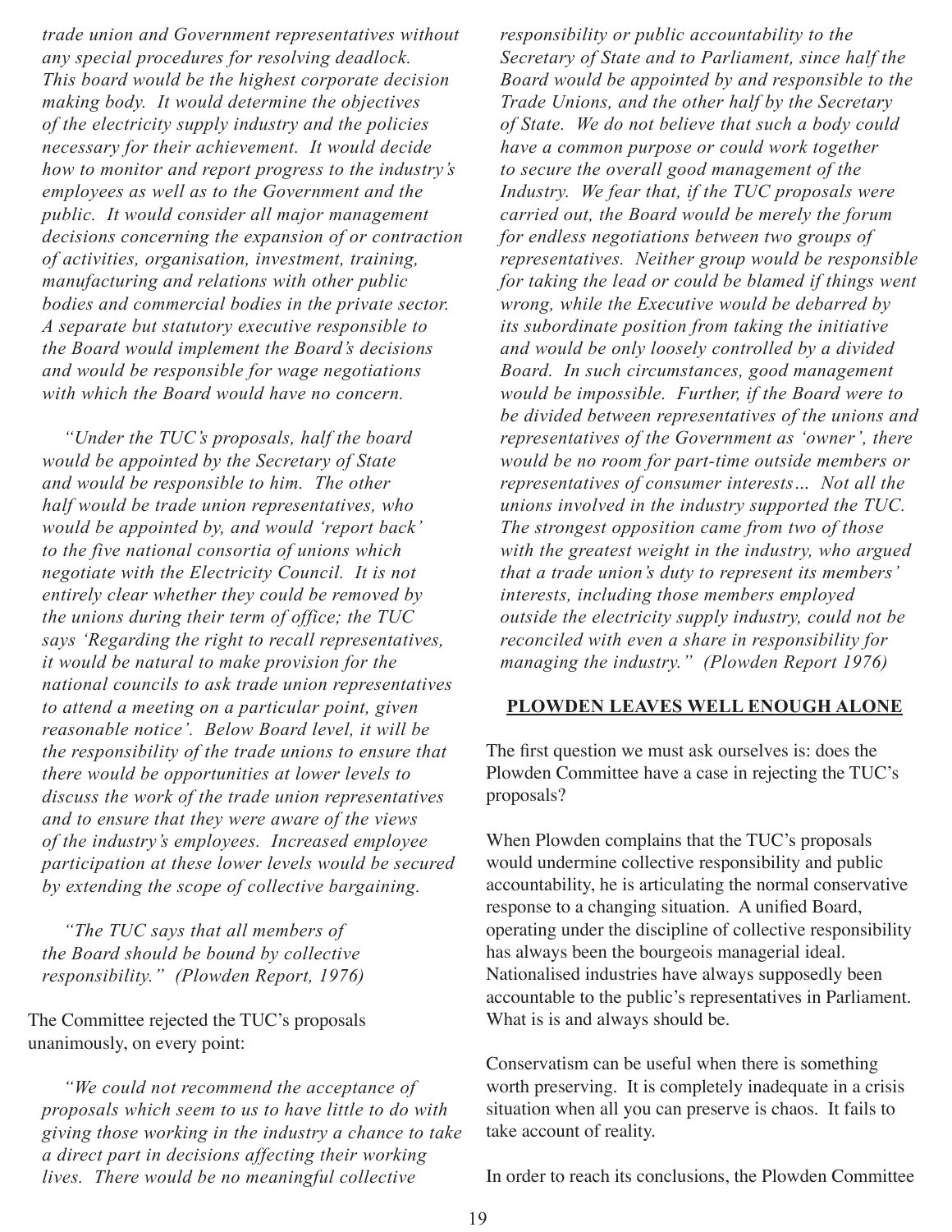*trade union and Government representatives without any special procedures for resolving deadlock. This board would be the highest corporate decision making body. It would determine the objectives of the electricity supply industry and the policies necessary for their achievement. It would decide how to monitor and report progress to the industry's employees as well as to the Government and the public. It would consider all major management decisions concerning the expansion of or contraction of activities, organisation, investment, training, manufacturing and relations with other public bodies and commercial bodies in the private sector. A separate but statutory executive responsible to the Board would implement the Board's decisions and would be responsible for wage negotiations with which the Board would have no concern.*

*"Under the TUC's proposals, half the board would be appointed by the Secretary of State and would be responsible to him. The other half would be trade union representatives, who would be appointed by, and would 'report back' to the five national consortia of unions which negotiate with the Electricity Council. It is not entirely clear whether they could be removed by the unions during their term of office; the TUC says 'Regarding the right to recall representatives, it would be natural to make provision for the national councils to ask trade union representatives to attend a meeting on a particular point, given reasonable notice'. Below Board level, it will be the responsibility of the trade unions to ensure that there would be opportunities at lower levels to discuss the work of the trade union representatives and to ensure that they were aware of the views of the industry's employees. Increased employee participation at these lower levels would be secured by extending the scope of collective bargaining.*

*"The TUC says that all members of the Board should be bound by collective responsibility." (Plowden Report, 1976)*

The Committee rejected the TUC's proposals unanimously, on every point:

*"We could not recommend the acceptance of proposals which seem to us to have little to do with giving those working in the industry a chance to take a direct part in decisions affecting their working lives. There would be no meaningful collective responsibility or public accountability to the Secretary of State and to Parliament, since half the Board would be appointed by and responsible to the Trade Unions, and the other half by the Secretary of State. We do not believe that such a body could have a common purpose or could work together to secure the overall good management of the Industry. We fear that, if the TUC proposals were carried out, the Board would be merely the forum for endless negotiations between two groups of representatives. Neither group would be responsible for taking the lead or could be blamed if things went wrong, while the Executive would be debarred by its subordinate position from taking the initiative and would be only loosely controlled by a divided Board. In such circumstances, good management would be impossible. Further, if the Board were to be divided between representatives of the unions and representatives of the Government as 'owner', there would be no room for part-time outside members or representatives of consumer interests… Not all the unions involved in the industry supported the TUC. The strongest opposition came from two of those with the greatest weight in the industry, who argued that a trade union's duty to represent its members' interests, including those members employed outside the electricity supply industry, could not be reconciled with even a share in responsibility for managing the industry." (Plowden Report 1976)*

## PLOWDEN LEAVES WELL ENOUGH ALONE

The first question we must ask ourselves is: does the Plowden Committee have a case in rejecting the TUC's proposals?

When Plowden complains that the TUC's proposals would undermine collective responsibility and public accountability, he is articulating the normal conservative response to a changing situation. A unified Board, operating under the discipline of collective responsibility has always been the bourgeois managerial ideal. Nationalised industries have always supposedly been accountable to the public's representatives in Parliament. What is is and always should be.

Conservatism can be useful when there is something worth preserving. It is completely inadequate in a crisis situation when all you can preserve is chaos. It fails to take account of reality.

In order to reach its conclusions, the Plowden Committee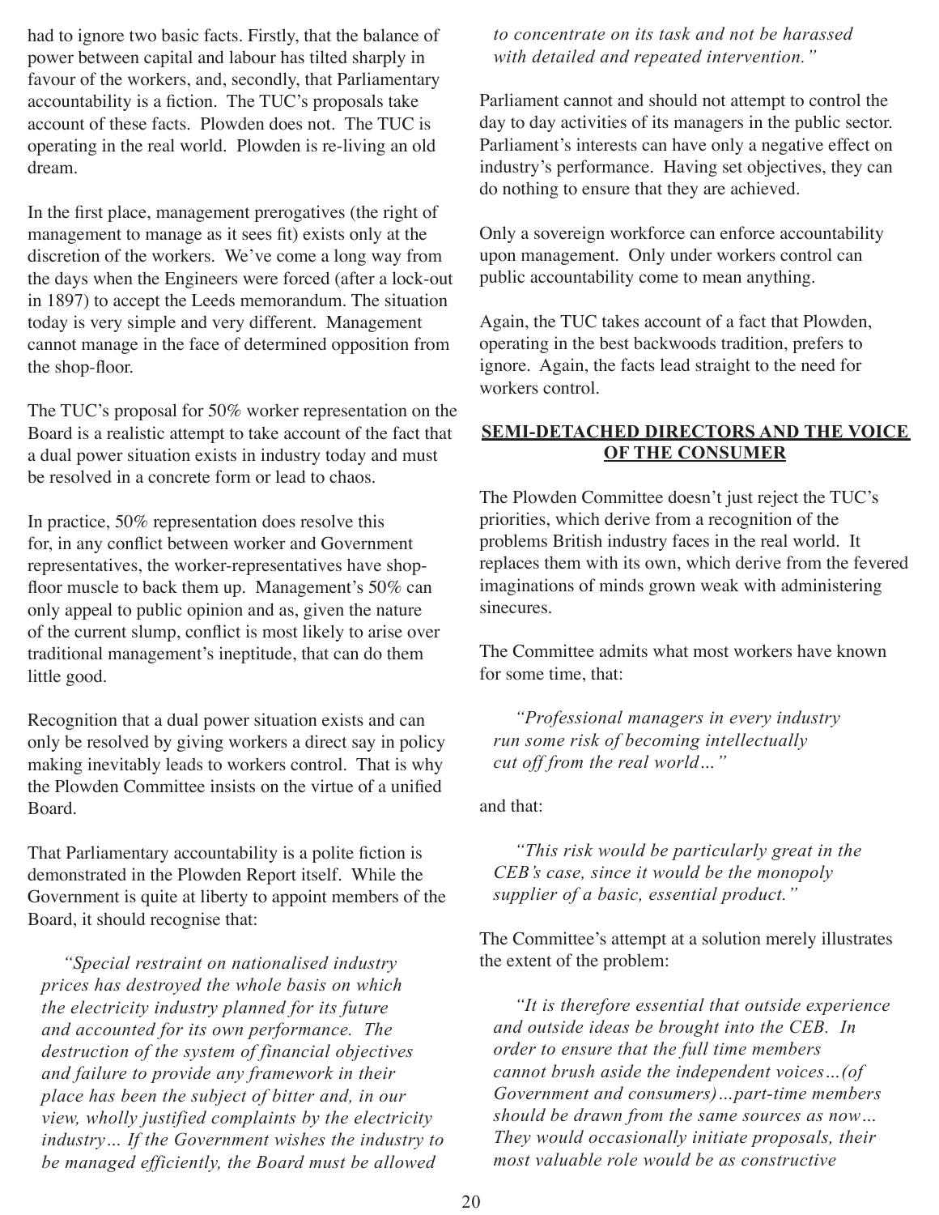had to ignore two basic facts. Firstly, that the balance of power between capital and labour has tilted sharply in favour of the workers, and, secondly, that Parliamentary accountability is a fiction. The TUC's proposals take account of these facts. Plowden does not. The TUC is operating in the real world. Plowden is re-living an old dream.

In the first place, management prerogatives (the right of management to manage as it sees fit) exists only at the discretion of the workers. We've come a long way from the days when the Engineers were forced (after a lock-out in 1897) to accept the Leeds memorandum. The situation today is very simple and very different. Management cannot manage in the face of determined opposition from the shop-floor.

The TUC's proposal for 50% worker representation on the Board is a realistic attempt to take account of the fact that a dual power situation exists in industry today and must be resolved in a concrete form or lead to chaos.

In practice, 50% representation does resolve this for, in any conflict between worker and Government representatives, the worker-representatives have shop-floor muscle to back them up. Management's 50% can only appeal to public opinion and as, given the nature of the current slump, conflict is most likely to arise over traditional management's ineptitude, that can do them little good.

Recognition that a dual power situation exists and can only be resolved by giving workers a direct say in policy making inevitably leads to workers control. That is why the Plowden Committee insists on the virtue of a unified Board.

That Parliamentary accountability is a polite fiction is demonstrated in the Plowden Report itself. While the Government is quite at liberty to appoint members of the Board, it should recognise that:

> *"Special restraint on nationalised industry prices has destroyed the whole basis on which the electricity industry planned for its future and accounted for its own performance. The destruction of the system of financial objectives and failure to provide any framework in their place has been the subject of bitter and, in our view, wholly justified complaints by the electricity industry… If the Government wishes the industry to be managed efficiently, the Board must be allowed to concentrate on its task and not be harassed with detailed and repeated intervention."*

Parliament cannot and should not attempt to control the day to day activities of its managers in the public sector. Parliament's interests can have only a negative effect on industry's performance. Having set objectives, they can do nothing to ensure that they are achieved.

Only a sovereign workforce can enforce accountability upon management. Only under workers control can public accountability come to mean anything.

Again, the TUC takes account of a fact that Plowden, operating in the best backwoods tradition, prefers to ignore. Again, the facts lead straight to the need for workers control.

## SEMI-DETACHED DIRECTORS AND THE VOICE OF THE CONSUMER

The Plowden Committee doesn't just reject the TUC's priorities, which derive from a recognition of the problems British industry faces in the real world. It replaces them with its own, which derive from the fevered imaginations of minds grown weak with administering sinecures.

The Committee admits what most workers have known for some time, that:

> *"Professional managers in every industry run some risk of becoming intellectually cut off from the real world…"*

and that:

> *"This risk would be particularly great in the CEB's case, since it would be the monopoly supplier of a basic, essential product."*

The Committee's attempt at a solution merely illustrates the extent of the problem:

> *"It is therefore essential that outside experience and outside ideas be brought into the CEB. In order to ensure that the full time members cannot brush aside the independent voices…(of Government and consumers)…part-time members should be drawn from the same sources as now… They would occasionally initiate proposals, their most valuable role would be as constructive*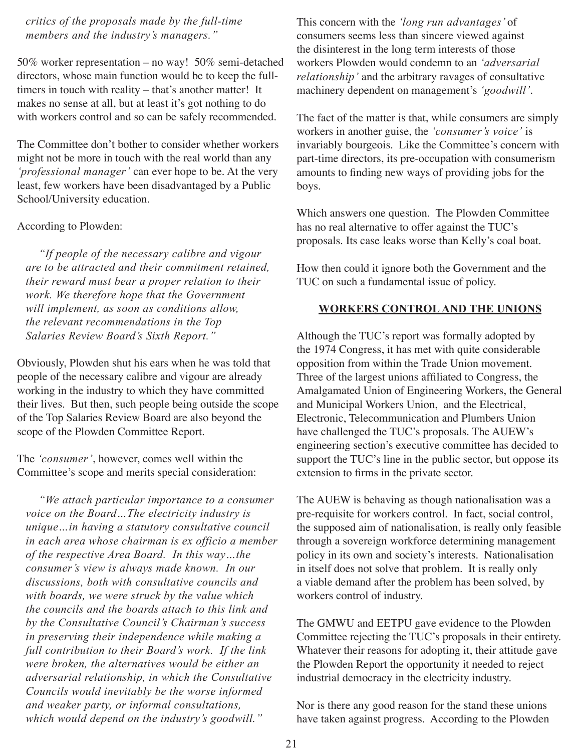*critics of the proposals made by the full-time members and the industry's managers."*

50% worker representation – no way! 50% semi-detached directors, whose main function would be to keep the full-timers in touch with reality – that's another matter! It makes no sense at all, but at least it's got nothing to do with workers control and so can be safely recommended.

The Committee don't bother to consider whether workers might not be more in touch with the real world than any *'professional manager'* can ever hope to be. At the very least, few workers have been disadvantaged by a Public School/University education.

According to Plowden:

> *"If people of the necessary calibre and vigour are to be attracted and their commitment retained, their reward must bear a proper relation to their work. We therefore hope that the Government will implement, as soon as conditions allow, the relevant recommendations in the Top Salaries Review Board's Sixth Report."*

Obviously, Plowden shut his ears when he was told that people of the necessary calibre and vigour are already working in the industry to which they have committed their lives. But then, such people being outside the scope of the Top Salaries Review Board are also beyond the scope of the Plowden Committee Report.

The *'consumer'*, however, comes well within the Committee's scope and merits special consideration:

> *"We attach particular importance to a consumer voice on the Board…The electricity industry is unique…in having a statutory consultative council in each area whose chairman is ex officio a member of the respective Area Board. In this way…the consumer's view is always made known. In our discussions, both with consultative councils and with boards, we were struck by the value which the councils and the boards attach to this link and by the Consultative Council's Chairman's success in preserving their independence while making a full contribution to their Board's work. If the link were broken, the alternatives would be either an adversarial relationship, in which the Consultative Councils would inevitably be the worse informed and weaker party, or informal consultations, which would depend on the industry's goodwill."*

This concern with the *'long run advantages'* of consumers seems less than sincere viewed against the disinterest in the long term interests of those workers Plowden would condemn to an *'adversarial relationship'* and the arbitrary ravages of consultative machinery dependent on management's *'goodwill'*.

The fact of the matter is that, while consumers are simply workers in another guise, the *'consumer's voice'* is invariably bourgeois. Like the Committee's concern with part-time directors, its pre-occupation with consumerism amounts to finding new ways of providing jobs for the boys.

Which answers one question. The Plowden Committee has no real alternative to offer against the TUC's proposals. Its case leaks worse than Kelly's coal boat.

How then could it ignore both the Government and the TUC on such a fundamental issue of policy.

## WORKERS CONTROL AND THE UNIONS

Although the TUC's report was formally adopted by the 1974 Congress, it has met with quite considerable opposition from within the Trade Union movement. Three of the largest unions affiliated to Congress, the Amalgamated Union of Engineering Workers, the General and Municipal Workers Union, and the Electrical, Electronic, Telecommunication and Plumbers Union have challenged the TUC's proposals. The AUEW's engineering section's executive committee has decided to support the TUC's line in the public sector, but oppose its extension to firms in the private sector.

The AUEW is behaving as though nationalisation was a pre-requisite for workers control. In fact, social control, the supposed aim of nationalisation, is really only feasible through a sovereign workforce determining management policy in its own and society's interests. Nationalisation in itself does not solve that problem. It is really only a viable demand after the problem has been solved, by workers control of industry.

The GMWU and EETPU gave evidence to the Plowden Committee rejecting the TUC's proposals in their entirety. Whatever their reasons for adopting it, their attitude gave the Plowden Report the opportunity it needed to reject industrial democracy in the electricity industry.

Nor is there any good reason for the stand these unions have taken against progress. According to the Plowden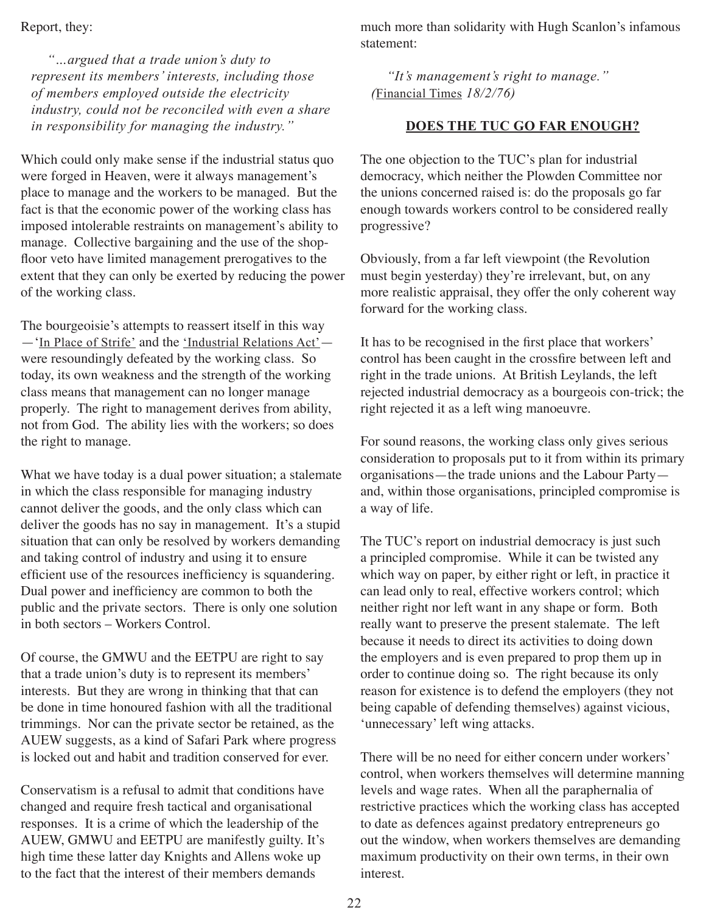Report, they:

> *"...argued that a trade union's duty to represent its members' interests, including those of members employed outside the electricity industry, could not be reconciled with even a share in responsibility for managing the industry."*

Which could only make sense if the industrial status quo were forged in Heaven, were it always management's place to manage and the workers to be managed. But the fact is that the economic power of the working class has imposed intolerable restraints on management's ability to manage. Collective bargaining and the use of the shop-floor veto have limited management prerogatives to the extent that they can only be exerted by reducing the power of the working class.

The bourgeoisie's attempts to reassert itself in this way—'In Place of Strife' and the 'Industrial Relations Act'—were resoundingly defeated by the working class. So today, its own weakness and the strength of the working class means that management can no longer manage properly. The right to management derives from ability, not from God. The ability lies with the workers; so does the right to manage.

What we have today is a dual power situation; a stalemate in which the class responsible for managing industry cannot deliver the goods, and the only class which can deliver the goods has no say in management. It's a stupid situation that can only be resolved by workers demanding and taking control of industry and using it to ensure efficient use of the resources inefficiency is squandering. Dual power and inefficiency are common to both the public and the private sectors. There is only one solution in both sectors – Workers Control.

Of course, the GMWU and the EETPU are right to say that a trade union's duty is to represent its members' interests. But they are wrong in thinking that that can be done in time honoured fashion with all the traditional trimmings. Nor can the private sector be retained, as the AUEW suggests, as a kind of Safari Park where progress is locked out and habit and tradition conserved for ever.

Conservatism is a refusal to admit that conditions have changed and require fresh tactical and organisational responses. It is a crime of which the leadership of the AUEW, GMWU and EETPU are manifestly guilty. It's high time these latter day Knights and Allens woke up to the fact that the interest of their members demands much more than solidarity with Hugh Scanlon's infamous statement:

> *"It's management's right to manage." (Financial Times 18/2/76)*

## DOES THE TUC GO FAR ENOUGH?

The one objection to the TUC's plan for industrial democracy, which neither the Plowden Committee nor the unions concerned raised is: do the proposals go far enough towards workers control to be considered really progressive?

Obviously, from a far left viewpoint (the Revolution must begin yesterday) they're irrelevant, but, on any more realistic appraisal, they offer the only coherent way forward for the working class.

It has to be recognised in the first place that workers' control has been caught in the crossfire between left and right in the trade unions. At British Leylands, the left rejected industrial democracy as a bourgeois con-trick; the right rejected it as a left wing manoeuvre.

For sound reasons, the working class only gives serious consideration to proposals put to it from within its primary organisations—the trade unions and the Labour Party—and, within those organisations, principled compromise is a way of life.

The TUC's report on industrial democracy is just such a principled compromise. While it can be twisted any which way on paper, by either right or left, in practice it can lead only to real, effective workers control; which neither right nor left want in any shape or form. Both really want to preserve the present stalemate. The left because it needs to direct its activities to doing down the employers and is even prepared to prop them up in order to continue doing so. The right because its only reason for existence is to defend the employers (they not being capable of defending themselves) against vicious, 'unnecessary' left wing attacks.

There will be no need for either concern under workers' control, when workers themselves will determine manning levels and wage rates. When all the paraphernalia of restrictive practices which the working class has accepted to date as defences against predatory entrepreneurs go out the window, when workers themselves are demanding maximum productivity on their own terms, in their own interest.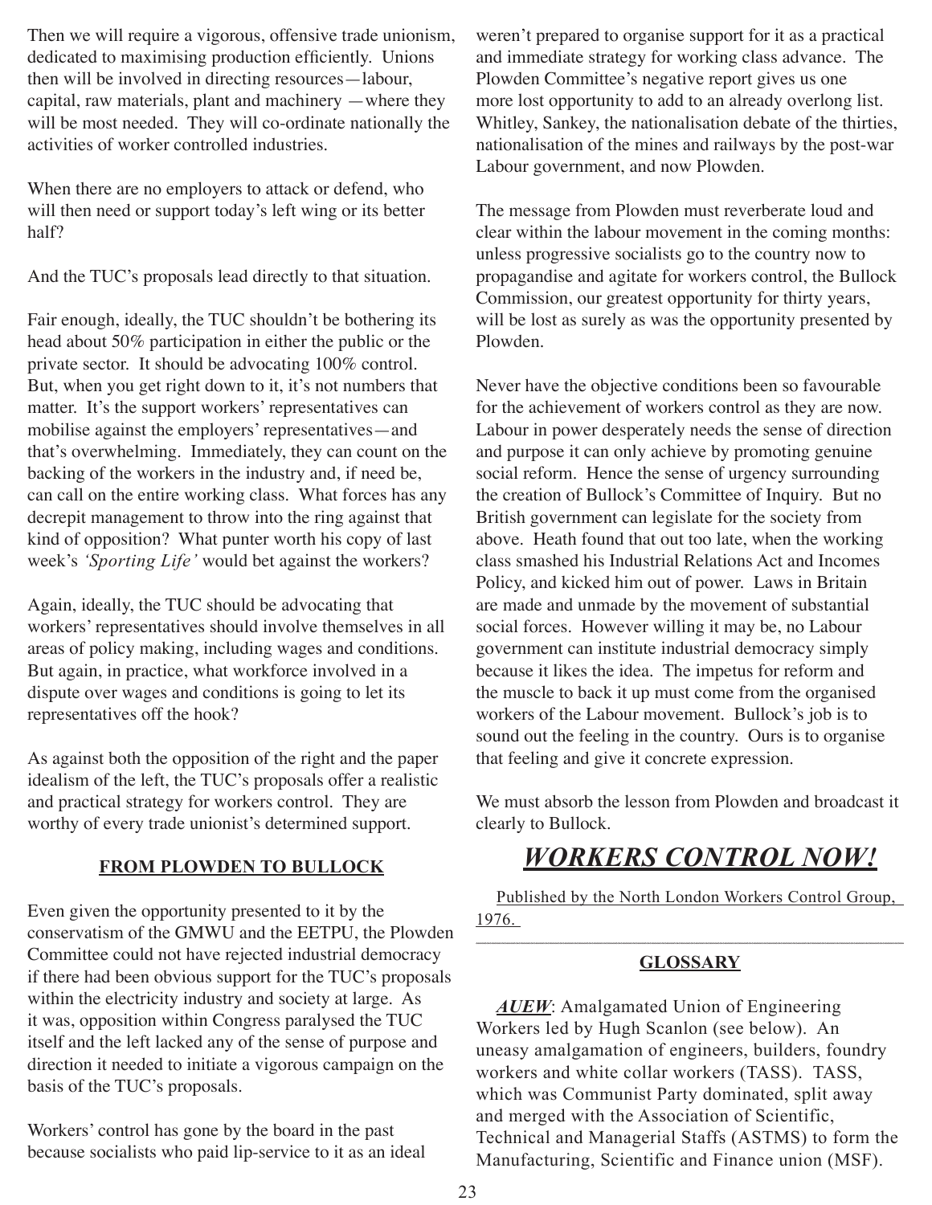Then we will require a vigorous, offensive trade unionism, dedicated to maximising production efficiently. Unions then will be involved in directing resources—labour, capital, raw materials, plant and machinery —where they will be most needed. They will co-ordinate nationally the activities of worker controlled industries.

When there are no employers to attack or defend, who will then need or support today's left wing or its better half?

And the TUC's proposals lead directly to that situation.

Fair enough, ideally, the TUC shouldn't be bothering its head about 50% participation in either the public or the private sector. It should be advocating 100% control. But, when you get right down to it, it's not numbers that matter. It's the support workers' representatives can mobilise against the employers' representatives—and that's overwhelming. Immediately, they can count on the backing of the workers in the industry and, if need be, can call on the entire working class. What forces has any decrepit management to throw into the ring against that kind of opposition? What punter worth his copy of last week's *'Sporting Life'* would bet against the workers?

Again, ideally, the TUC should be advocating that workers' representatives should involve themselves in all areas of policy making, including wages and conditions. But again, in practice, what workforce involved in a dispute over wages and conditions is going to let its representatives off the hook?

As against both the opposition of the right and the paper idealism of the left, the TUC's proposals offer a realistic and practical strategy for workers control. They are worthy of every trade unionist's determined support.

## FROM PLOWDEN TO BULLOCK

Even given the opportunity presented to it by the conservatism of the GMWU and the EETPU, the Plowden Committee could not have rejected industrial democracy if there had been obvious support for the TUC's proposals within the electricity industry and society at large. As it was, opposition within Congress paralysed the TUC itself and the left lacked any of the sense of purpose and direction it needed to initiate a vigorous campaign on the basis of the TUC's proposals.

Workers' control has gone by the board in the past because socialists who paid lip-service to it as an ideal weren't prepared to organise support for it as a practical and immediate strategy for working class advance. The Plowden Committee's negative report gives us one more lost opportunity to add to an already overlong list. Whitley, Sankey, the nationalisation debate of the thirties, nationalisation of the mines and railways by the post-war Labour government, and now Plowden.

The message from Plowden must reverberate loud and clear within the labour movement in the coming months: unless progressive socialists go to the country now to propagandise and agitate for workers control, the Bullock Commission, our greatest opportunity for thirty years, will be lost as surely as was the opportunity presented by Plowden.

Never have the objective conditions been so favourable for the achievement of workers control as they are now. Labour in power desperately needs the sense of direction and purpose it can only achieve by promoting genuine social reform. Hence the sense of urgency surrounding the creation of Bullock's Committee of Inquiry. But no British government can legislate for the society from above. Heath found that out too late, when the working class smashed his Industrial Relations Act and Incomes Policy, and kicked him out of power. Laws in Britain are made and unmade by the movement of substantial social forces. However willing it may be, no Labour government can institute industrial democracy simply because it likes the idea. The impetus for reform and the muscle to back it up must come from the organised workers of the Labour movement. Bullock's job is to sound out the feeling in the country. Ours is to organise that feeling and give it concrete expression.

We must absorb the lesson from Plowden and broadcast it clearly to Bullock.

# *WORKERS CONTROL NOW!*

Published by the North London Workers Control Group, 1976.

---

## GLOSSARY

***AUEW***: Amalgamated Union of Engineering Workers led by Hugh Scanlon (see below). An uneasy amalgamation of engineers, builders, foundry workers and white collar workers (TASS). TASS, which was Communist Party dominated, split away and merged with the Association of Scientific, Technical and Managerial Staffs (ASTMS) to form the Manufacturing, Scientific and Finance union (MSF).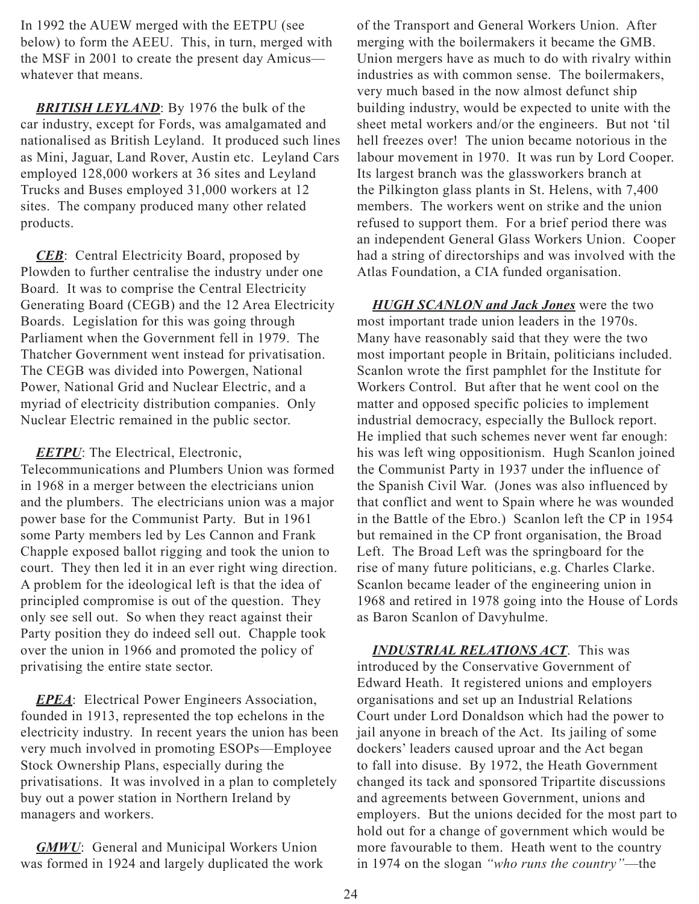In 1992 the AUEW merged with the EETPU (see below) to form the AEEU. This, in turn, merged with the MSF in 2001 to create the present day Amicus—whatever that means.

***BRITISH LEYLAND***: By 1976 the bulk of the car industry, except for Fords, was amalgamated and nationalised as British Leyland. It produced such lines as Mini, Jaguar, Land Rover, Austin etc. Leyland Cars employed 128,000 workers at 36 sites and Leyland Trucks and Buses employed 31,000 workers at 12 sites. The company produced many other related products.

***CEB***: Central Electricity Board, proposed by Plowden to further centralise the industry under one Board. It was to comprise the Central Electricity Generating Board (CEGB) and the 12 Area Electricity Boards. Legislation for this was going through Parliament when the Government fell in 1979. The Thatcher Government went instead for privatisation. The CEGB was divided into Powergen, National Power, National Grid and Nuclear Electric, and a myriad of electricity distribution companies. Only Nuclear Electric remained in the public sector.

***EETPU***: The Electrical, Electronic, Telecommunications and Plumbers Union was formed in 1968 in a merger between the electricians union and the plumbers. The electricians union was a major power base for the Communist Party. But in 1961 some Party members led by Les Cannon and Frank Chapple exposed ballot rigging and took the union to court. They then led it in an ever right wing direction. A problem for the ideological left is that the idea of principled compromise is out of the question. They only see sell out. So when they react against their Party position they do indeed sell out. Chapple took over the union in 1966 and promoted the policy of privatising the entire state sector.

***EPEA***: Electrical Power Engineers Association, founded in 1913, represented the top echelons in the electricity industry. In recent years the union has been very much involved in promoting ESOPs—Employee Stock Ownership Plans, especially during the privatisations. It was involved in a plan to completely buy out a power station in Northern Ireland by managers and workers.

***GMWU***: General and Municipal Workers Union was formed in 1924 and largely duplicated the work of the Transport and General Workers Union. After merging with the boilermakers it became the GMB. Union mergers have as much to do with rivalry within industries as with common sense. The boilermakers, very much based in the now almost defunct ship building industry, would be expected to unite with the sheet metal workers and/or the engineers. But not 'til hell freezes over! The union became notorious in the labour movement in 1970. It was run by Lord Cooper. Its largest branch was the glassworkers branch at the Pilkington glass plants in St. Helens, with 7,400 members. The workers went on strike and the union refused to support them. For a brief period there was an independent General Glass Workers Union. Cooper had a string of directorships and was involved with the Atlas Foundation, a CIA funded organisation.

***HUGH SCANLON and Jack Jones*** were the two most important trade union leaders in the 1970s. Many have reasonably said that they were the two most important people in Britain, politicians included. Scanlon wrote the first pamphlet for the Institute for Workers Control. But after that he went cool on the matter and opposed specific policies to implement industrial democracy, especially the Bullock report. He implied that such schemes never went far enough: his was left wing oppositionism. Hugh Scanlon joined the Communist Party in 1937 under the influence of the Spanish Civil War. (Jones was also influenced by that conflict and went to Spain where he was wounded in the Battle of the Ebro.) Scanlon left the CP in 1954 but remained in the CP front organisation, the Broad Left. The Broad Left was the springboard for the rise of many future politicians, e.g. Charles Clarke. Scanlon became leader of the engineering union in 1968 and retired in 1978 going into the House of Lords as Baron Scanlon of Davyhulme.

***INDUSTRIAL RELATIONS ACT***. This was introduced by the Conservative Government of Edward Heath. It registered unions and employers organisations and set up an Industrial Relations Court under Lord Donaldson which had the power to jail anyone in breach of the Act. Its jailing of some dockers' leaders caused uproar and the Act began to fall into disuse. By 1972, the Heath Government changed its tack and sponsored Tripartite discussions and agreements between Government, unions and employers. But the unions decided for the most part to hold out for a change of government which would be more favourable to them. Heath went to the country in 1974 on the slogan *"who runs the country"*—the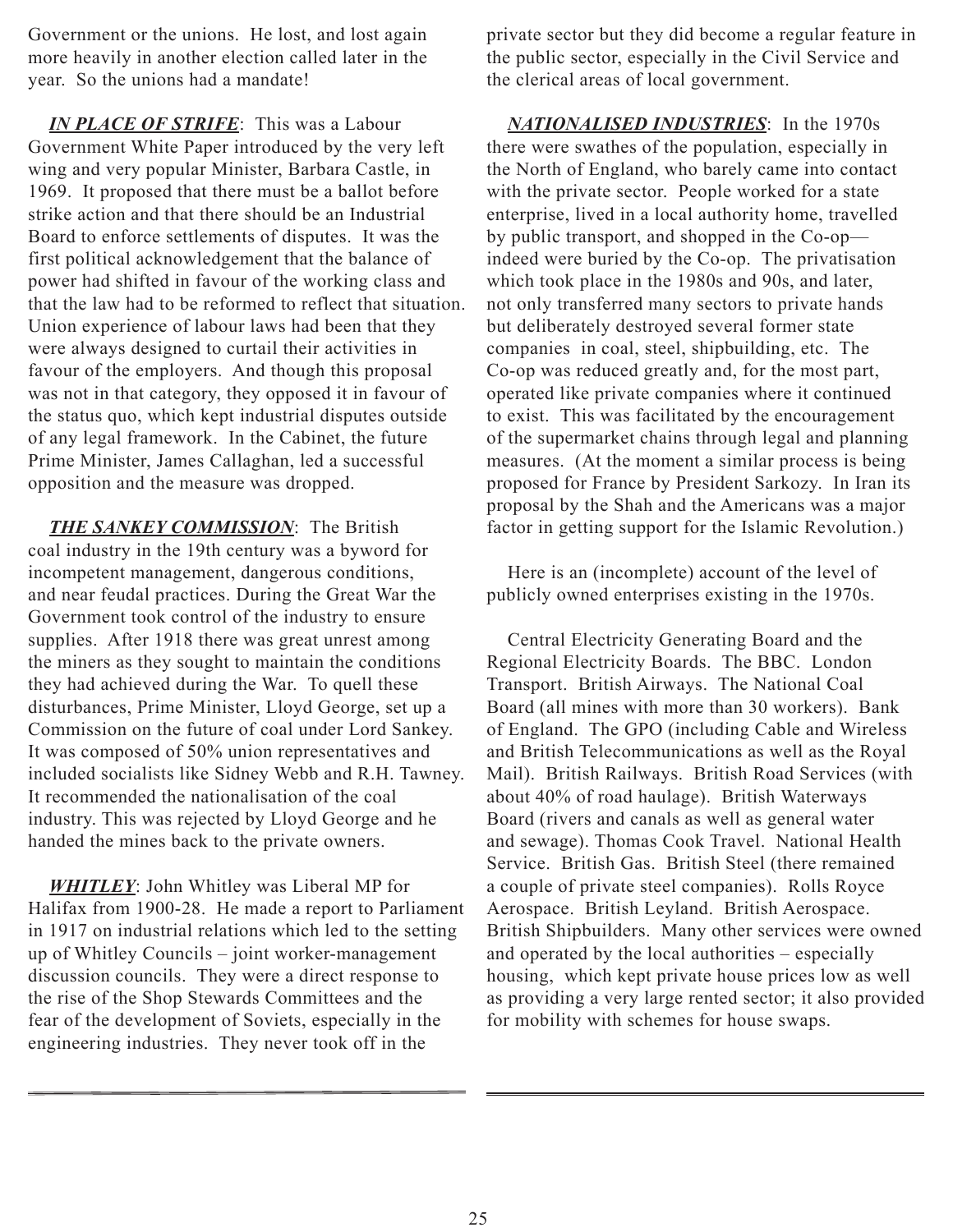Government or the unions. He lost, and lost again more heavily in another election called later in the year. So the unions had a mandate!

***IN PLACE OF STRIFE***: This was a Labour Government White Paper introduced by the very left wing and very popular Minister, Barbara Castle, in 1969. It proposed that there must be a ballot before strike action and that there should be an Industrial Board to enforce settlements of disputes. It was the first political acknowledgement that the balance of power had shifted in favour of the working class and that the law had to be reformed to reflect that situation. Union experience of labour laws had been that they were always designed to curtail their activities in favour of the employers. And though this proposal was not in that category, they opposed it in favour of the status quo, which kept industrial disputes outside of any legal framework. In the Cabinet, the future Prime Minister, James Callaghan, led a successful opposition and the measure was dropped.

***THE SANKEY COMMISSION***: The British coal industry in the 19th century was a byword for incompetent management, dangerous conditions, and near feudal practices. During the Great War the Government took control of the industry to ensure supplies. After 1918 there was great unrest among the miners as they sought to maintain the conditions they had achieved during the War. To quell these disturbances, Prime Minister, Lloyd George, set up a Commission on the future of coal under Lord Sankey. It was composed of 50% union representatives and included socialists like Sidney Webb and R.H. Tawney. It recommended the nationalisation of the coal industry. This was rejected by Lloyd George and he handed the mines back to the private owners.

***WHITLEY***: John Whitley was Liberal MP for Halifax from 1900-28. He made a report to Parliament in 1917 on industrial relations which led to the setting up of Whitley Councils – joint worker-management discussion councils. They were a direct response to the rise of the Shop Stewards Committees and the fear of the development of Soviets, especially in the engineering industries. They never took off in the private sector but they did become a regular feature in the public sector, especially in the Civil Service and the clerical areas of local government.

***NATIONALISED INDUSTRIES***: In the 1970s there were swathes of the population, especially in the North of England, who barely came into contact with the private sector. People worked for a state enterprise, lived in a local authority home, travelled by public transport, and shopped in the Co-op—indeed were buried by the Co-op. The privatisation which took place in the 1980s and 90s, and later, not only transferred many sectors to private hands but deliberately destroyed several former state companies in coal, steel, shipbuilding, etc. The Co-op was reduced greatly and, for the most part, operated like private companies where it continued to exist. This was facilitated by the encouragement of the supermarket chains through legal and planning measures. (At the moment a similar process is being proposed for France by President Sarkozy. In Iran its proposal by the Shah and the Americans was a major factor in getting support for the Islamic Revolution.)

Here is an (incomplete) account of the level of publicly owned enterprises existing in the 1970s.

Central Electricity Generating Board and the Regional Electricity Boards. The BBC. London Transport. British Airways. The National Coal Board (all mines with more than 30 workers). Bank of England. The GPO (including Cable and Wireless and British Telecommunications as well as the Royal Mail). British Railways. British Road Services (with about 40% of road haulage). British Waterways Board (rivers and canals as well as general water and sewage). Thomas Cook Travel. National Health Service. British Gas. British Steel (there remained a couple of private steel companies). Rolls Royce Aerospace. British Leyland. British Aerospace. British Shipbuilders. Many other services were owned and operated by the local authorities – especially housing, which kept private house prices low as well as providing a very large rented sector; it also provided for mobility with schemes for house swaps.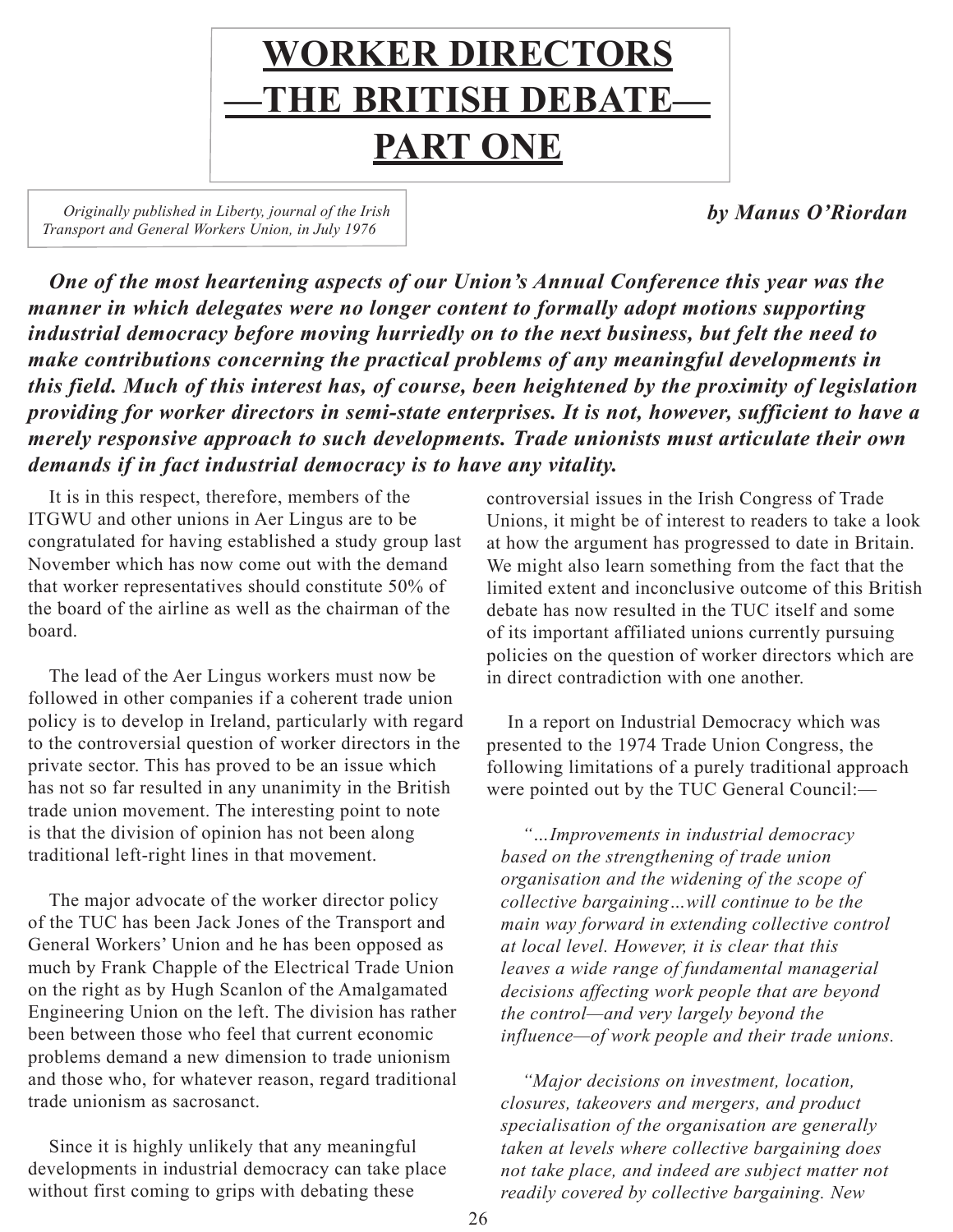# WORKER DIRECTORS —THE BRITISH DEBATE— PART ONE

*Originally published in Liberty, journal of the Irish Transport and General Workers Union, in July 1976*

***by Manus O'Riordan***

***One of the most heartening aspects of our Union's Annual Conference this year was the manner in which delegates were no longer content to formally adopt motions supporting industrial democracy before moving hurriedly on to the next business, but felt the need to make contributions concerning the practical problems of any meaningful developments in this field. Much of this interest has, of course, been heightened by the proximity of legislation providing for worker directors in semi-state enterprises. It is not, however, sufficient to have a merely responsive approach to such developments. Trade unionists must articulate their own demands if in fact industrial democracy is to have any vitality.***

It is in this respect, therefore, members of the ITGWU and other unions in Aer Lingus are to be congratulated for having established a study group last November which has now come out with the demand that worker representatives should constitute 50% of the board of the airline as well as the chairman of the board.

The lead of the Aer Lingus workers must now be followed in other companies if a coherent trade union policy is to develop in Ireland, particularly with regard to the controversial question of worker directors in the private sector. This has proved to be an issue which has not so far resulted in any unanimity in the British trade union movement. The interesting point to note is that the division of opinion has not been along traditional left-right lines in that movement.

The major advocate of the worker director policy of the TUC has been Jack Jones of the Transport and General Workers' Union and he has been opposed as much by Frank Chapple of the Electrical Trade Union on the right as by Hugh Scanlon of the Amalgamated Engineering Union on the left. The division has rather been between those who feel that current economic problems demand a new dimension to trade unionism and those who, for whatever reason, regard traditional trade unionism as sacrosanct.

Since it is highly unlikely that any meaningful developments in industrial democracy can take place without first coming to grips with debating these controversial issues in the Irish Congress of Trade Unions, it might be of interest to readers to take a look at how the argument has progressed to date in Britain. We might also learn something from the fact that the limited extent and inconclusive outcome of this British debate has now resulted in the TUC itself and some of its important affiliated unions currently pursuing policies on the question of worker directors which are in direct contradiction with one another.

In a report on Industrial Democracy which was presented to the 1974 Trade Union Congress, the following limitations of a purely traditional approach were pointed out by the TUC General Council:—

*"…Improvements in industrial democracy based on the strengthening of trade union organisation and the widening of the scope of collective bargaining…will continue to be the main way forward in extending collective control at local level. However, it is clear that this leaves a wide range of fundamental managerial decisions affecting work people that are beyond the control—and very largely beyond the influence—of work people and their trade unions.*

*"Major decisions on investment, location, closures, takeovers and mergers, and product specialisation of the organisation are generally taken at levels where collective bargaining does not take place, and indeed are subject matter not readily covered by collective bargaining. New*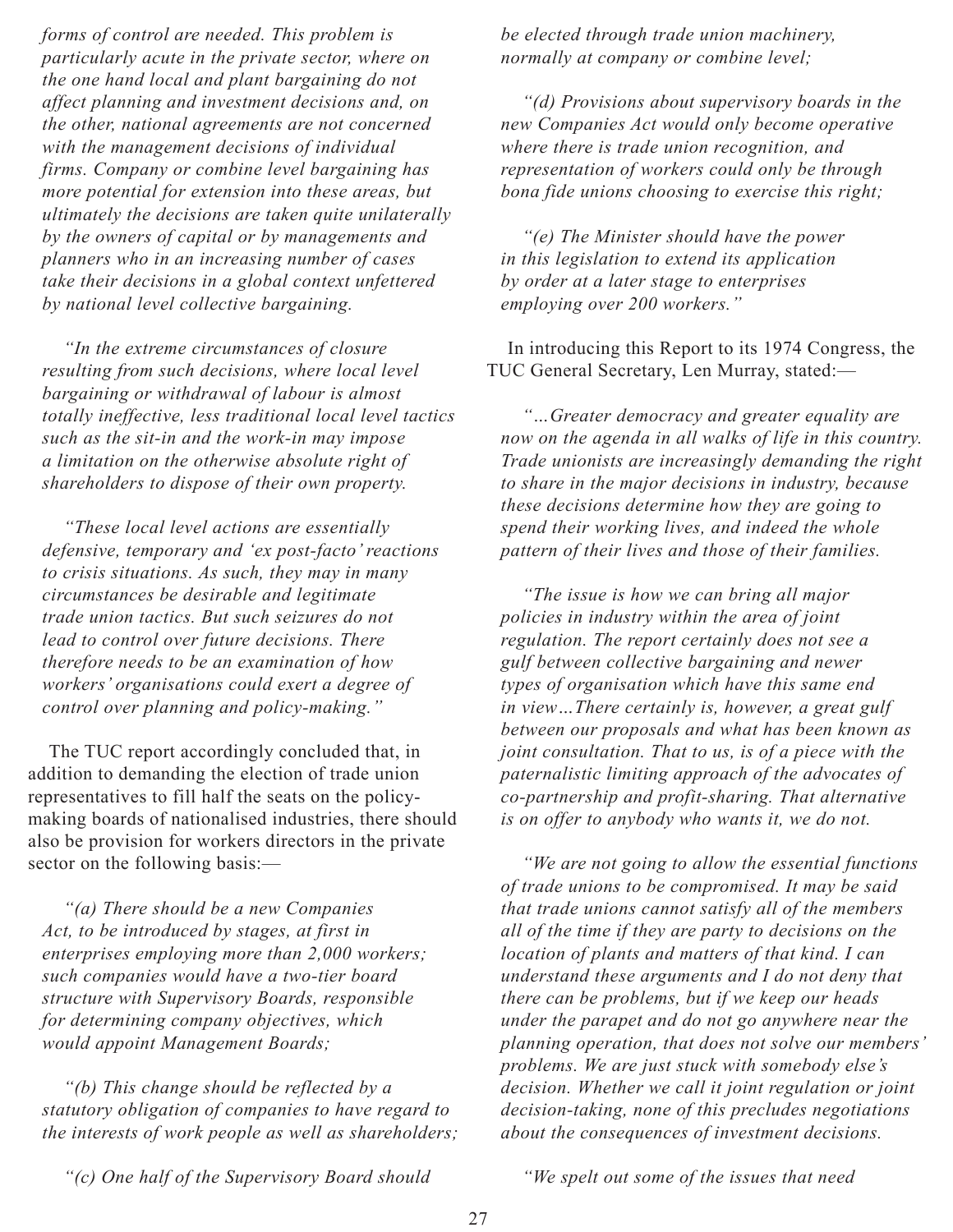*forms of control are needed. This problem is particularly acute in the private sector, where on the one hand local and plant bargaining do not affect planning and investment decisions and, on the other, national agreements are not concerned with the management decisions of individual firms. Company or combine level bargaining has more potential for extension into these areas, but ultimately the decisions are taken quite unilaterally by the owners of capital or by managements and planners who in an increasing number of cases take their decisions in a global context unfettered by national level collective bargaining.*

*"In the extreme circumstances of closure resulting from such decisions, where local level bargaining or withdrawal of labour is almost totally ineffective, less traditional local level tactics such as the sit-in and the work-in may impose a limitation on the otherwise absolute right of shareholders to dispose of their own property.*

*"These local level actions are essentially defensive, temporary and 'ex post-facto' reactions to crisis situations. As such, they may in many circumstances be desirable and legitimate trade union tactics. But such seizures do not lead to control over future decisions. There therefore needs to be an examination of how workers' organisations could exert a degree of control over planning and policy-making."*

The TUC report accordingly concluded that, in addition to demanding the election of trade union representatives to fill half the seats on the policy-making boards of nationalised industries, there should also be provision for workers directors in the private sector on the following basis:—

*"(a) There should be a new Companies Act, to be introduced by stages, at first in enterprises employing more than 2,000 workers; such companies would have a two-tier board structure with Supervisory Boards, responsible for determining company objectives, which would appoint Management Boards;*

*"(b) This change should be reflected by a statutory obligation of companies to have regard to the interests of work people as well as shareholders;*

*"(c) One half of the Supervisory Board should be elected through trade union machinery, normally at company or combine level;*

*"(d) Provisions about supervisory boards in the new Companies Act would only become operative where there is trade union recognition, and representation of workers could only be through bona fide unions choosing to exercise this right;*

*"(e) The Minister should have the power in this legislation to extend its application by order at a later stage to enterprises employing over 200 workers."*

In introducing this Report to its 1974 Congress, the TUC General Secretary, Len Murray, stated:—

*"…Greater democracy and greater equality are now on the agenda in all walks of life in this country. Trade unionists are increasingly demanding the right to share in the major decisions in industry, because these decisions determine how they are going to spend their working lives, and indeed the whole pattern of their lives and those of their families.*

*"The issue is how we can bring all major policies in industry within the area of joint regulation. The report certainly does not see a gulf between collective bargaining and newer types of organisation which have this same end in view…There certainly is, however, a great gulf between our proposals and what has been known as joint consultation. That to us, is of a piece with the paternalistic limiting approach of the advocates of co-partnership and profit-sharing. That alternative is on offer to anybody who wants it, we do not.*

*"We are not going to allow the essential functions of trade unions to be compromised. It may be said that trade unions cannot satisfy all of the members all of the time if they are party to decisions on the location of plants and matters of that kind. I can understand these arguments and I do not deny that there can be problems, but if we keep our heads under the parapet and do not go anywhere near the planning operation, that does not solve our members' problems. We are just stuck with somebody else's decision. Whether we call it joint regulation or joint decision-taking, none of this precludes negotiations about the consequences of investment decisions.*

*"We spelt out some of the issues that need*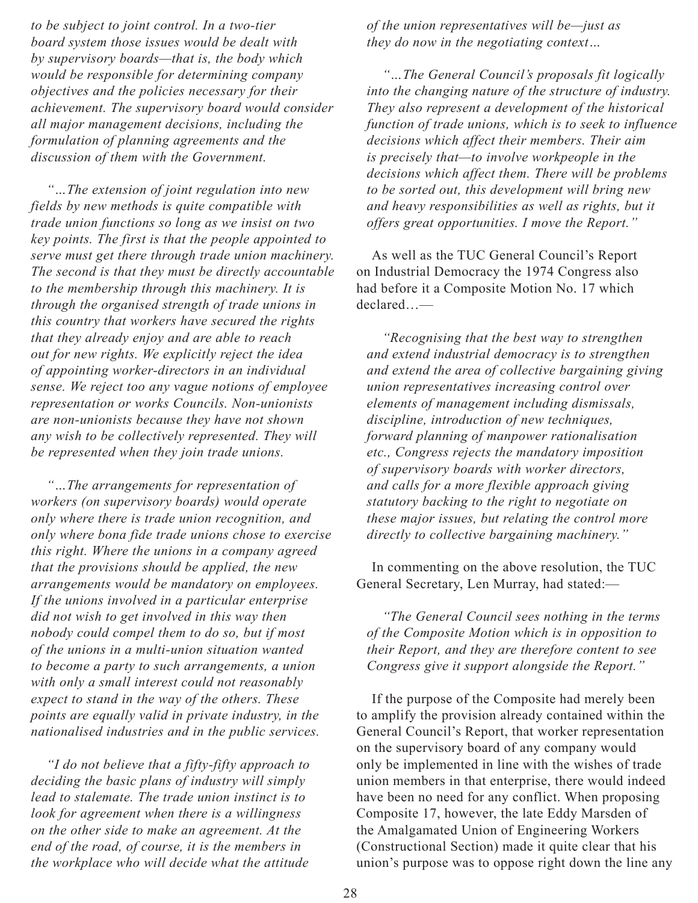*to be subject to joint control. In a two-tier board system those issues would be dealt with by supervisory boards—that is, the body which would be responsible for determining company objectives and the policies necessary for their achievement. The supervisory board would consider all major management decisions, including the formulation of planning agreements and the discussion of them with the Government.*

*"…The extension of joint regulation into new fields by new methods is quite compatible with trade union functions so long as we insist on two key points. The first is that the people appointed to serve must get there through trade union machinery. The second is that they must be directly accountable to the membership through this machinery. It is through the organised strength of trade unions in this country that workers have secured the rights that they already enjoy and are able to reach out for new rights. We explicitly reject the idea of appointing worker-directors in an individual sense. We reject too any vague notions of employee representation or works Councils. Non-unionists are non-unionists because they have not shown any wish to be collectively represented. They will be represented when they join trade unions.*

*"…The arrangements for representation of workers (on supervisory boards) would operate only where there is trade union recognition, and only where bona fide trade unions chose to exercise this right. Where the unions in a company agreed that the provisions should be applied, the new arrangements would be mandatory on employees. If the unions involved in a particular enterprise did not wish to get involved in this way then nobody could compel them to do so, but if most of the unions in a multi-union situation wanted to become a party to such arrangements, a union with only a small interest could not reasonably expect to stand in the way of the others. These points are equally valid in private industry, in the nationalised industries and in the public services.*

*"I do not believe that a fifty-fifty approach to deciding the basic plans of industry will simply lead to stalemate. The trade union instinct is to look for agreement when there is a willingness on the other side to make an agreement. At the end of the road, of course, it is the members in the workplace who will decide what the attitude of the union representatives will be—just as they do now in the negotiating context…*

*"…The General Council's proposals fit logically into the changing nature of the structure of industry. They also represent a development of the historical function of trade unions, which is to seek to influence decisions which affect their members. Their aim is precisely that—to involve workpeople in the decisions which affect them. There will be problems to be sorted out, this development will bring new and heavy responsibilities as well as rights, but it offers great opportunities. I move the Report."*

As well as the TUC General Council's Report on Industrial Democracy the 1974 Congress also had before it a Composite Motion No. 17 which declared…—

*"Recognising that the best way to strengthen and extend industrial democracy is to strengthen and extend the area of collective bargaining giving union representatives increasing control over elements of management including dismissals, discipline, introduction of new techniques, forward planning of manpower rationalisation etc., Congress rejects the mandatory imposition of supervisory boards with worker directors, and calls for a more flexible approach giving statutory backing to the right to negotiate on these major issues, but relating the control more directly to collective bargaining machinery."*

In commenting on the above resolution, the TUC General Secretary, Len Murray, had stated:—

*"The General Council sees nothing in the terms of the Composite Motion which is in opposition to their Report, and they are therefore content to see Congress give it support alongside the Report."*

If the purpose of the Composite had merely been to amplify the provision already contained within the General Council's Report, that worker representation on the supervisory board of any company would only be implemented in line with the wishes of trade union members in that enterprise, there would indeed have been no need for any conflict. When proposing Composite 17, however, the late Eddy Marsden of the Amalgamated Union of Engineering Workers (Constructional Section) made it quite clear that his union's purpose was to oppose right down the line any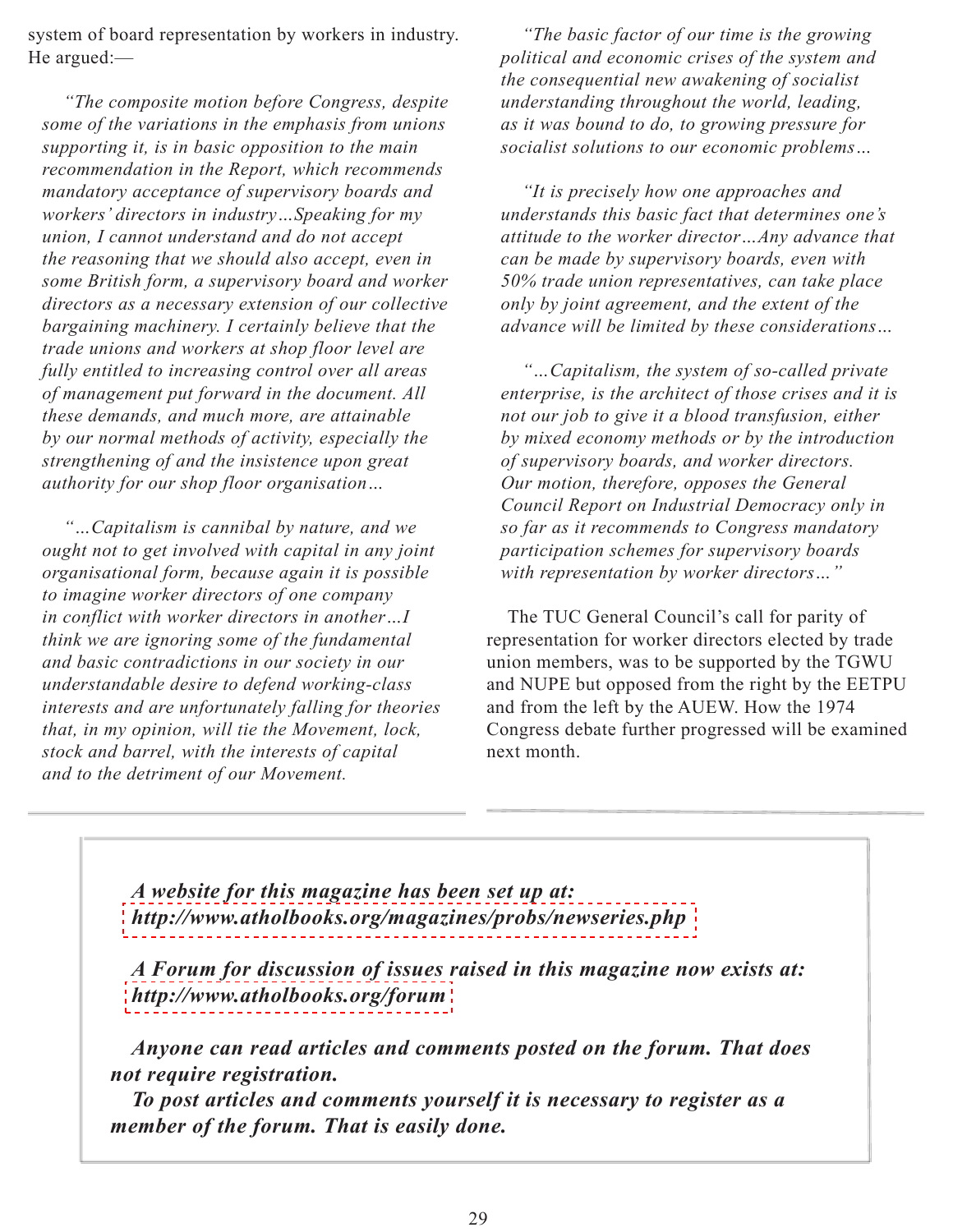system of board representation by workers in industry. He argued:—

> *"The composite motion before Congress, despite some of the variations in the emphasis from unions supporting it, is in basic opposition to the main recommendation in the Report, which recommends mandatory acceptance of supervisory boards and workers' directors in industry…Speaking for my union, I cannot understand and do not accept the reasoning that we should also accept, even in some British form, a supervisory board and worker directors as a necessary extension of our collective bargaining machinery. I certainly believe that the trade unions and workers at shop floor level are fully entitled to increasing control over all areas of management put forward in the document. All these demands, and much more, are attainable by our normal methods of activity, especially the strengthening of and the insistence upon great authority for our shop floor organisation…*
>
> *"…Capitalism is cannibal by nature, and we ought not to get involved with capital in any joint organisational form, because again it is possible to imagine worker directors of one company in conflict with worker directors in another…I think we are ignoring some of the fundamental and basic contradictions in our society in our understandable desire to defend working-class interests and are unfortunately falling for theories that, in my opinion, will tie the Movement, lock, stock and barrel, with the interests of capital and to the detriment of our Movement.*
>
> *"The basic factor of our time is the growing political and economic crises of the system and the consequential new awakening of socialist understanding throughout the world, leading, as it was bound to do, to growing pressure for socialist solutions to our economic problems…*
>
> *"It is precisely how one approaches and understands this basic fact that determines one's attitude to the worker director…Any advance that can be made by supervisory boards, even with 50% trade union representatives, can take place only by joint agreement, and the extent of the advance will be limited by these considerations…*
>
> *"…Capitalism, the system of so-called private enterprise, is the architect of those crises and it is not our job to give it a blood transfusion, either by mixed economy methods or by the introduction of supervisory boards, and worker directors. Our motion, therefore, opposes the General Council Report on Industrial Democracy only in so far as it recommends to Congress mandatory participation schemes for supervisory boards with representation by worker directors…"*

The TUC General Council's call for parity of representation for worker directors elected by trade union members, was to be supported by the TGWU and NUPE but opposed from the right by the EETPU and from the left by the AUEW. How the 1974 Congress debate further progressed will be examined next month.

---

***A website for this magazine has been set up at:***
***http://www.atholbooks.org/magazines/probs/newseries.php***

***A Forum for discussion of issues raised in this magazine now exists at:***
***http://www.atholbooks.org/forum***

***Anyone can read articles and comments posted on the forum. That does not require registration.***
***To post articles and comments yourself it is necessary to register as a member of the forum. That is easily done.***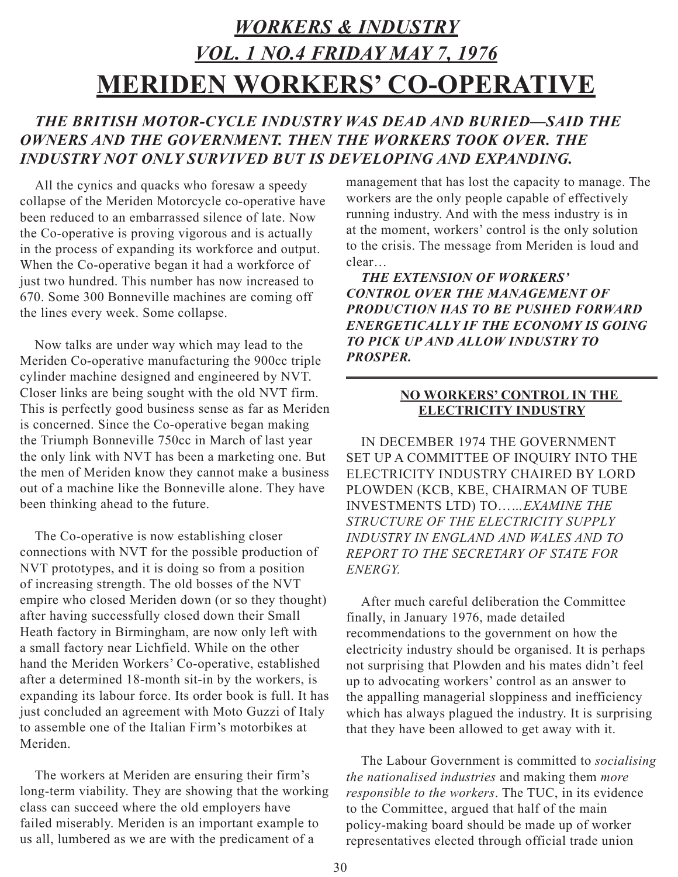## *WORKERS & INDUSTRY*

## *VOL. 1 NO.4 FRIDAY MAY 7, 1976*

# MERIDEN WORKERS' CO-OPERATIVE

***THE BRITISH MOTOR-CYCLE INDUSTRY WAS DEAD AND BURIED—SAID THE OWNERS AND THE GOVERNMENT. THEN THE WORKERS TOOK OVER. THE INDUSTRY NOT ONLY SURVIVED BUT IS DEVELOPING AND EXPANDING.***

All the cynics and quacks who foresaw a speedy collapse of the Meriden Motorcycle co-operative have been reduced to an embarrassed silence of late. Now the Co-operative is proving vigorous and is actually in the process of expanding its workforce and output. When the Co-operative began it had a workforce of just two hundred. This number has now increased to 670. Some 300 Bonneville machines are coming off the lines every week. Some collapse.

Now talks are under way which may lead to the Meriden Co-operative manufacturing the 900cc triple cylinder machine designed and engineered by NVT. Closer links are being sought with the old NVT firm. This is perfectly good business sense as far as Meriden is concerned. Since the Co-operative began making the Triumph Bonneville 750cc in March of last year the only link with NVT has been a marketing one. But the men of Meriden know they cannot make a business out of a machine like the Bonneville alone. They have been thinking ahead to the future.

The Co-operative is now establishing closer connections with NVT for the possible production of NVT prototypes, and it is doing so from a position of increasing strength. The old bosses of the NVT empire who closed Meriden down (or so they thought) after having successfully closed down their Small Heath factory in Birmingham, are now only left with a small factory near Lichfield. While on the other hand the Meriden Workers' Co-operative, established after a determined 18-month sit-in by the workers, is expanding its labour force. Its order book is full. It has just concluded an agreement with Moto Guzzi of Italy to assemble one of the Italian Firm's motorbikes at Meriden.

The workers at Meriden are ensuring their firm's long-term viability. They are showing that the working class can succeed where the old employers have failed miserably. Meriden is an important example to us all, lumbered as we are with the predicament of a management that has lost the capacity to manage. The workers are the only people capable of effectively running industry. And with the mess industry is in at the moment, workers' control is the only solution to the crisis. The message from Meriden is loud and clear…

***THE EXTENSION OF WORKERS' CONTROL OVER THE MANAGEMENT OF PRODUCTION HAS TO BE PUSHED FORWARD ENERGETICALLY IF THE ECONOMY IS GOING TO PICK UP AND ALLOW INDUSTRY TO PROSPER.***

---

### NO WORKERS' CONTROL IN THE ELECTRICITY INDUSTRY

IN DECEMBER 1974 THE GOVERNMENT SET UP A COMMITTEE OF INQUIRY INTO THE ELECTRICITY INDUSTRY CHAIRED BY LORD PLOWDEN (KCB, KBE, CHAIRMAN OF TUBE INVESTMENTS LTD) TO…*…EXAMINE THE STRUCTURE OF THE ELECTRICITY SUPPLY INDUSTRY IN ENGLAND AND WALES AND TO REPORT TO THE SECRETARY OF STATE FOR ENERGY.*

After much careful deliberation the Committee finally, in January 1976, made detailed recommendations to the government on how the electricity industry should be organised. It is perhaps not surprising that Plowden and his mates didn't feel up to advocating workers' control as an answer to the appalling managerial sloppiness and inefficiency which has always plagued the industry. It is surprising that they have been allowed to get away with it.

The Labour Government is committed to *socialising the nationalised industries* and making them *more responsible to the workers*. The TUC, in its evidence to the Committee, argued that half of the main policy-making board should be made up of worker representatives elected through official trade union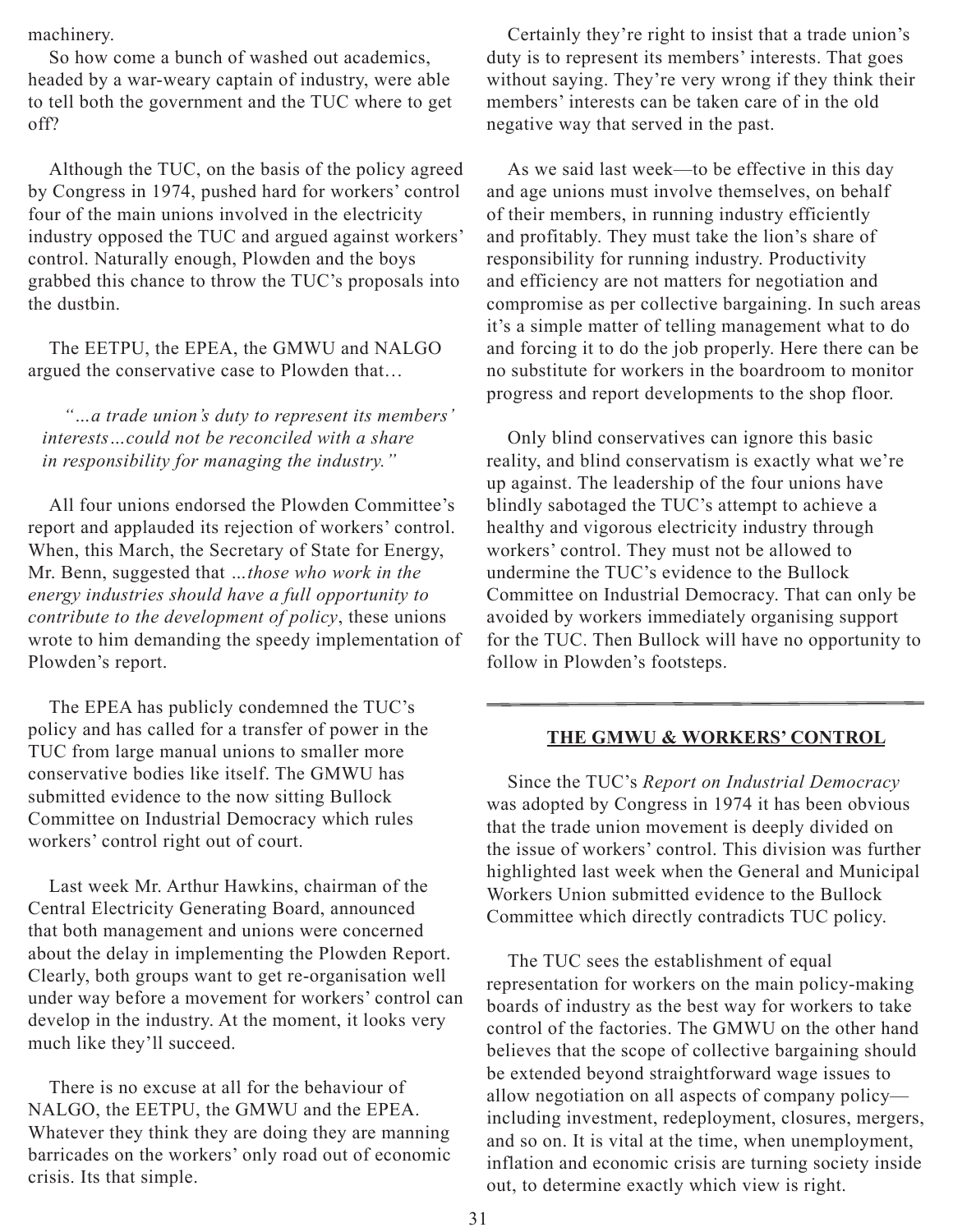machinery.

So how come a bunch of washed out academics, headed by a war-weary captain of industry, were able to tell both the government and the TUC where to get off?

Although the TUC, on the basis of the policy agreed by Congress in 1974, pushed hard for workers' control four of the main unions involved in the electricity industry opposed the TUC and argued against workers' control. Naturally enough, Plowden and the boys grabbed this chance to throw the TUC's proposals into the dustbin.

The EETPU, the EPEA, the GMWU and NALGO argued the conservative case to Plowden that…

> *"…a trade union's duty to represent its members' interests…could not be reconciled with a share in responsibility for managing the industry."*

All four unions endorsed the Plowden Committee's report and applauded its rejection of workers' control. When, this March, the Secretary of State for Energy, Mr. Benn, suggested that *…those who work in the energy industries should have a full opportunity to contribute to the development of policy*, these unions wrote to him demanding the speedy implementation of Plowden's report.

The EPEA has publicly condemned the TUC's policy and has called for a transfer of power in the TUC from large manual unions to smaller more conservative bodies like itself. The GMWU has submitted evidence to the now sitting Bullock Committee on Industrial Democracy which rules workers' control right out of court.

Last week Mr. Arthur Hawkins, chairman of the Central Electricity Generating Board, announced that both management and unions were concerned about the delay in implementing the Plowden Report. Clearly, both groups want to get re-organisation well under way before a movement for workers' control can develop in the industry. At the moment, it looks very much like they'll succeed.

There is no excuse at all for the behaviour of NALGO, the EETPU, the GMWU and the EPEA. Whatever they think they are doing they are manning barricades on the workers' only road out of economic crisis. Its that simple.

Certainly they're right to insist that a trade union's duty is to represent its members' interests. That goes without saying. They're very wrong if they think their members' interests can be taken care of in the old negative way that served in the past.

As we said last week—to be effective in this day and age unions must involve themselves, on behalf of their members, in running industry efficiently and profitably. They must take the lion's share of responsibility for running industry. Productivity and efficiency are not matters for negotiation and compromise as per collective bargaining. In such areas it's a simple matter of telling management what to do and forcing it to do the job properly. Here there can be no substitute for workers in the boardroom to monitor progress and report developments to the shop floor.

Only blind conservatives can ignore this basic reality, and blind conservatism is exactly what we're up against. The leadership of the four unions have blindly sabotaged the TUC's attempt to achieve a healthy and vigorous electricity industry through workers' control. They must not be allowed to undermine the TUC's evidence to the Bullock Committee on Industrial Democracy. That can only be avoided by workers immediately organising support for the TUC. Then Bullock will have no opportunity to follow in Plowden's footsteps.

---

## THE GMWU & WORKERS' CONTROL

Since the TUC's *Report on Industrial Democracy* was adopted by Congress in 1974 it has been obvious that the trade union movement is deeply divided on the issue of workers' control. This division was further highlighted last week when the General and Municipal Workers Union submitted evidence to the Bullock Committee which directly contradicts TUC policy.

The TUC sees the establishment of equal representation for workers on the main policy-making boards of industry as the best way for workers to take control of the factories. The GMWU on the other hand believes that the scope of collective bargaining should be extended beyond straightforward wage issues to allow negotiation on all aspects of company policy—including investment, redeployment, closures, mergers, and so on. It is vital at the time, when unemployment, inflation and economic crisis are turning society inside out, to determine exactly which view is right.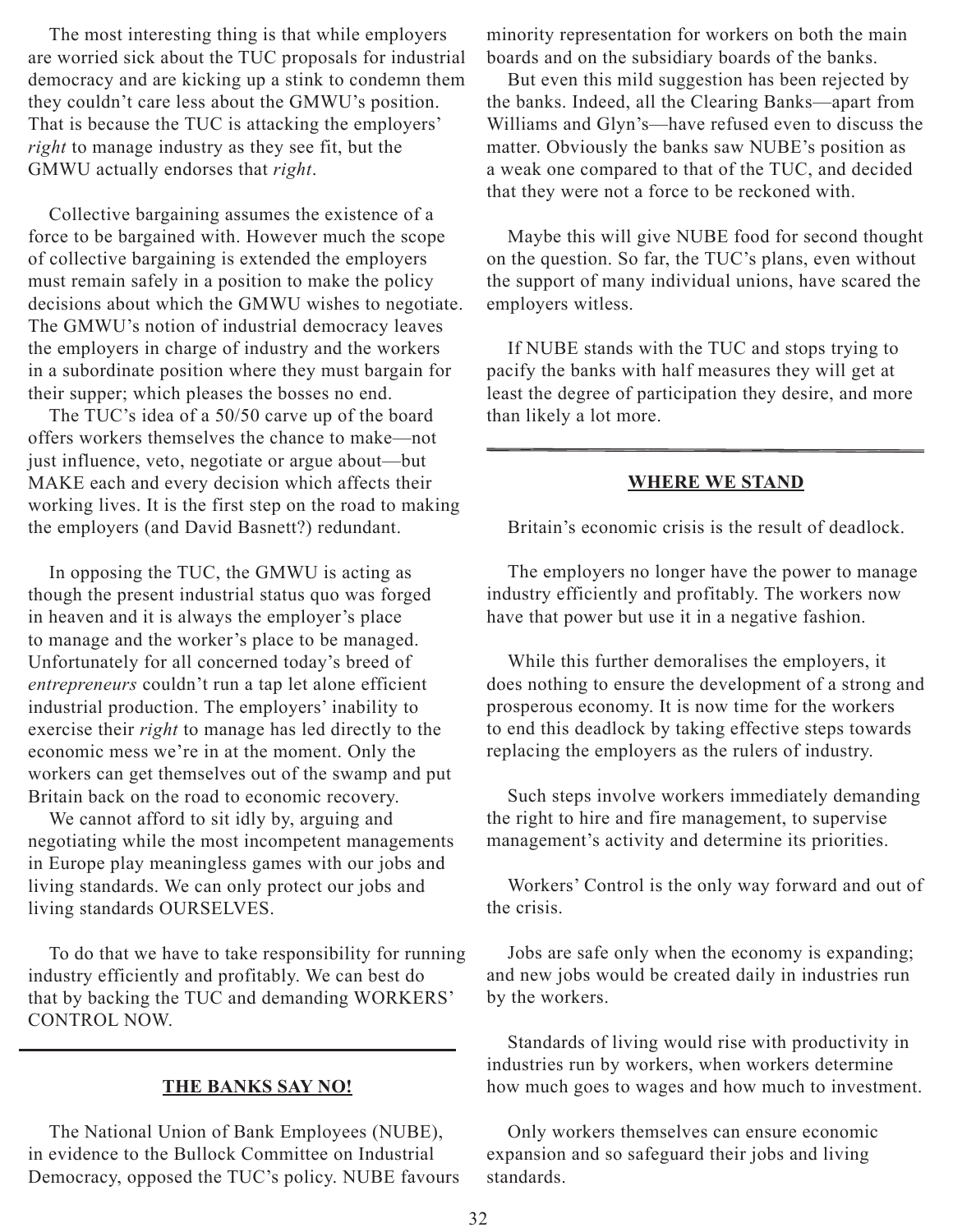The most interesting thing is that while employers are worried sick about the TUC proposals for industrial democracy and are kicking up a stink to condemn them they couldn't care less about the GMWU's position. That is because the TUC is attacking the employers' *right* to manage industry as they see fit, but the GMWU actually endorses that *right*.

Collective bargaining assumes the existence of a force to be bargained with. However much the scope of collective bargaining is extended the employers must remain safely in a position to make the policy decisions about which the GMWU wishes to negotiate. The GMWU's notion of industrial democracy leaves the employers in charge of industry and the workers in a subordinate position where they must bargain for their supper; which pleases the bosses no end.

The TUC's idea of a 50/50 carve up of the board offers workers themselves the chance to make—not just influence, veto, negotiate or argue about—but MAKE each and every decision which affects their working lives. It is the first step on the road to making the employers (and David Basnett?) redundant.

In opposing the TUC, the GMWU is acting as though the present industrial status quo was forged in heaven and it is always the employer's place to manage and the worker's place to be managed. Unfortunately for all concerned today's breed of *entrepreneurs* couldn't run a tap let alone efficient industrial production. The employers' inability to exercise their *right* to manage has led directly to the economic mess we're in at the moment. Only the workers can get themselves out of the swamp and put Britain back on the road to economic recovery.

We cannot afford to sit idly by, arguing and negotiating while the most incompetent managements in Europe play meaningless games with our jobs and living standards. We can only protect our jobs and living standards OURSELVES.

To do that we have to take responsibility for running industry efficiently and profitably. We can best do that by backing the TUC and demanding WORKERS' CONTROL NOW.

---

## THE BANKS SAY NO!

The National Union of Bank Employees (NUBE), in evidence to the Bullock Committee on Industrial Democracy, opposed the TUC's policy. NUBE favours minority representation for workers on both the main boards and on the subsidiary boards of the banks.

But even this mild suggestion has been rejected by the banks. Indeed, all the Clearing Banks—apart from Williams and Glyn's—have refused even to discuss the matter. Obviously the banks saw NUBE's position as a weak one compared to that of the TUC, and decided that they were not a force to be reckoned with.

Maybe this will give NUBE food for second thought on the question. So far, the TUC's plans, even without the support of many individual unions, have scared the employers witless.

If NUBE stands with the TUC and stops trying to pacify the banks with half measures they will get at least the degree of participation they desire, and more than likely a lot more.

---

## WHERE WE STAND

Britain's economic crisis is the result of deadlock.

The employers no longer have the power to manage industry efficiently and profitably. The workers now have that power but use it in a negative fashion.

While this further demoralises the employers, it does nothing to ensure the development of a strong and prosperous economy. It is now time for the workers to end this deadlock by taking effective steps towards replacing the employers as the rulers of industry.

Such steps involve workers immediately demanding the right to hire and fire management, to supervise management's activity and determine its priorities.

Workers' Control is the only way forward and out of the crisis.

Jobs are safe only when the economy is expanding; and new jobs would be created daily in industries run by the workers.

Standards of living would rise with productivity in industries run by workers, when workers determine how much goes to wages and how much to investment.

Only workers themselves can ensure economic expansion and so safeguard their jobs and living standards.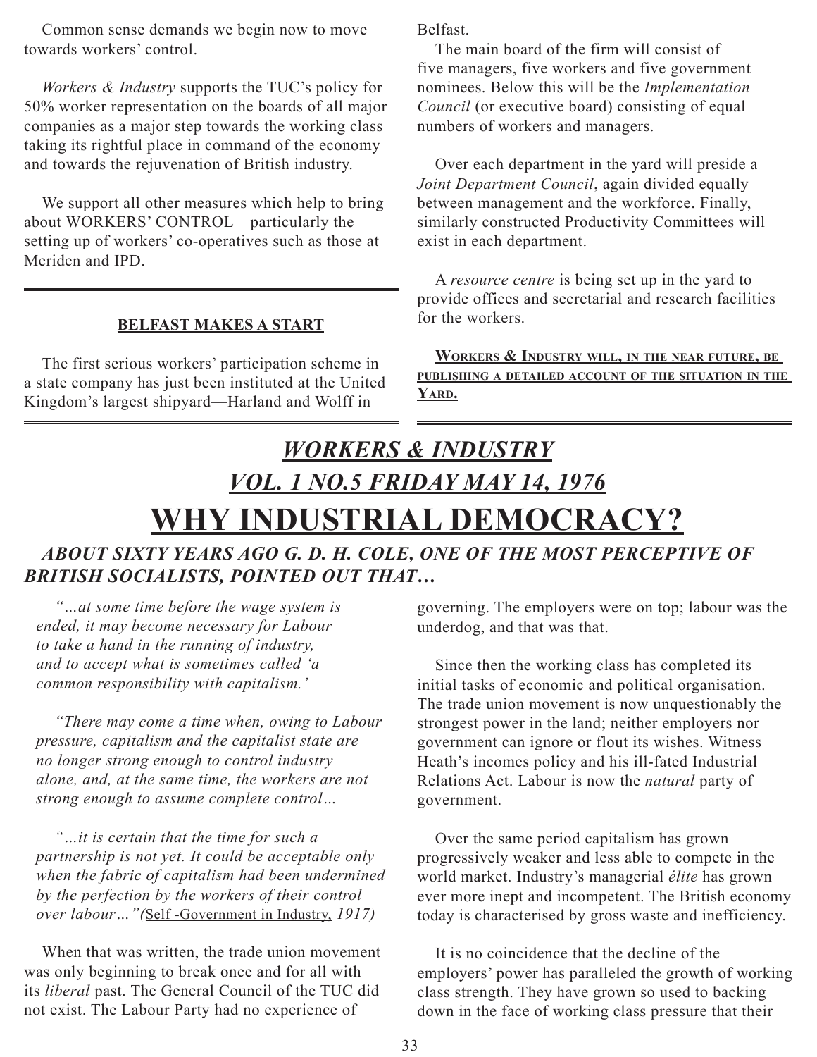Common sense demands we begin now to move towards workers' control.

*Workers & Industry* supports the TUC's policy for 50% worker representation on the boards of all major companies as a major step towards the working class taking its rightful place in command of the economy and towards the rejuvenation of British industry.

We support all other measures which help to bring about WORKERS' CONTROL—particularly the setting up of workers' co-operatives such as those at Meriden and IPD.

---

**BELFAST MAKES A START**

The first serious workers' participation scheme in a state company has just been instituted at the United Kingdom's largest shipyard—Harland and Wolff in Belfast.

The main board of the firm will consist of five managers, five workers and five government nominees. Below this will be the *Implementation Council* (or executive board) consisting of equal numbers of workers and managers.

Over each department in the yard will preside a *Joint Department Council*, again divided equally between management and the workforce. Finally, similarly constructed Productivity Committees will exist in each department.

A *resource centre* is being set up in the yard to provide offices and secretarial and research facilities for the workers.

**WORKERS & INDUSTRY WILL, IN THE NEAR FUTURE, BE PUBLISHING A DETAILED ACCOUNT OF THE SITUATION IN THE YARD.**

---

## *WORKERS & INDUSTRY*

## *VOL. 1 NO.5 FRIDAY MAY 14, 1976*

# WHY INDUSTRIAL DEMOCRACY?

***ABOUT SIXTY YEARS AGO G. D. H. COLE, ONE OF THE MOST PERCEPTIVE OF BRITISH SOCIALISTS, POINTED OUT THAT…***

> *"…at some time before the wage system is ended, it may become necessary for Labour to take a hand in the running of industry, and to accept what is sometimes called 'a common responsibility with capitalism.'*
>
> *"There may come a time when, owing to Labour pressure, capitalism and the capitalist state are no longer strong enough to control industry alone, and, at the same time, the workers are not strong enough to assume complete control…*
>
> *"…it is certain that the time for such a partnership is not yet. It could be acceptable only when the fabric of capitalism had been undermined by the perfection by the workers of their control over labour…"(*Self -Government in Industry, *1917)*

When that was written, the trade union movement was only beginning to break once and for all with its *liberal* past. The General Council of the TUC did not exist. The Labour Party had no experience of governing. The employers were on top; labour was the underdog, and that was that.

Since then the working class has completed its initial tasks of economic and political organisation. The trade union movement is now unquestionably the strongest power in the land; neither employers nor government can ignore or flout its wishes. Witness Heath's incomes policy and his ill-fated Industrial Relations Act. Labour is now the *natural* party of government.

Over the same period capitalism has grown progressively weaker and less able to compete in the world market. Industry's managerial *élite* has grown ever more inept and incompetent. The British economy today is characterised by gross waste and inefficiency.

It is no coincidence that the decline of the employers' power has paralleled the growth of working class strength. They have grown so used to backing down in the face of working class pressure that their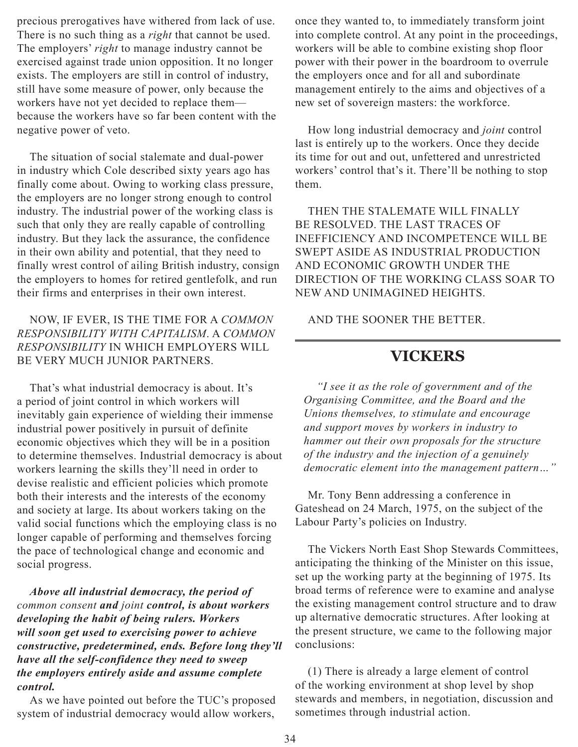precious prerogatives have withered from lack of use. There is no such thing as a *right* that cannot be used. The employers' *right* to manage industry cannot be exercised against trade union opposition. It no longer exists. The employers are still in control of industry, still have some measure of power, only because the workers have not yet decided to replace them—because the workers have so far been content with the negative power of veto.

The situation of social stalemate and dual-power in industry which Cole described sixty years ago has finally come about. Owing to working class pressure, the employers are no longer strong enough to control industry. The industrial power of the working class is such that only they are really capable of controlling industry. But they lack the assurance, the confidence in their own ability and potential, that they need to finally wrest control of ailing British industry, consign the employers to homes for retired gentlefolk, and run their firms and enterprises in their own interest.

NOW, IF EVER, IS THE TIME FOR A *COMMON RESPONSIBILITY WITH CAPITALISM*. A *COMMON RESPONSIBILITY* IN WHICH EMPLOYERS WILL BE VERY MUCH JUNIOR PARTNERS.

That's what industrial democracy is about. It's a period of joint control in which workers will inevitably gain experience of wielding their immense industrial power positively in pursuit of definite economic objectives which they will be in a position to determine themselves. Industrial democracy is about workers learning the skills they'll need in order to devise realistic and efficient policies which promote both their interests and the interests of the economy and society at large. Its about workers taking on the valid social functions which the employing class is no longer capable of performing and themselves forcing the pace of technological change and economic and social progress.

***Above all industrial democracy, the period of*** *common consent* ***and*** *joint* ***control, is about workers developing the habit of being rulers. Workers will soon get used to exercising power to achieve constructive, predetermined, ends. Before long they'll have all the self-confidence they need to sweep the employers entirely aside and assume complete control.***

As we have pointed out before the TUC's proposed system of industrial democracy would allow workers, once they wanted to, to immediately transform joint into complete control. At any point in the proceedings, workers will be able to combine existing shop floor power with their power in the boardroom to overrule the employers once and for all and subordinate management entirely to the aims and objectives of a new set of sovereign masters: the workforce.

How long industrial democracy and *joint* control last is entirely up to the workers. Once they decide its time for out and out, unfettered and unrestricted workers' control that's it. There'll be nothing to stop them.

THEN THE STALEMATE WILL FINALLY BE RESOLVED. THE LAST TRACES OF INEFFICIENCY AND INCOMPETENCE WILL BE SWEPT ASIDE AS INDUSTRIAL PRODUCTION AND ECONOMIC GROWTH UNDER THE DIRECTION OF THE WORKING CLASS SOAR TO NEW AND UNIMAGINED HEIGHTS.

AND THE SOONER THE BETTER.

---

## VICKERS

> *"I see it as the role of government and of the Organising Committee, and the Board and the Unions themselves, to stimulate and encourage and support moves by workers in industry to hammer out their own proposals for the structure of the industry and the injection of a genuinely democratic element into the management pattern…"*

Mr. Tony Benn addressing a conference in Gateshead on 24 March, 1975, on the subject of the Labour Party's policies on Industry.

The Vickers North East Shop Stewards Committees, anticipating the thinking of the Minister on this issue, set up the working party at the beginning of 1975. Its broad terms of reference were to examine and analyse the existing management control structure and to draw up alternative democratic structures. After looking at the present structure, we came to the following major conclusions:

(1) There is already a large element of control of the working environment at shop level by shop stewards and members, in negotiation, discussion and sometimes through industrial action.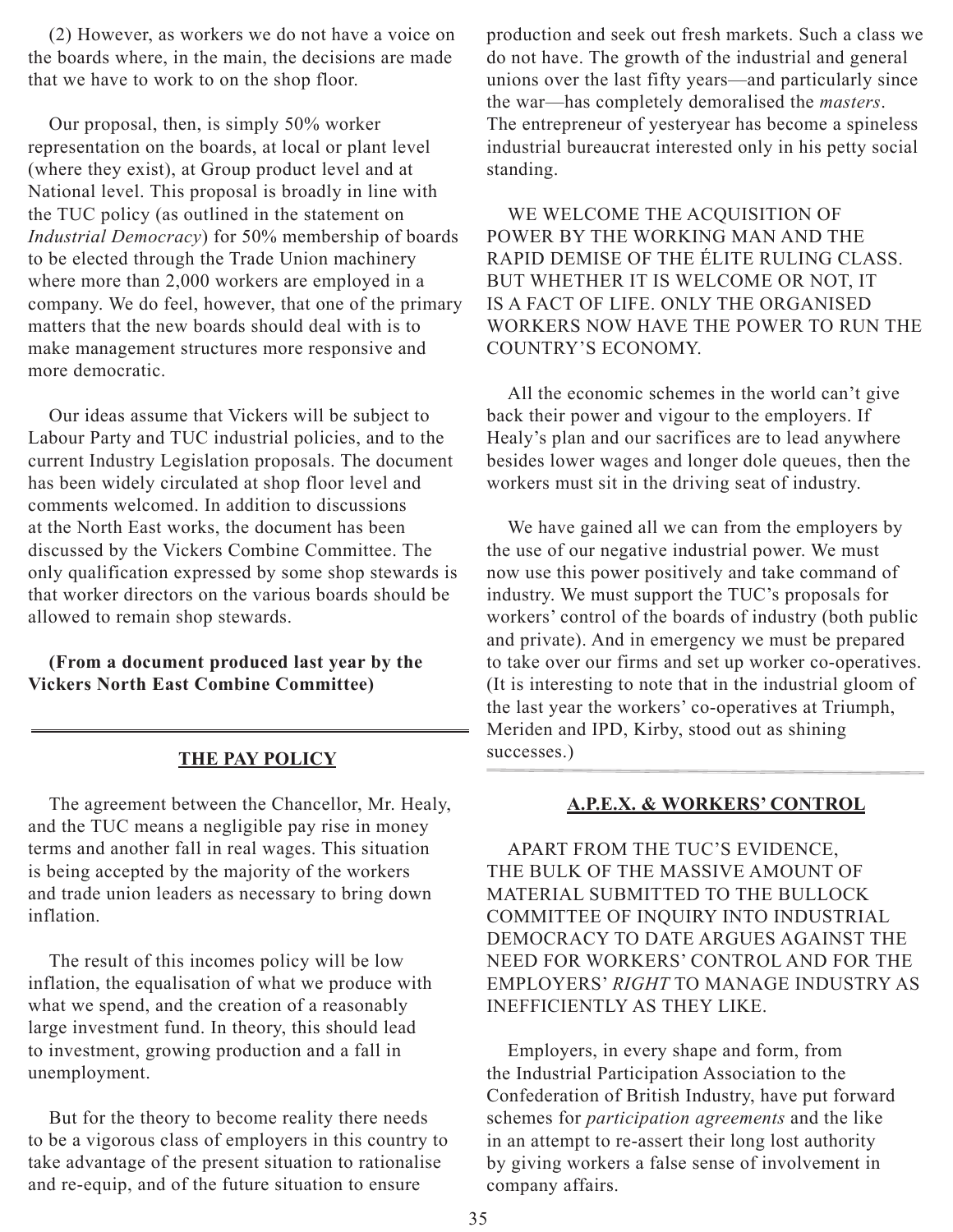(2) However, as workers we do not have a voice on the boards where, in the main, the decisions are made that we have to work to on the shop floor.

Our proposal, then, is simply 50% worker representation on the boards, at local or plant level (where they exist), at Group product level and at National level. This proposal is broadly in line with the TUC policy (as outlined in the statement on *Industrial Democracy*) for 50% membership of boards to be elected through the Trade Union machinery where more than 2,000 workers are employed in a company. We do feel, however, that one of the primary matters that the new boards should deal with is to make management structures more responsive and more democratic.

Our ideas assume that Vickers will be subject to Labour Party and TUC industrial policies, and to the current Industry Legislation proposals. The document has been widely circulated at shop floor level and comments welcomed. In addition to discussions at the North East works, the document has been discussed by the Vickers Combine Committee. The only qualification expressed by some shop stewards is that worker directors on the various boards should be allowed to remain shop stewards.

**(From a document produced last year by the Vickers North East Combine Committee)**

---

## THE PAY POLICY

The agreement between the Chancellor, Mr. Healy, and the TUC means a negligible pay rise in money terms and another fall in real wages. This situation is being accepted by the majority of the workers and trade union leaders as necessary to bring down inflation.

The result of this incomes policy will be low inflation, the equalisation of what we produce with what we spend, and the creation of a reasonably large investment fund. In theory, this should lead to investment, growing production and a fall in unemployment.

But for the theory to become reality there needs to be a vigorous class of employers in this country to take advantage of the present situation to rationalise and re-equip, and of the future situation to ensure production and seek out fresh markets. Such a class we do not have. The growth of the industrial and general unions over the last fifty years—and particularly since the war—has completely demoralised the *masters*. The entrepreneur of yesteryear has become a spineless industrial bureaucrat interested only in his petty social standing.

WE WELCOME THE ACQUISITION OF POWER BY THE WORKING MAN AND THE RAPID DEMISE OF THE ÉLITE RULING CLASS. BUT WHETHER IT IS WELCOME OR NOT, IT IS A FACT OF LIFE. ONLY THE ORGANISED WORKERS NOW HAVE THE POWER TO RUN THE COUNTRY'S ECONOMY.

All the economic schemes in the world can't give back their power and vigour to the employers. If Healy's plan and our sacrifices are to lead anywhere besides lower wages and longer dole queues, then the workers must sit in the driving seat of industry.

We have gained all we can from the employers by the use of our negative industrial power. We must now use this power positively and take command of industry. We must support the TUC's proposals for workers' control of the boards of industry (both public and private). And in emergency we must be prepared to take over our firms and set up worker co-operatives. (It is interesting to note that in the industrial gloom of the last year the workers' co-operatives at Triumph, Meriden and IPD, Kirby, stood out as shining successes.)

---

## A.P.E.X. & WORKERS' CONTROL

APART FROM THE TUC'S EVIDENCE, THE BULK OF THE MASSIVE AMOUNT OF MATERIAL SUBMITTED TO THE BULLOCK COMMITTEE OF INQUIRY INTO INDUSTRIAL DEMOCRACY TO DATE ARGUES AGAINST THE NEED FOR WORKERS' CONTROL AND FOR THE EMPLOYERS' *RIGHT* TO MANAGE INDUSTRY AS INEFFICIENTLY AS THEY LIKE.

Employers, in every shape and form, from the Industrial Participation Association to the Confederation of British Industry, have put forward schemes for *participation agreements* and the like in an attempt to re-assert their long lost authority by giving workers a false sense of involvement in company affairs.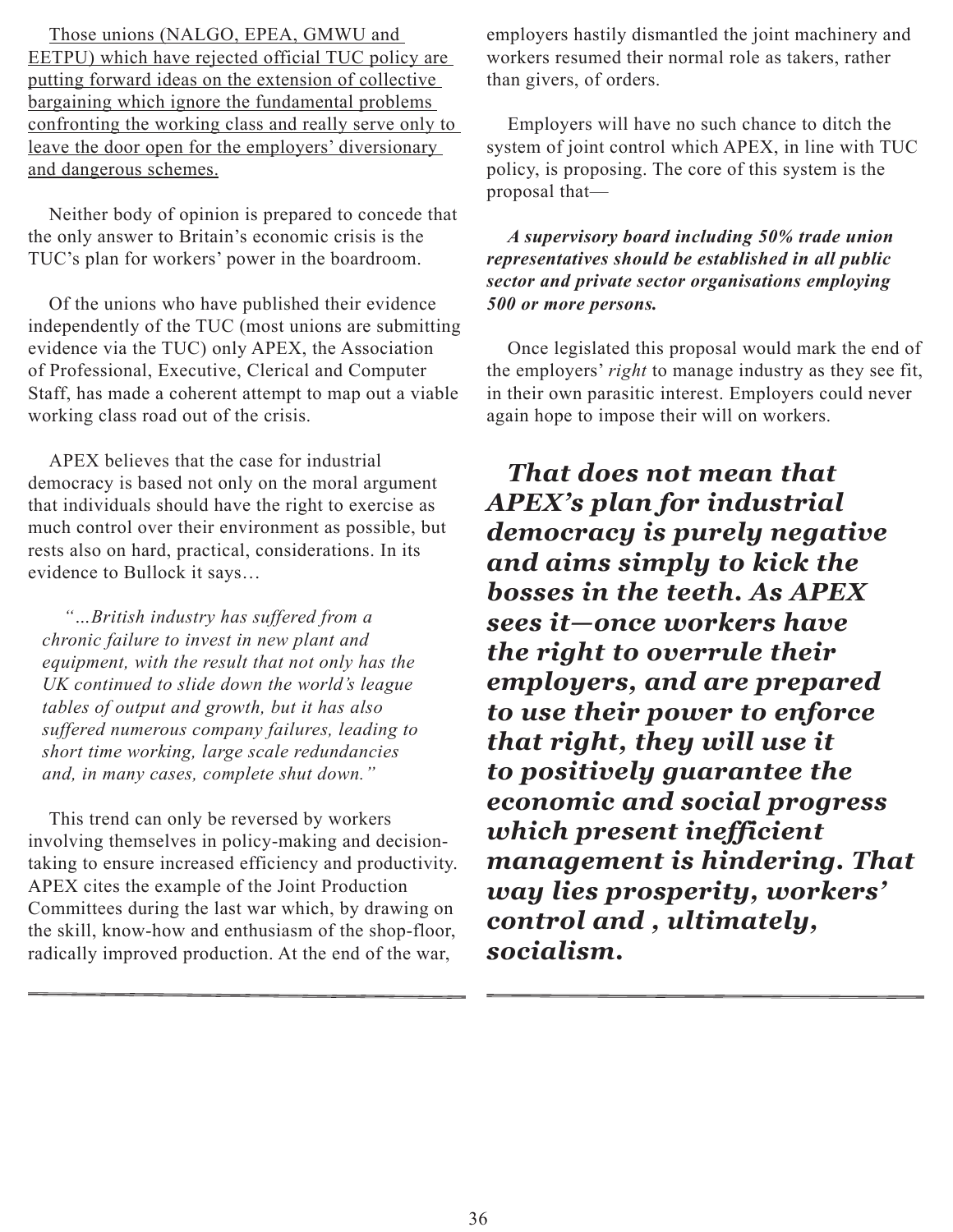Those unions (NALGO, EPEA, GMWU and EETPU) which have rejected official TUC policy are putting forward ideas on the extension of collective bargaining which ignore the fundamental problems confronting the working class and really serve only to leave the door open for the employers' diversionary and dangerous schemes.

Neither body of opinion is prepared to concede that the only answer to Britain's economic crisis is the TUC's plan for workers' power in the boardroom.

Of the unions who have published their evidence independently of the TUC (most unions are submitting evidence via the TUC) only APEX, the Association of Professional, Executive, Clerical and Computer Staff, has made a coherent attempt to map out a viable working class road out of the crisis.

APEX believes that the case for industrial democracy is based not only on the moral argument that individuals should have the right to exercise as much control over their environment as possible, but rests also on hard, practical, considerations. In its evidence to Bullock it says…

> *"…British industry has suffered from a chronic failure to invest in new plant and equipment, with the result that not only has the UK continued to slide down the world's league tables of output and growth, but it has also suffered numerous company failures, leading to short time working, large scale redundancies and, in many cases, complete shut down."*

This trend can only be reversed by workers involving themselves in policy-making and decision-taking to ensure increased efficiency and productivity. APEX cites the example of the Joint Production Committees during the last war which, by drawing on the skill, know-how and enthusiasm of the shop-floor, radically improved production. At the end of the war, employers hastily dismantled the joint machinery and workers resumed their normal role as takers, rather than givers, of orders.

Employers will have no such chance to ditch the system of joint control which APEX, in line with TUC policy, is proposing. The core of this system is the proposal that—

***A supervisory board including 50% trade union representatives should be established in all public sector and private sector organisations employing 500 or more persons.***

Once legislated this proposal would mark the end of the employers' *right* to manage industry as they see fit, in their own parasitic interest. Employers could never again hope to impose their will on workers.

***That does not mean that APEX's plan for industrial democracy is purely negative and aims simply to kick the bosses in the teeth. As APEX sees it—once workers have the right to overrule their employers, and are prepared to use their power to enforce that right, they will use it to positively guarantee the economic and social progress which present inefficient management is hindering. That way lies prosperity, workers' control and , ultimately, socialism.***